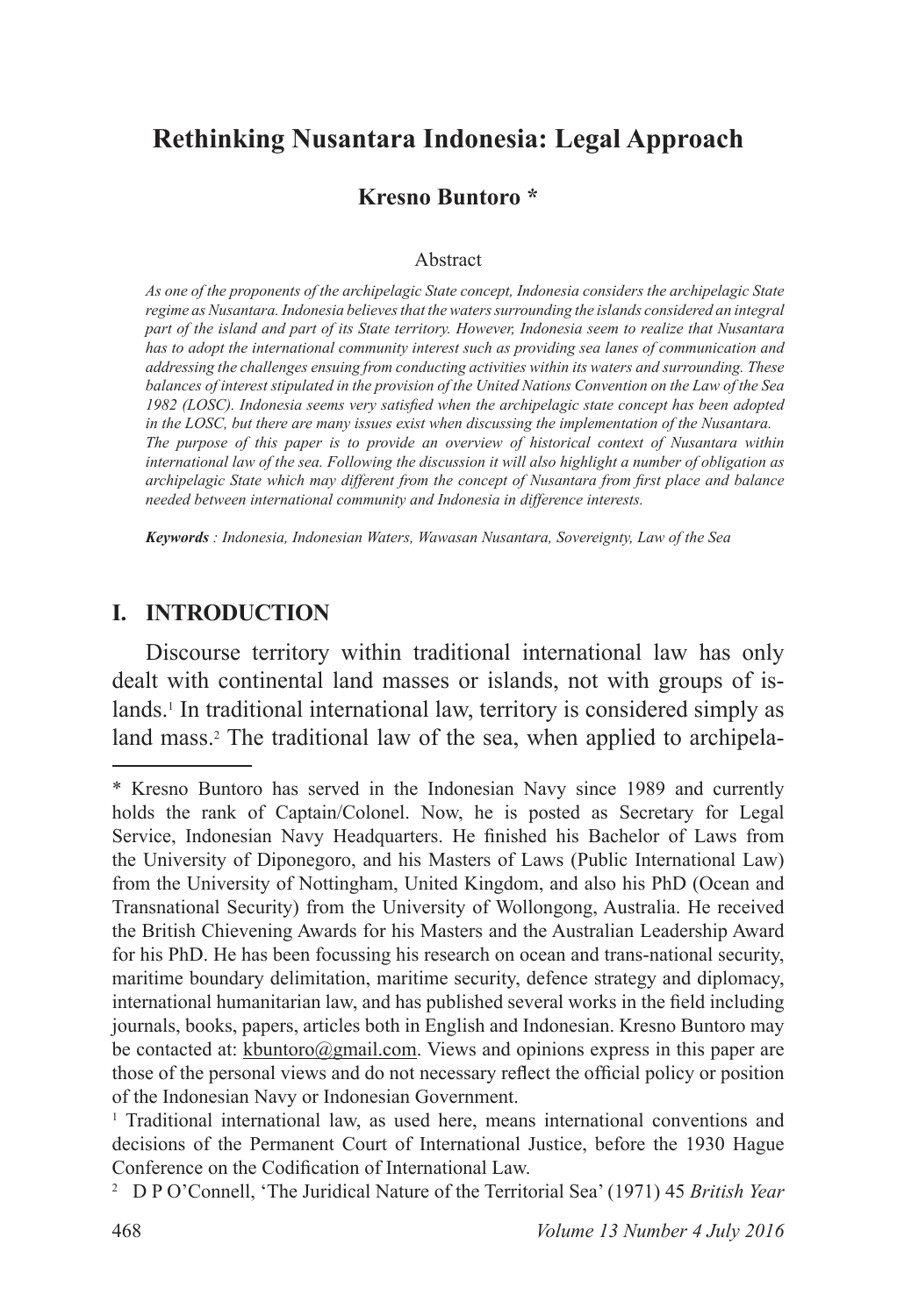# Rethinking Nusantara Indonesia: Legal Approach

**Kresno Buntoro \***

Abstract

*As one of the proponents of the archipelagic State concept, Indonesia considers the archipelagic State regime as Nusantara. Indonesia believes that the waters surrounding the islands considered an integral part of the island and part of its State territory. However, Indonesia seem to realize that Nusantara has to adopt the international community interest such as providing sea lanes of communication and addressing the challenges ensuing from conducting activities within its waters and surrounding. These balances of interest stipulated in the provision of the United Nations Convention on the Law of the Sea 1982 (LOSC). Indonesia seems very satisfied when the archipelagic state concept has been adopted in the LOSC, but there are many issues exist when discussing the implementation of the Nusantara. The purpose of this paper is to provide an overview of historical context of Nusantara within international law of the sea. Following the discussion it will also highlight a number of obligation as archipelagic State which may different from the concept of Nusantara from first place and balance needed between international community and Indonesia in difference interests.*

***Keywords** : Indonesia, Indonesian Waters, Wawasan Nusantara, Sovereignty, Law of the Sea*

## I. INTRODUCTION

Discourse territory within traditional international law has only dealt with continental land masses or islands, not with groups of islands.[1] In traditional international law, territory is considered simply as land mass.[2] The traditional law of the sea, when applied to archipela-

---

\* Kresno Buntoro has served in the Indonesian Navy since 1989 and currently holds the rank of Captain/Colonel. Now, he is posted as Secretary for Legal Service, Indonesian Navy Headquarters. He finished his Bachelor of Laws from the University of Diponegoro, and his Masters of Laws (Public International Law) from the University of Nottingham, United Kingdom, and also his PhD (Ocean and Transnational Security) from the University of Wollongong, Australia. He received the British Chievening Awards for his Masters and the Australian Leadership Award for his PhD. He has been focussing his research on ocean and trans-national security, maritime boundary delimitation, maritime security, defence strategy and diplomacy, international humanitarian law, and has published several works in the field including journals, books, papers, articles both in English and Indonesian. Kresno Buntoro may be contacted at: kbuntoro@gmail.com. Views and opinions express in this paper are those of the personal views and do not necessary reflect the official policy or position of the Indonesian Navy or Indonesian Government.

[1] Traditional international law, as used here, means international conventions and decisions of the Permanent Court of International Justice, before the 1930 Hague Conference on the Codification of International Law.

[2] D P O'Connell, 'The Juridical Nature of the Territorial Sea' (1971) 45 *British Year*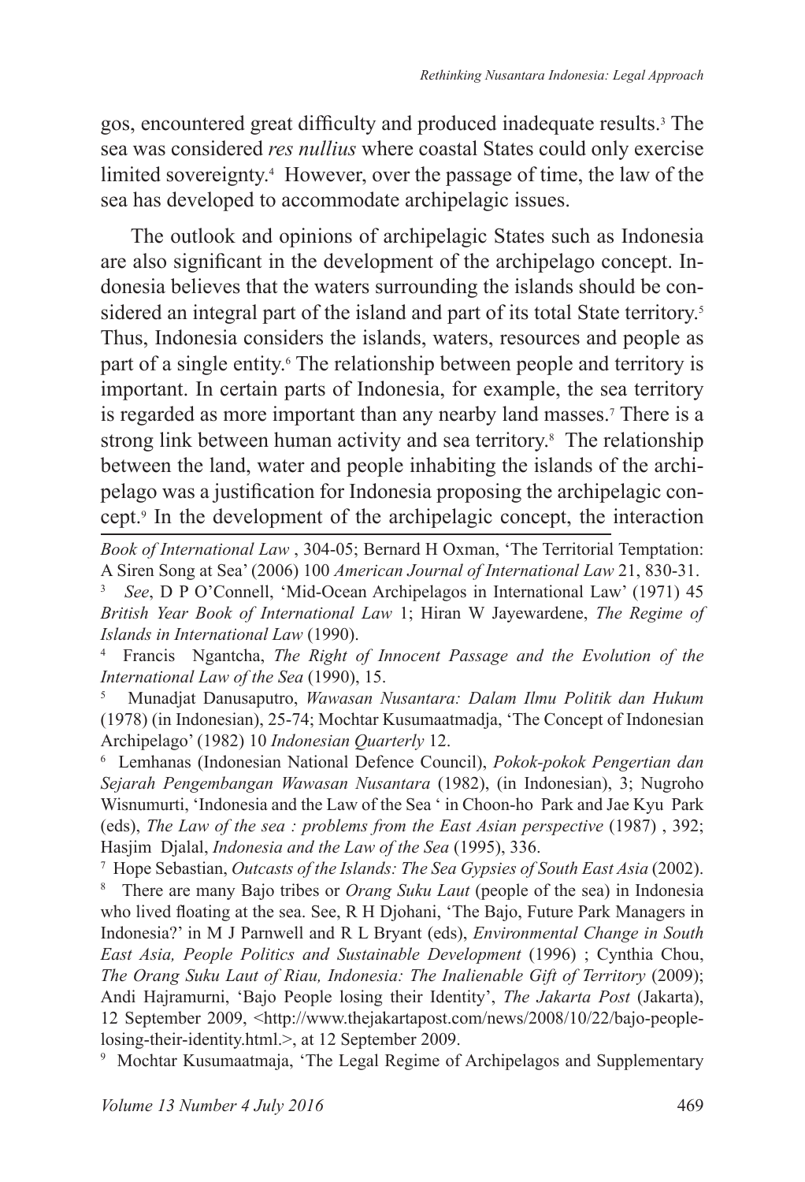gos, encountered great difficulty and produced inadequate results.[3] The sea was considered *res nullius* where coastal States could only exercise limited sovereignty.[4] However, over the passage of time, the law of the sea has developed to accommodate archipelagic issues.

The outlook and opinions of archipelagic States such as Indonesia are also significant in the development of the archipelago concept. Indonesia believes that the waters surrounding the islands should be considered an integral part of the island and part of its total State territory.[5] Thus, Indonesia considers the islands, waters, resources and people as part of a single entity.[6] The relationship between people and territory is important. In certain parts of Indonesia, for example, the sea territory is regarded as more important than any nearby land masses.[7] There is a strong link between human activity and sea territory.[8] The relationship between the land, water and people inhabiting the islands of the archipelago was a justification for Indonesia proposing the archipelagic concept.[9] In the development of the archipelagic concept, the interaction

*Book of International Law* , 304-05; Bernard H Oxman, 'The Territorial Temptation: A Siren Song at Sea' (2006) 100 *American Journal of International Law* 21, 830-31.

[3] *See*, D P O'Connell, 'Mid-Ocean Archipelagos in International Law' (1971) 45 *British Year Book of International Law* 1; Hiran W Jayewardene, *The Regime of Islands in International Law* (1990).

[4] Francis Ngantcha, *The Right of Innocent Passage and the Evolution of the International Law of the Sea* (1990), 15.

[5] Munadjat Danusaputro, *Wawasan Nusantara: Dalam Ilmu Politik dan Hukum* (1978) (in Indonesian), 25-74; Mochtar Kusumaatmadja, 'The Concept of Indonesian Archipelago' (1982) 10 *Indonesian Quarterly* 12.

[6] Lemhanas (Indonesian National Defence Council), *Pokok-pokok Pengertian dan Sejarah Pengembangan Wawasan Nusantara* (1982), (in Indonesian), 3; Nugroho Wisnumurti, 'Indonesia and the Law of the Sea ' in Choon-ho Park and Jae Kyu Park (eds), *The Law of the sea : problems from the East Asian perspective* (1987) , 392; Hasjim Djalal, *Indonesia and the Law of the Sea* (1995), 336.

[7] Hope Sebastian, *Outcasts of the Islands: The Sea Gypsies of South East Asia* (2002).

[8] There are many Bajo tribes or *Orang Suku Laut* (people of the sea) in Indonesia who lived floating at the sea. See, R H Djohani, 'The Bajo, Future Park Managers in Indonesia?' in M J Parnwell and R L Bryant (eds), *Environmental Change in South East Asia, People Politics and Sustainable Development* (1996) ; Cynthia Chou, *The Orang Suku Laut of Riau, Indonesia: The Inalienable Gift of Territory* (2009); Andi Hajramurni, 'Bajo People losing their Identity', *The Jakarta Post* (Jakarta), 12 September 2009, <http://www.thejakartapost.com/news/2008/10/22/bajo-people-losing-their-identity.html.>, at 12 September 2009.

[9] Mochtar Kusumaatmaja, 'The Legal Regime of Archipelagos and Supplementary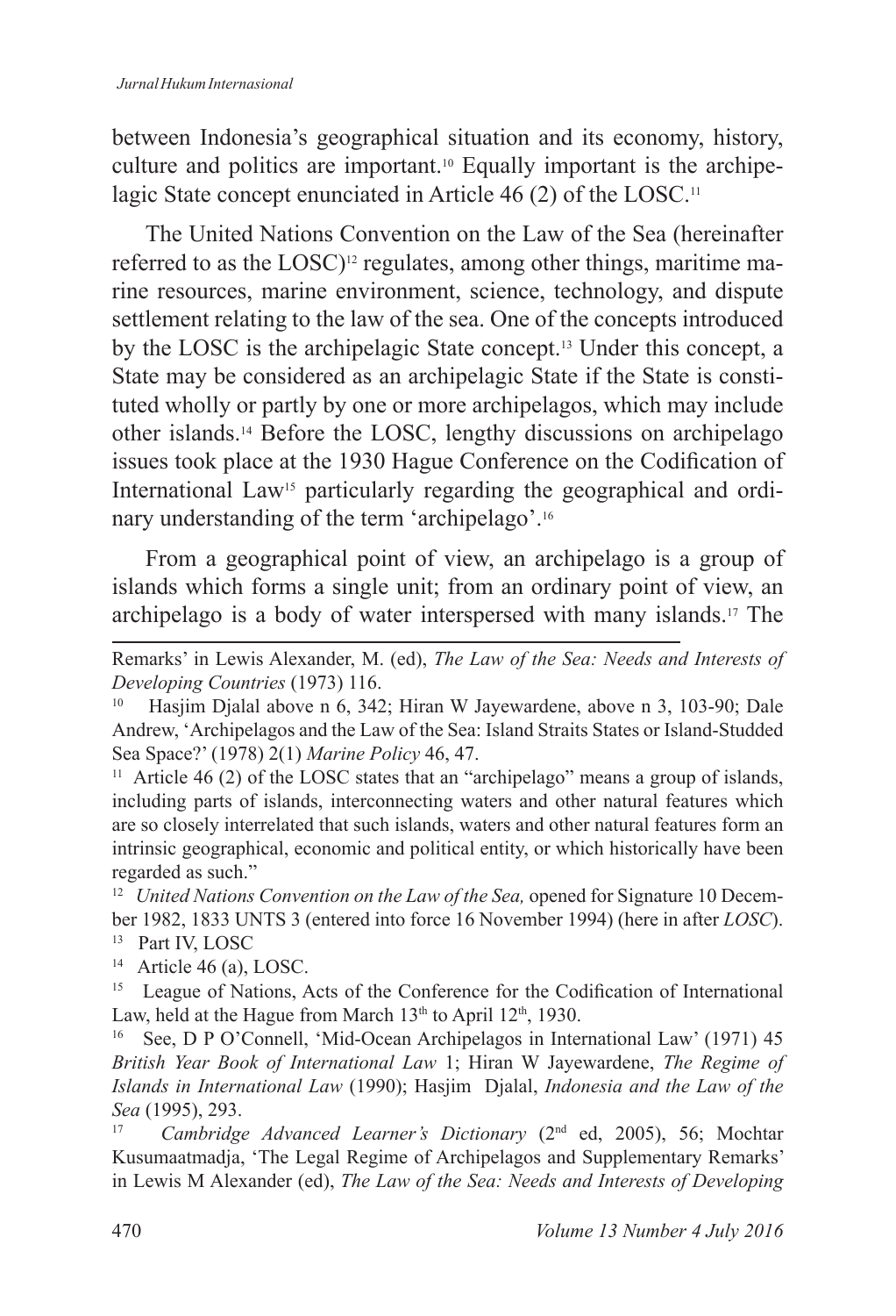between Indonesia's geographical situation and its economy, history, culture and politics are important.[10] Equally important is the archipelagic State concept enunciated in Article 46 (2) of the LOSC.[11]

The United Nations Convention on the Law of the Sea (hereinafter referred to as the LOSC)[12] regulates, among other things, maritime marine resources, marine environment, science, technology, and dispute settlement relating to the law of the sea. One of the concepts introduced by the LOSC is the archipelagic State concept.[13] Under this concept, a State may be considered as an archipelagic State if the State is constituted wholly or partly by one or more archipelagos, which may include other islands.[14] Before the LOSC, lengthy discussions on archipelago issues took place at the 1930 Hague Conference on the Codification of International Law[15] particularly regarding the geographical and ordinary understanding of the term 'archipelago'.[16]

From a geographical point of view, an archipelago is a group of islands which forms a single unit; from an ordinary point of view, an archipelago is a body of water interspersed with many islands.[17] The

---

Remarks' in Lewis Alexander, M. (ed), *The Law of the Sea: Needs and Interests of Developing Countries* (1973) 116.

[10] Hasjim Djalal above n 6, 342; Hiran W Jayewardene, above n 3, 103-90; Dale Andrew, 'Archipelagos and the Law of the Sea: Island Straits States or Island-Studded Sea Space?' (1978) 2(1) *Marine Policy* 46, 47.

[11] Article 46 (2) of the LOSC states that an "archipelago" means a group of islands, including parts of islands, interconnecting waters and other natural features which are so closely interrelated that such islands, waters and other natural features form an intrinsic geographical, economic and political entity, or which historically have been regarded as such."

[12] *United Nations Convention on the Law of the Sea,* opened for Signature 10 December 1982, 1833 UNTS 3 (entered into force 16 November 1994) (here in after *LOSC*).

[13] Part IV, LOSC

[14] Article 46 (a), LOSC.

[15] League of Nations, Acts of the Conference for the Codification of International Law, held at the Hague from March 13th to April 12th, 1930.

[16] See, D P O'Connell, 'Mid-Ocean Archipelagos in International Law' (1971) 45 *British Year Book of International Law* 1; Hiran W Jayewardene, *The Regime of Islands in International Law* (1990); Hasjim Djalal, *Indonesia and the Law of the Sea* (1995), 293.

[17] *Cambridge Advanced Learner's Dictionary* (2nd ed, 2005), 56; Mochtar Kusumaatmadja, 'The Legal Regime of Archipelagos and Supplementary Remarks' in Lewis M Alexander (ed), *The Law of the Sea: Needs and Interests of Developing*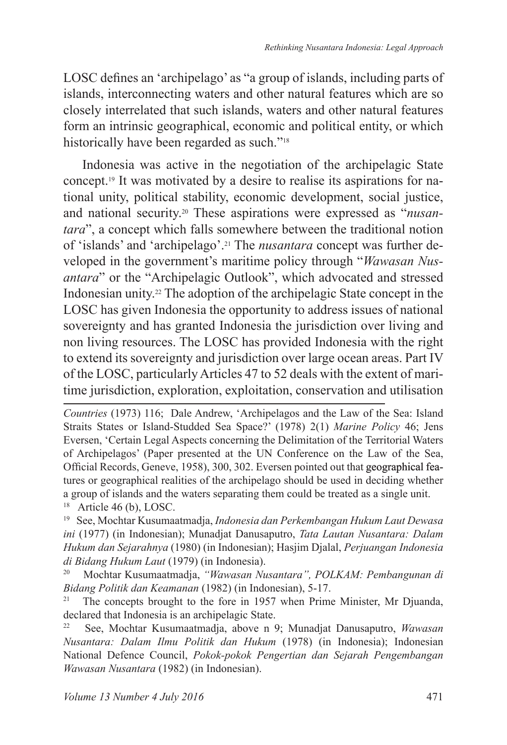LOSC defines an 'archipelago' as "a group of islands, including parts of islands, interconnecting waters and other natural features which are so closely interrelated that such islands, waters and other natural features form an intrinsic geographical, economic and political entity, or which historically have been regarded as such."[18]

Indonesia was active in the negotiation of the archipelagic State concept.[19] It was motivated by a desire to realise its aspirations for national unity, political stability, economic development, social justice, and national security.[20] These aspirations were expressed as "*nusantara*", a concept which falls somewhere between the traditional notion of 'islands' and 'archipelago'.[21] The *nusantara* concept was further developed in the government's maritime policy through "*Wawasan Nusantara*" or the "Archipelagic Outlook", which advocated and stressed Indonesian unity.[22] The adoption of the archipelagic State concept in the LOSC has given Indonesia the opportunity to address issues of national sovereignty and has granted Indonesia the jurisdiction over living and non living resources. The LOSC has provided Indonesia with the right to extend its sovereignty and jurisdiction over large ocean areas. Part IV of the LOSC, particularly Articles 47 to 52 deals with the extent of maritime jurisdiction, exploration, exploitation, conservation and utilisation

---

*Countries* (1973) 116; Dale Andrew, 'Archipelagos and the Law of the Sea: Island Straits States or Island-Studded Sea Space?' (1978) 2(1) *Marine Policy* 46; Jens Eversen, 'Certain Legal Aspects concerning the Delimitation of the Territorial Waters of Archipelagos' (Paper presented at the UN Conference on the Law of the Sea, Official Records, Geneve, 1958), 300, 302. Eversen pointed out that geographical features or geographical realities of the archipelago should be used in deciding whether a group of islands and the waters separating them could be treated as a single unit.

[18] Article 46 (b), LOSC.

[19] See, Mochtar Kusumaatmadja, *Indonesia dan Perkembangan Hukum Laut Dewasa ini* (1977) (in Indonesian); Munadjat Danusaputro, *Tata Lautan Nusantara: Dalam Hukum dan Sejarahnya* (1980) (in Indonesian); Hasjim Djalal, *Perjuangan Indonesia di Bidang Hukum Laut* (1979) (in Indonesia).

[20] Mochtar Kusumaatmadja, *"Wawasan Nusantara", POLKAM: Pembangunan di Bidang Politik dan Keamanan* (1982) (in Indonesian), 5-17.

[21] The concepts brought to the fore in 1957 when Prime Minister, Mr Djuanda, declared that Indonesia is an archipelagic State.

[22] See, Mochtar Kusumaatmadja, above n 9; Munadjat Danusaputro, *Wawasan Nusantara: Dalam Ilmu Politik dan Hukum* (1978) (in Indonesia); Indonesian National Defence Council, *Pokok-pokok Pengertian dan Sejarah Pengembangan Wawasan Nusantara* (1982) (in Indonesian).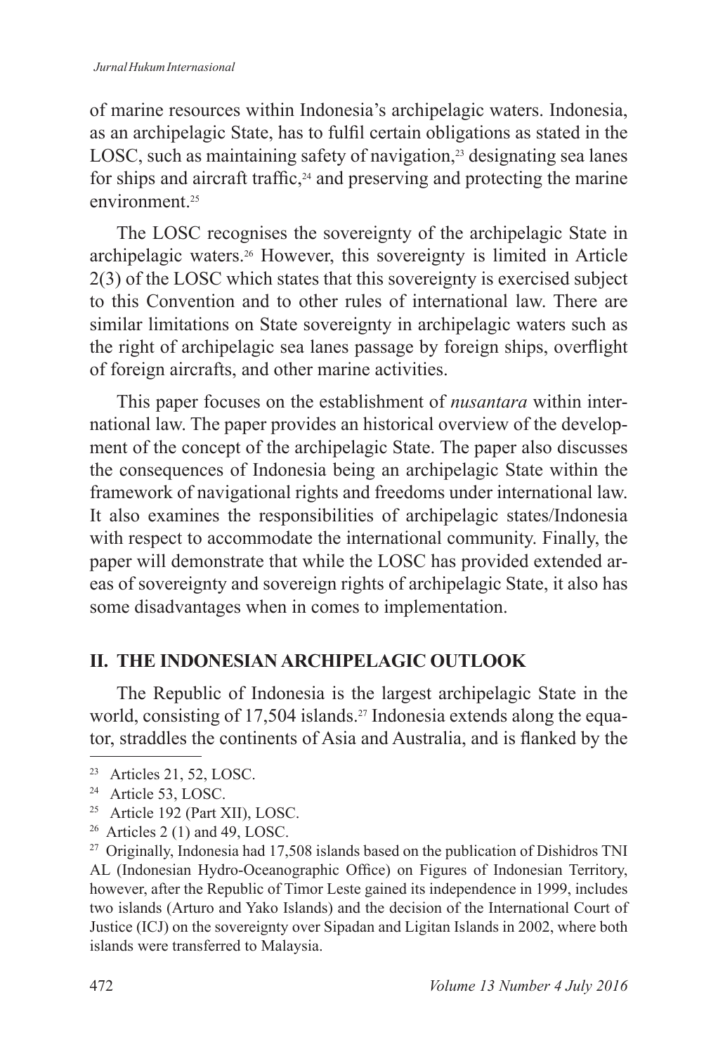of marine resources within Indonesia's archipelagic waters. Indonesia, as an archipelagic State, has to fulfil certain obligations as stated in the LOSC, such as maintaining safety of navigation,[23] designating sea lanes for ships and aircraft traffic,[24] and preserving and protecting the marine environment.[25]

The LOSC recognises the sovereignty of the archipelagic State in archipelagic waters.[26] However, this sovereignty is limited in Article 2(3) of the LOSC which states that this sovereignty is exercised subject to this Convention and to other rules of international law. There are similar limitations on State sovereignty in archipelagic waters such as the right of archipelagic sea lanes passage by foreign ships, overflight of foreign aircrafts, and other marine activities.

This paper focuses on the establishment of *nusantara* within international law. The paper provides an historical overview of the development of the concept of the archipelagic State. The paper also discusses the consequences of Indonesia being an archipelagic State within the framework of navigational rights and freedoms under international law. It also examines the responsibilities of archipelagic states/Indonesia with respect to accommodate the international community. Finally, the paper will demonstrate that while the LOSC has provided extended areas of sovereignty and sovereign rights of archipelagic State, it also has some disadvantages when in comes to implementation.

## II. THE INDONESIAN ARCHIPELAGIC OUTLOOK

The Republic of Indonesia is the largest archipelagic State in the world, consisting of 17,504 islands.[27] Indonesia extends along the equator, straddles the continents of Asia and Australia, and is flanked by the

---

[23] Articles 21, 52, LOSC.

[24] Article 53, LOSC.

[25] Article 192 (Part XII), LOSC.

[26] Articles 2 (1) and 49, LOSC.

[27] Originally, Indonesia had 17,508 islands based on the publication of Dishidros TNI AL (Indonesian Hydro-Oceanographic Office) on Figures of Indonesian Territory, however, after the Republic of Timor Leste gained its independence in 1999, includes two islands (Arturo and Yako Islands) and the decision of the International Court of Justice (ICJ) on the sovereignty over Sipadan and Ligitan Islands in 2002, where both islands were transferred to Malaysia.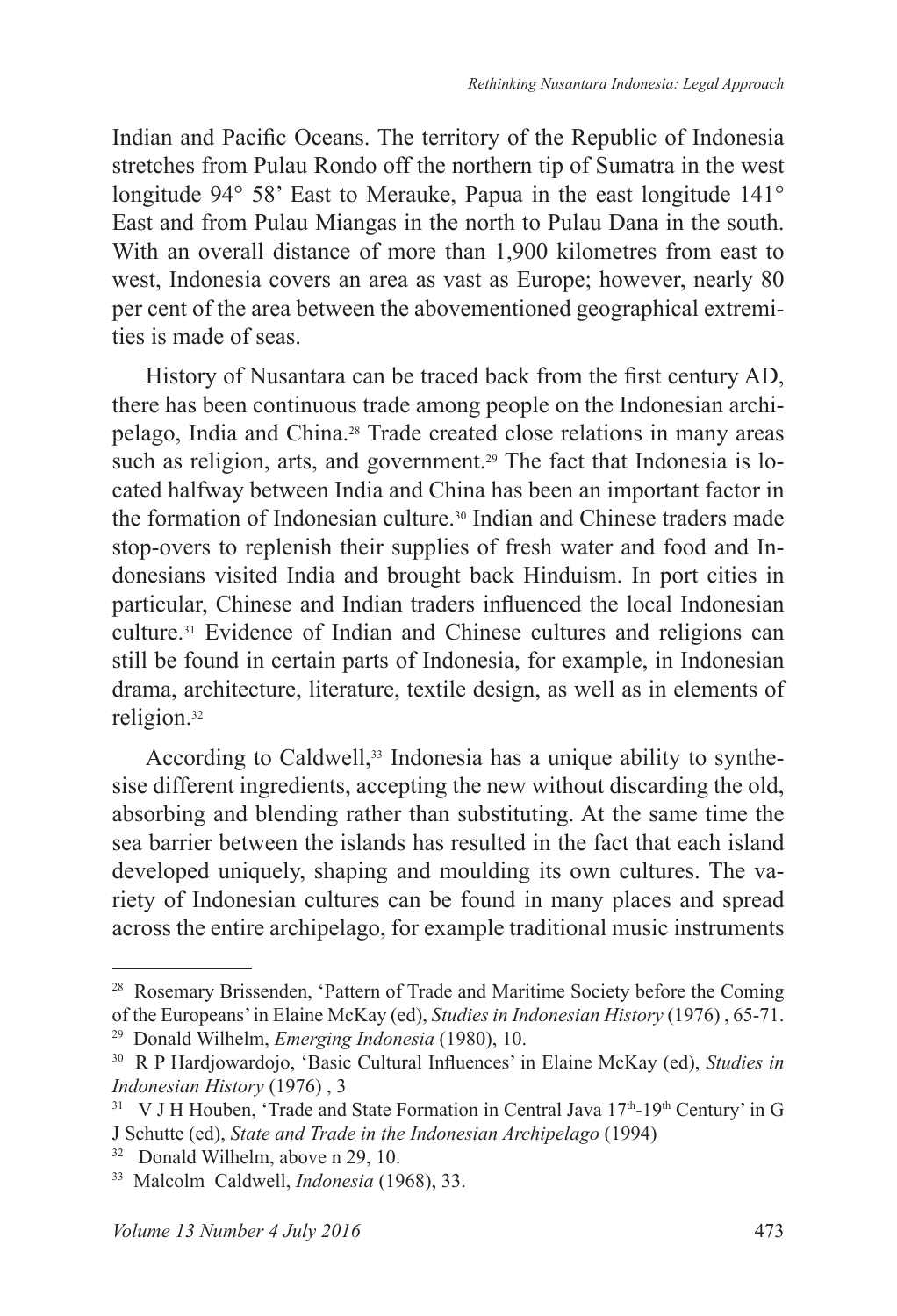Indian and Pacific Oceans. The territory of the Republic of Indonesia stretches from Pulau Rondo off the northern tip of Sumatra in the west longitude 94° 58' East to Merauke, Papua in the east longitude 141° East and from Pulau Miangas in the north to Pulau Dana in the south. With an overall distance of more than 1,900 kilometres from east to west, Indonesia covers an area as vast as Europe; however, nearly 80 per cent of the area between the abovementioned geographical extremities is made of seas.

History of Nusantara can be traced back from the first century AD, there has been continuous trade among people on the Indonesian archipelago, India and China.[28] Trade created close relations in many areas such as religion, arts, and government.[29] The fact that Indonesia is located halfway between India and China has been an important factor in the formation of Indonesian culture.[30] Indian and Chinese traders made stop-overs to replenish their supplies of fresh water and food and Indonesians visited India and brought back Hinduism. In port cities in particular, Chinese and Indian traders influenced the local Indonesian culture.[31] Evidence of Indian and Chinese cultures and religions can still be found in certain parts of Indonesia, for example, in Indonesian drama, architecture, literature, textile design, as well as in elements of religion.[32]

According to Caldwell,[33] Indonesia has a unique ability to synthesise different ingredients, accepting the new without discarding the old, absorbing and blending rather than substituting. At the same time the sea barrier between the islands has resulted in the fact that each island developed uniquely, shaping and moulding its own cultures. The variety of Indonesian cultures can be found in many places and spread across the entire archipelago, for example traditional music instruments

---

[28] Rosemary Brissenden, 'Pattern of Trade and Maritime Society before the Coming of the Europeans' in Elaine McKay (ed), *Studies in Indonesian History* (1976) , 65-71.

[29] Donald Wilhelm, *Emerging Indonesia* (1980), 10.

[30] R P Hardjowardojo, 'Basic Cultural Influences' in Elaine McKay (ed), *Studies in Indonesian History* (1976) , 3

[31] V J H Houben, 'Trade and State Formation in Central Java 17th-19th Century' in G J Schutte (ed), *State and Trade in the Indonesian Archipelago* (1994)

[32] Donald Wilhelm, above n 29, 10.

[33] Malcolm Caldwell, *Indonesia* (1968), 33.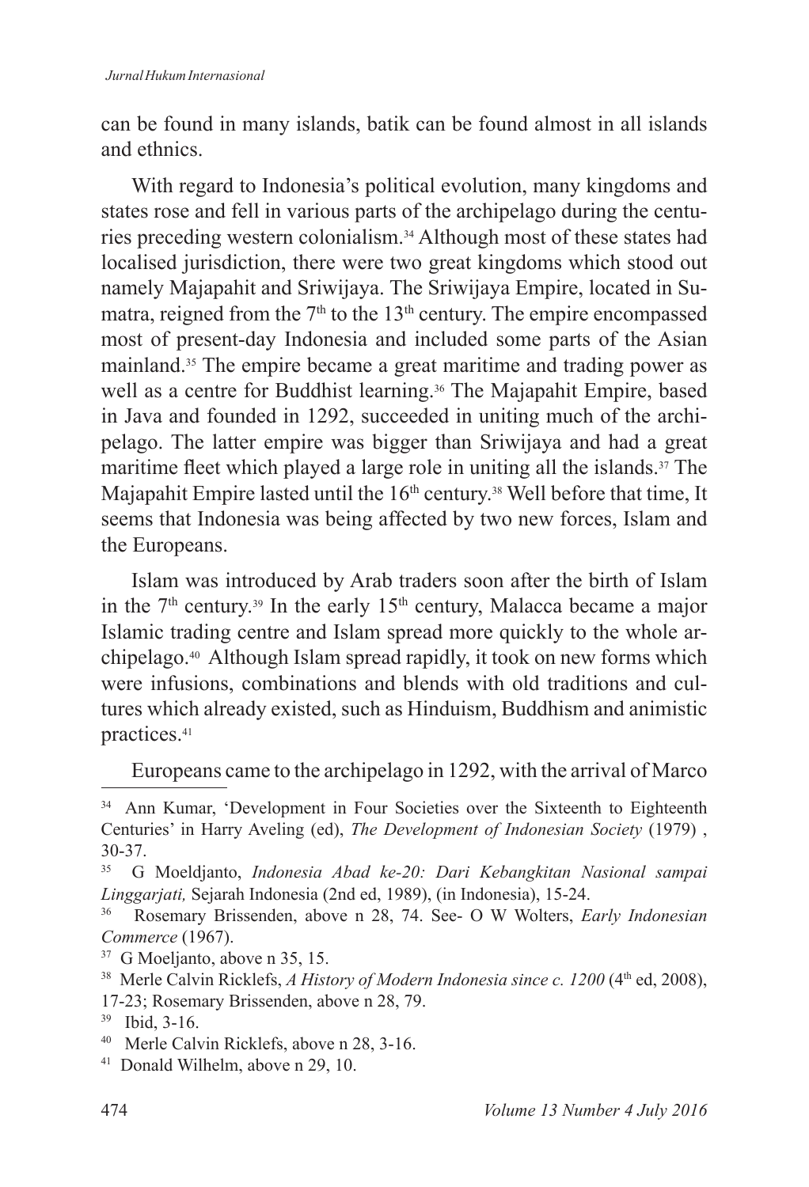can be found in many islands, batik can be found almost in all islands and ethnics.

With regard to Indonesia's political evolution, many kingdoms and states rose and fell in various parts of the archipelago during the centuries preceding western colonialism.[34] Although most of these states had localised jurisdiction, there were two great kingdoms which stood out namely Majapahit and Sriwijaya. The Sriwijaya Empire, located in Sumatra, reigned from the 7th to the 13th century. The empire encompassed most of present-day Indonesia and included some parts of the Asian mainland.[35] The empire became a great maritime and trading power as well as a centre for Buddhist learning.[36] The Majapahit Empire, based in Java and founded in 1292, succeeded in uniting much of the archipelago. The latter empire was bigger than Sriwijaya and had a great maritime fleet which played a large role in uniting all the islands.[37] The Majapahit Empire lasted until the 16th century.[38] Well before that time, It seems that Indonesia was being affected by two new forces, Islam and the Europeans.

Islam was introduced by Arab traders soon after the birth of Islam in the 7th century.[39] In the early 15th century, Malacca became a major Islamic trading centre and Islam spread more quickly to the whole archipelago.[40] Although Islam spread rapidly, it took on new forms which were infusions, combinations and blends with old traditions and cultures which already existed, such as Hinduism, Buddhism and animistic practices.[41]

Europeans came to the archipelago in 1292, with the arrival of Marco

---

[34] Ann Kumar, 'Development in Four Societies over the Sixteenth to Eighteenth Centuries' in Harry Aveling (ed), *The Development of Indonesian Society* (1979) , 30-37.

[35] G Moeldjanto, *Indonesia Abad ke-20: Dari Kebangkitan Nasional sampai Linggarjati,* Sejarah Indonesia (2nd ed, 1989), (in Indonesia), 15-24.

[36] Rosemary Brissenden, above n 28, 74. See- O W Wolters, *Early Indonesian Commerce* (1967).

[37] G Moeljanto, above n 35, 15.

[38] Merle Calvin Ricklefs, *A History of Modern Indonesia since c. 1200* (4th ed, 2008), 17-23; Rosemary Brissenden, above n 28, 79.

[39] Ibid, 3-16.

[40] Merle Calvin Ricklefs, above n 28, 3-16.

[41] Donald Wilhelm, above n 29, 10.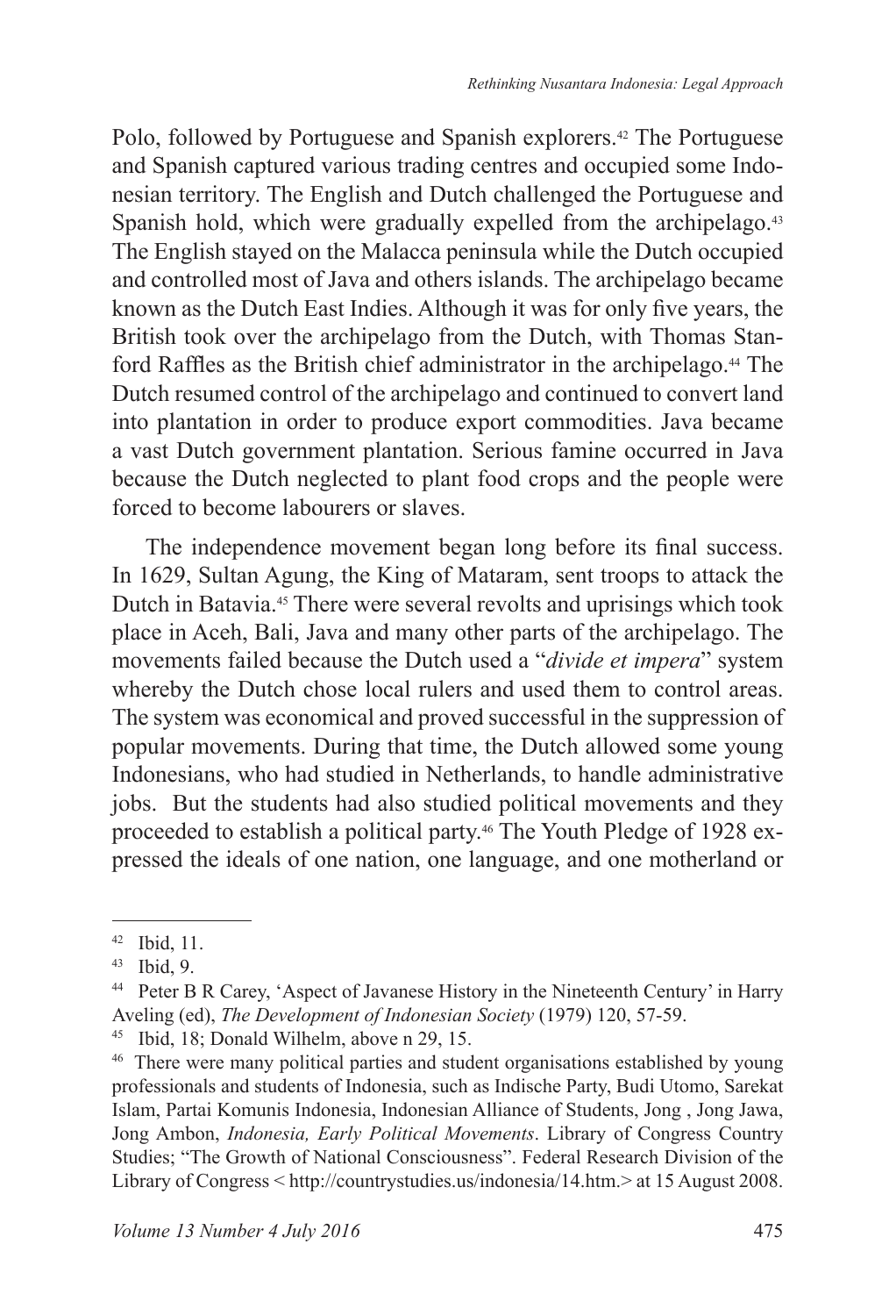Polo, followed by Portuguese and Spanish explorers.[42] The Portuguese and Spanish captured various trading centres and occupied some Indonesian territory. The English and Dutch challenged the Portuguese and Spanish hold, which were gradually expelled from the archipelago.[43] The English stayed on the Malacca peninsula while the Dutch occupied and controlled most of Java and others islands. The archipelago became known as the Dutch East Indies. Although it was for only five years, the British took over the archipelago from the Dutch, with Thomas Stanford Raffles as the British chief administrator in the archipelago.[44] The Dutch resumed control of the archipelago and continued to convert land into plantation in order to produce export commodities. Java became a vast Dutch government plantation. Serious famine occurred in Java because the Dutch neglected to plant food crops and the people were forced to become labourers or slaves.

The independence movement began long before its final success. In 1629, Sultan Agung, the King of Mataram, sent troops to attack the Dutch in Batavia.[45] There were several revolts and uprisings which took place in Aceh, Bali, Java and many other parts of the archipelago. The movements failed because the Dutch used a "*divide et impera*" system whereby the Dutch chose local rulers and used them to control areas. The system was economical and proved successful in the suppression of popular movements. During that time, the Dutch allowed some young Indonesians, who had studied in Netherlands, to handle administrative jobs. But the students had also studied political movements and they proceeded to establish a political party.[46] The Youth Pledge of 1928 expressed the ideals of one nation, one language, and one motherland or

---

[42] Ibid, 11.

[43] Ibid, 9.

[44] Peter B R Carey, 'Aspect of Javanese History in the Nineteenth Century' in Harry Aveling (ed), *The Development of Indonesian Society* (1979) 120, 57-59.

[45] Ibid, 18; Donald Wilhelm, above n 29, 15.

[46] There were many political parties and student organisations established by young professionals and students of Indonesia, such as Indische Party, Budi Utomo, Sarekat Islam, Partai Komunis Indonesia, Indonesian Alliance of Students, Jong , Jong Jawa, Jong Ambon, *Indonesia, Early Political Movements*. Library of Congress Country Studies; "The Growth of National Consciousness". Federal Research Division of the Library of Congress < http://countrystudies.us/indonesia/14.htm.> at 15 August 2008.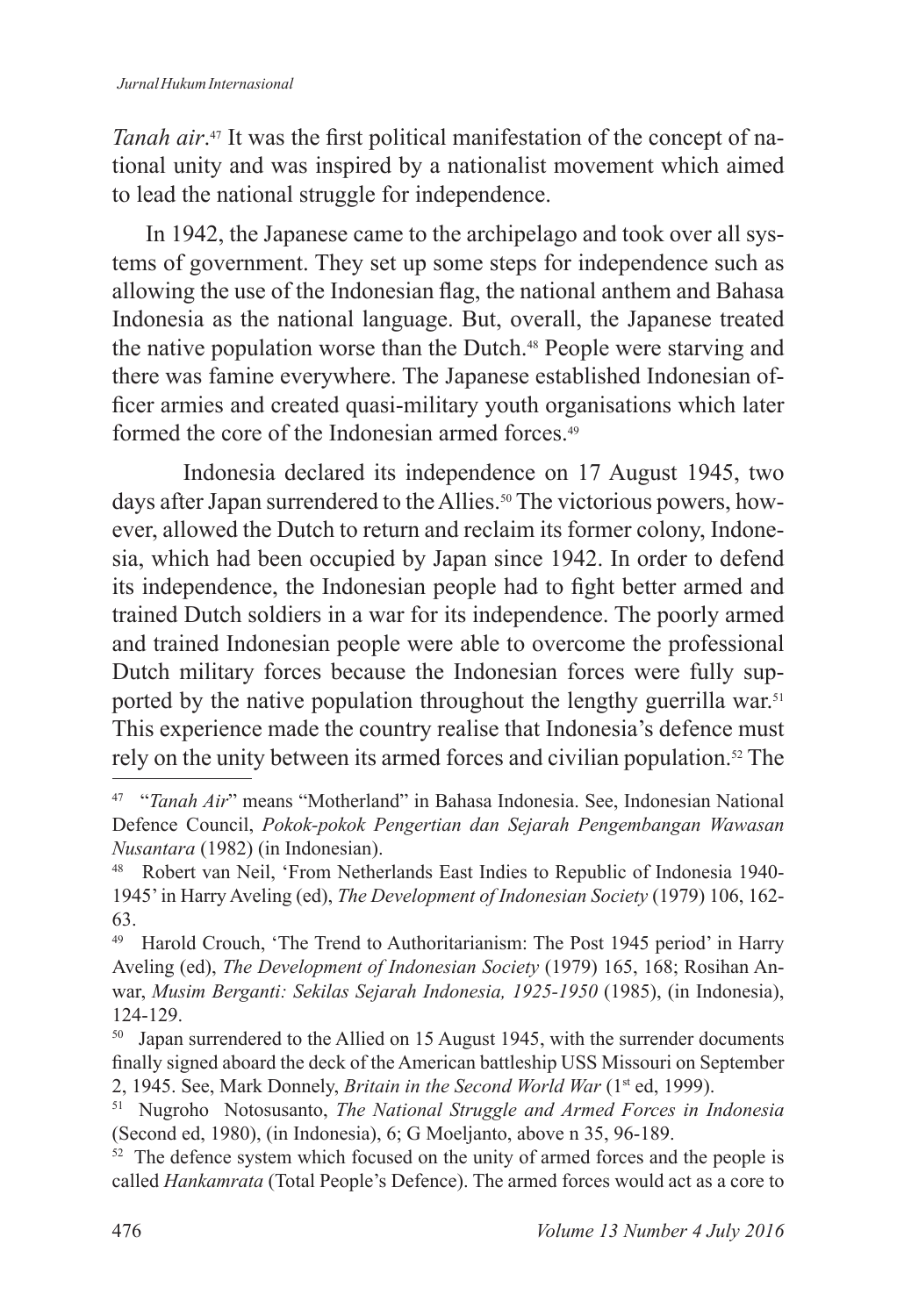*Tanah air*.[47] It was the first political manifestation of the concept of national unity and was inspired by a nationalist movement which aimed to lead the national struggle for independence.

In 1942, the Japanese came to the archipelago and took over all systems of government. They set up some steps for independence such as allowing the use of the Indonesian flag, the national anthem and Bahasa Indonesia as the national language. But, overall, the Japanese treated the native population worse than the Dutch.[48] People were starving and there was famine everywhere. The Japanese established Indonesian officer armies and created quasi-military youth organisations which later formed the core of the Indonesian armed forces.[49]

Indonesia declared its independence on 17 August 1945, two days after Japan surrendered to the Allies.[50] The victorious powers, however, allowed the Dutch to return and reclaim its former colony, Indonesia, which had been occupied by Japan since 1942. In order to defend its independence, the Indonesian people had to fight better armed and trained Dutch soldiers in a war for its independence. The poorly armed and trained Indonesian people were able to overcome the professional Dutch military forces because the Indonesian forces were fully supported by the native population throughout the lengthy guerrilla war.[51] This experience made the country realise that Indonesia's defence must rely on the unity between its armed forces and civilian population.[52] The

---

[47] "*Tanah Air*" means "Motherland" in Bahasa Indonesia. See, Indonesian National Defence Council, *Pokok-pokok Pengertian dan Sejarah Pengembangan Wawasan Nusantara* (1982) (in Indonesian).

[48] Robert van Neil, 'From Netherlands East Indies to Republic of Indonesia 1940-1945' in Harry Aveling (ed), *The Development of Indonesian Society* (1979) 106, 162-63.

[49] Harold Crouch, 'The Trend to Authoritarianism: The Post 1945 period' in Harry Aveling (ed), *The Development of Indonesian Society* (1979) 165, 168; Rosihan Anwar, *Musim Berganti: Sekilas Sejarah Indonesia, 1925-1950* (1985), (in Indonesia), 124-129.

[50] Japan surrendered to the Allied on 15 August 1945, with the surrender documents finally signed aboard the deck of the American battleship USS Missouri on September 2, 1945. See, Mark Donnely, *Britain in the Second World War* (1st ed, 1999).

[51] Nugroho Notosusanto, *The National Struggle and Armed Forces in Indonesia* (Second ed, 1980), (in Indonesia), 6; G Moeljanto, above n 35, 96-189.

[52] The defence system which focused on the unity of armed forces and the people is called *Hankamrata* (Total People's Defence). The armed forces would act as a core to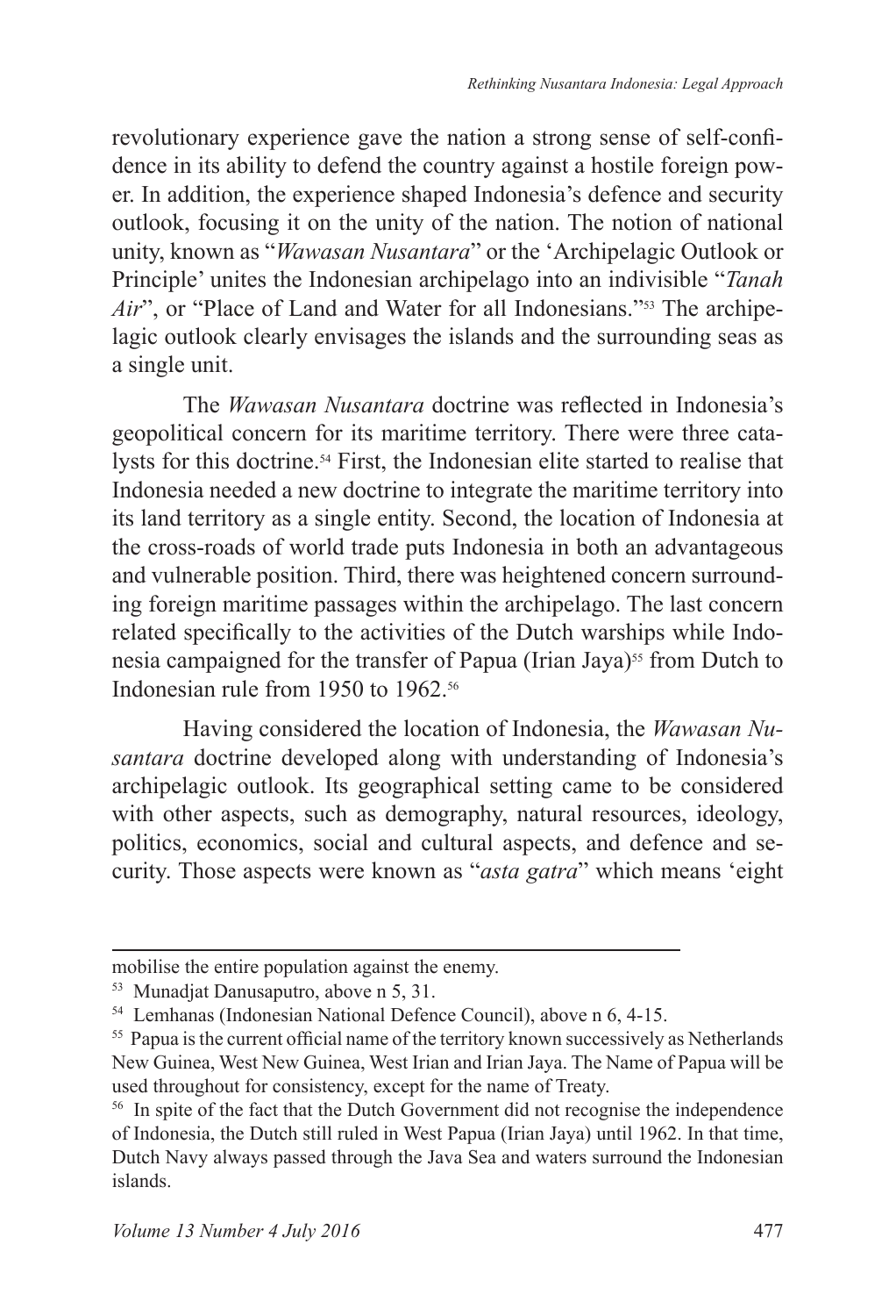revolutionary experience gave the nation a strong sense of self-confidence in its ability to defend the country against a hostile foreign power. In addition, the experience shaped Indonesia's defence and security outlook, focusing it on the unity of the nation. The notion of national unity, known as "*Wawasan Nusantara*" or the 'Archipelagic Outlook or Principle' unites the Indonesian archipelago into an indivisible "*Tanah Air*", or "Place of Land and Water for all Indonesians."[53] The archipelagic outlook clearly envisages the islands and the surrounding seas as a single unit.

The *Wawasan Nusantara* doctrine was reflected in Indonesia's geopolitical concern for its maritime territory. There were three catalysts for this doctrine.[54] First, the Indonesian elite started to realise that Indonesia needed a new doctrine to integrate the maritime territory into its land territory as a single entity. Second, the location of Indonesia at the cross-roads of world trade puts Indonesia in both an advantageous and vulnerable position. Third, there was heightened concern surrounding foreign maritime passages within the archipelago. The last concern related specifically to the activities of the Dutch warships while Indonesia campaigned for the transfer of Papua (Irian Jaya)[55] from Dutch to Indonesian rule from 1950 to 1962.[56]

Having considered the location of Indonesia, the *Wawasan Nusantara* doctrine developed along with understanding of Indonesia's archipelagic outlook. Its geographical setting came to be considered with other aspects, such as demography, natural resources, ideology, politics, economics, social and cultural aspects, and defence and security. Those aspects were known as "*asta gatra*" which means 'eight

---

mobilise the entire population against the enemy.

[53] Munadjat Danusaputro, above n 5, 31.

[54] Lemhanas (Indonesian National Defence Council), above n 6, 4-15.

[55] Papua is the current official name of the territory known successively as Netherlands New Guinea, West New Guinea, West Irian and Irian Jaya. The Name of Papua will be used throughout for consistency, except for the name of Treaty.

[56] In spite of the fact that the Dutch Government did not recognise the independence of Indonesia, the Dutch still ruled in West Papua (Irian Jaya) until 1962. In that time, Dutch Navy always passed through the Java Sea and waters surround the Indonesian islands.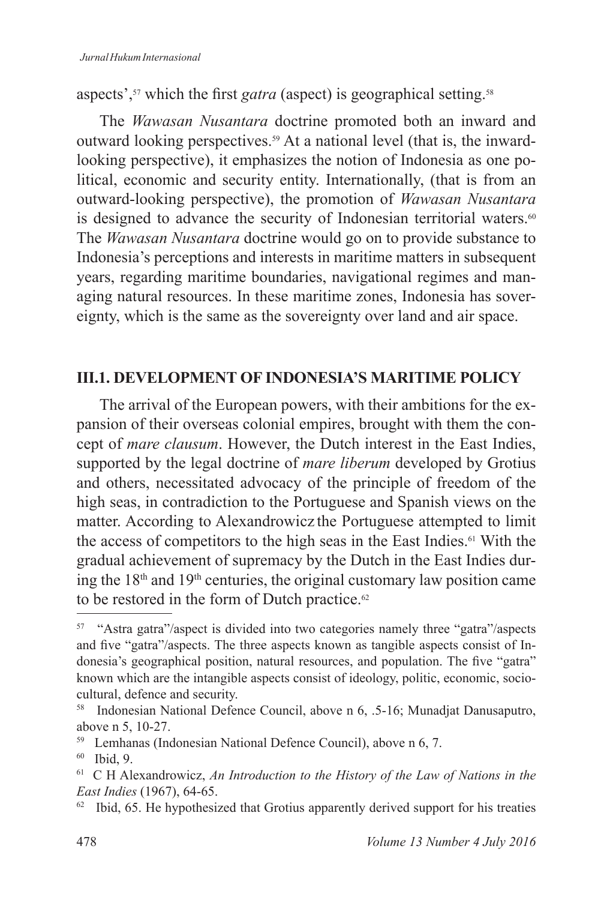aspects',[57] which the first *gatra* (aspect) is geographical setting.[58]

The *Wawasan Nusantara* doctrine promoted both an inward and outward looking perspectives.[59] At a national level (that is, the inward-looking perspective), it emphasizes the notion of Indonesia as one political, economic and security entity. Internationally, (that is from an outward-looking perspective), the promotion of *Wawasan Nusantara* is designed to advance the security of Indonesian territorial waters.[60] The *Wawasan Nusantara* doctrine would go on to provide substance to Indonesia's perceptions and interests in maritime matters in subsequent years, regarding maritime boundaries, navigational regimes and managing natural resources. In these maritime zones, Indonesia has sovereignty, which is the same as the sovereignty over land and air space.

## III.1. DEVELOPMENT OF INDONESIA'S MARITIME POLICY

The arrival of the European powers, with their ambitions for the expansion of their overseas colonial empires, brought with them the concept of *mare clausum*. However, the Dutch interest in the East Indies, supported by the legal doctrine of *mare liberum* developed by Grotius and others, necessitated advocacy of the principle of freedom of the high seas, in contradiction to the Portuguese and Spanish views on the matter. According to Alexandrowicz the Portuguese attempted to limit the access of competitors to the high seas in the East Indies.[61] With the gradual achievement of supremacy by the Dutch in the East Indies during the 18th and 19th centuries, the original customary law position came to be restored in the form of Dutch practice.[62]

---

[57] "Astra gatra"/aspect is divided into two categories namely three "gatra"/aspects and five "gatra"/aspects. The three aspects known as tangible aspects consist of Indonesia's geographical position, natural resources, and population. The five "gatra" known which are the intangible aspects consist of ideology, politic, economic, sociocultural, defence and security.

[58] Indonesian National Defence Council, above n 6, .5-16; Munadjat Danusaputro, above n 5, 10-27.

[59] Lemhanas (Indonesian National Defence Council), above n 6, 7.

[60] Ibid, 9.

[61] C H Alexandrowicz, *An Introduction to the History of the Law of Nations in the East Indies* (1967), 64-65.

[62] Ibid, 65. He hypothesized that Grotius apparently derived support for his treaties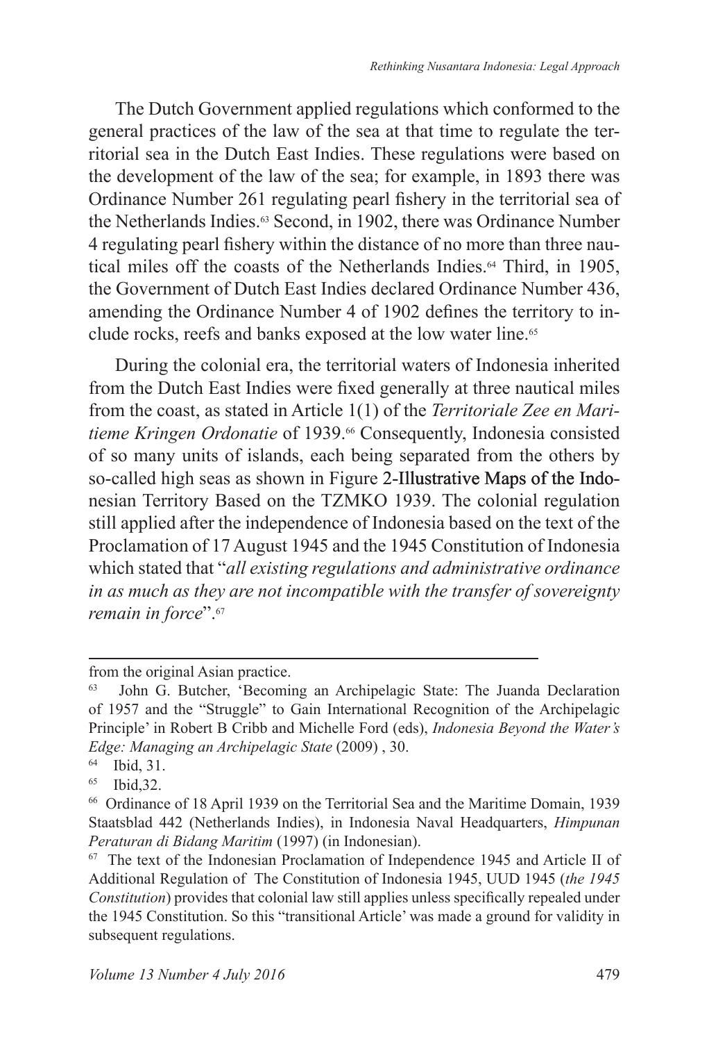The Dutch Government applied regulations which conformed to the general practices of the law of the sea at that time to regulate the territorial sea in the Dutch East Indies. These regulations were based on the development of the law of the sea; for example, in 1893 there was Ordinance Number 261 regulating pearl fishery in the territorial sea of the Netherlands Indies.[63] Second, in 1902, there was Ordinance Number 4 regulating pearl fishery within the distance of no more than three nautical miles off the coasts of the Netherlands Indies.[64] Third, in 1905, the Government of Dutch East Indies declared Ordinance Number 436, amending the Ordinance Number 4 of 1902 defines the territory to include rocks, reefs and banks exposed at the low water line.[65]

During the colonial era, the territorial waters of Indonesia inherited from the Dutch East Indies were fixed generally at three nautical miles from the coast, as stated in Article 1(1) of the *Territoriale Zee en Maritieme Kringen Ordonatie* of 1939.[66] Consequently, Indonesia consisted of so many units of islands, each being separated from the others by so-called high seas as shown in Figure 2-Illustrative Maps of the Indonesian Territory Based on the TZMKO 1939. The colonial regulation still applied after the independence of Indonesia based on the text of the Proclamation of 17 August 1945 and the 1945 Constitution of Indonesia which stated that "*all existing regulations and administrative ordinance in as much as they are not incompatible with the transfer of sovereignty remain in force*".[67]

---

from the original Asian practice.

[63] John G. Butcher, 'Becoming an Archipelagic State: The Juanda Declaration of 1957 and the "Struggle" to Gain International Recognition of the Archipelagic Principle' in Robert B Cribb and Michelle Ford (eds), *Indonesia Beyond the Water's Edge: Managing an Archipelagic State* (2009) , 30.

[64] Ibid, 31.

[65] Ibid,32.

[66] Ordinance of 18 April 1939 on the Territorial Sea and the Maritime Domain, 1939 Staatsblad 442 (Netherlands Indies), in Indonesia Naval Headquarters, *Himpunan Peraturan di Bidang Maritim* (1997) (in Indonesian).

[67] The text of the Indonesian Proclamation of Independence 1945 and Article II of Additional Regulation of The Constitution of Indonesia 1945, UUD 1945 (*the 1945 Constitution*) provides that colonial law still applies unless specifically repealed under the 1945 Constitution. So this "transitional Article' was made a ground for validity in subsequent regulations.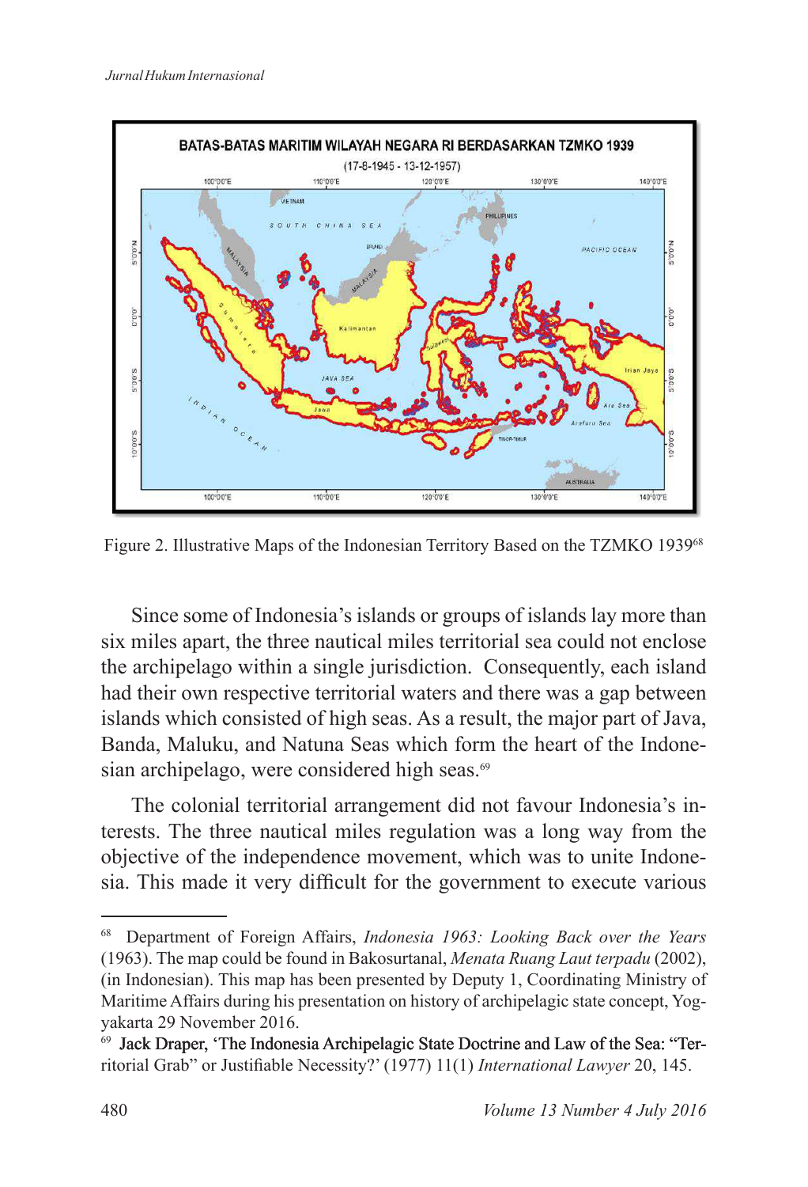Figure 2. Illustrative Maps of the Indonesian Territory Based on the TZMKO 1939[68]

Since some of Indonesia's islands or groups of islands lay more than six miles apart, the three nautical miles territorial sea could not enclose the archipelago within a single jurisdiction. Consequently, each island had their own respective territorial waters and there was a gap between islands which consisted of high seas. As a result, the major part of Java, Banda, Maluku, and Natuna Seas which form the heart of the Indonesian archipelago, were considered high seas.[69]

The colonial territorial arrangement did not favour Indonesia's interests. The three nautical miles regulation was a long way from the objective of the independence movement, which was to unite Indonesia. This made it very difficult for the government to execute various

---

[68] Department of Foreign Affairs, *Indonesia 1963: Looking Back over the Years* (1963). The map could be found in Bakosurtanal, *Menata Ruang Laut terpadu* (2002), (in Indonesian). This map has been presented by Deputy 1, Coordinating Ministry of Maritime Affairs during his presentation on history of archipelagic state concept, Yogyakarta 29 November 2016.

[69] Jack Draper, 'The Indonesia Archipelagic State Doctrine and Law of the Sea: "Territorial Grab" or Justifiable Necessity?' (1977) 11(1) *International Lawyer* 20, 145.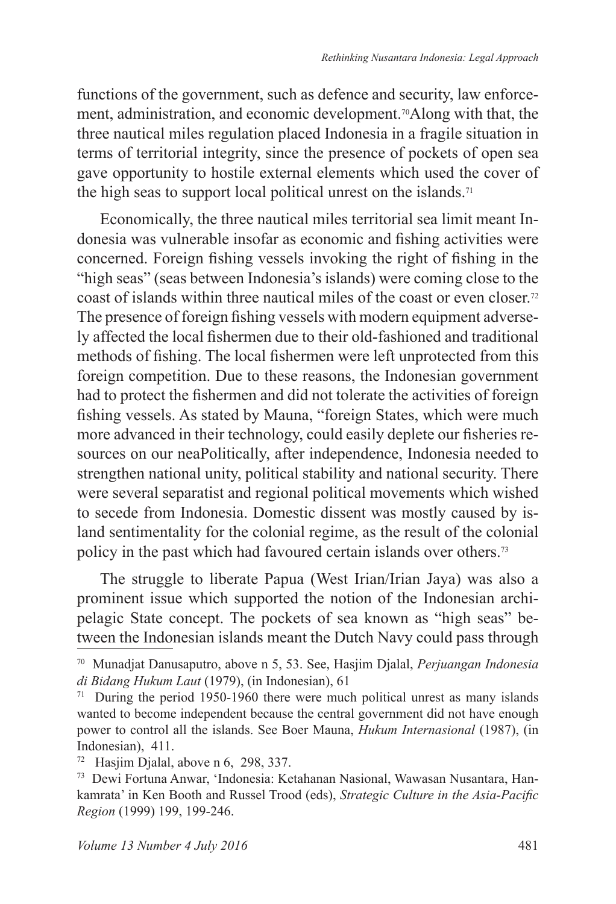functions of the government, such as defence and security, law enforcement, administration, and economic development.[70]Along with that, the three nautical miles regulation placed Indonesia in a fragile situation in terms of territorial integrity, since the presence of pockets of open sea gave opportunity to hostile external elements which used the cover of the high seas to support local political unrest on the islands.[71]

Economically, the three nautical miles territorial sea limit meant Indonesia was vulnerable insofar as economic and fishing activities were concerned. Foreign fishing vessels invoking the right of fishing in the "high seas" (seas between Indonesia's islands) were coming close to the coast of islands within three nautical miles of the coast or even closer.[72] The presence of foreign fishing vessels with modern equipment adversely affected the local fishermen due to their old-fashioned and traditional methods of fishing. The local fishermen were left unprotected from this foreign competition. Due to these reasons, the Indonesian government had to protect the fishermen and did not tolerate the activities of foreign fishing vessels. As stated by Mauna, "foreign States, which were much more advanced in their technology, could easily deplete our fisheries resources on our neaPolitically, after independence, Indonesia needed to strengthen national unity, political stability and national security. There were several separatist and regional political movements which wished to secede from Indonesia. Domestic dissent was mostly caused by island sentimentality for the colonial regime, as the result of the colonial policy in the past which had favoured certain islands over others.[73]

The struggle to liberate Papua (West Irian/Irian Jaya) was also a prominent issue which supported the notion of the Indonesian archipelagic State concept. The pockets of sea known as "high seas" between the Indonesian islands meant the Dutch Navy could pass through

---

[70] Munadjat Danusaputro, above n 5, 53. See, Hasjim Djalal, *Perjuangan Indonesia di Bidang Hukum Laut* (1979), (in Indonesian), 61

[71] During the period 1950-1960 there were much political unrest as many islands wanted to become independent because the central government did not have enough power to control all the islands. See Boer Mauna, *Hukum Internasional* (1987), (in Indonesian), 411.

[72] Hasjim Djalal, above n 6, 298, 337.

[73] Dewi Fortuna Anwar, 'Indonesia: Ketahanan Nasional, Wawasan Nusantara, Hankamrata' in Ken Booth and Russel Trood (eds), *Strategic Culture in the Asia-Pacific Region* (1999) 199, 199-246.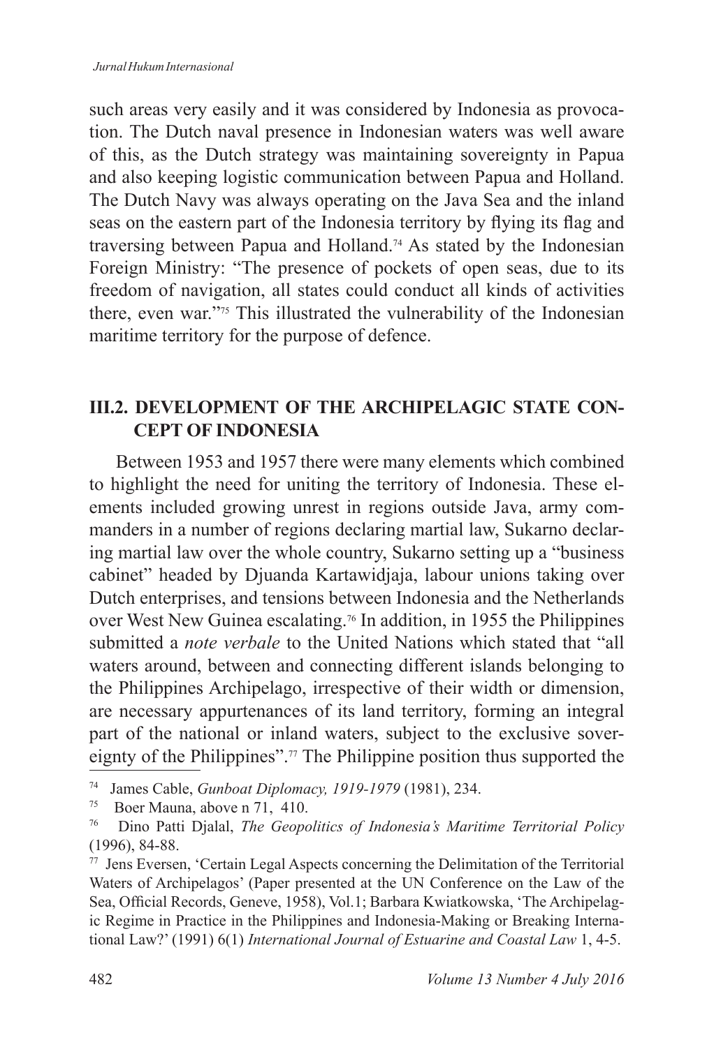such areas very easily and it was considered by Indonesia as provocation. The Dutch naval presence in Indonesian waters was well aware of this, as the Dutch strategy was maintaining sovereignty in Papua and also keeping logistic communication between Papua and Holland. The Dutch Navy was always operating on the Java Sea and the inland seas on the eastern part of the Indonesia territory by flying its flag and traversing between Papua and Holland.[74] As stated by the Indonesian Foreign Ministry: "The presence of pockets of open seas, due to its freedom of navigation, all states could conduct all kinds of activities there, even war."[75] This illustrated the vulnerability of the Indonesian maritime territory for the purpose of defence.

## III.2. DEVELOPMENT OF THE ARCHIPELAGIC STATE CONCEPT OF INDONESIA

Between 1953 and 1957 there were many elements which combined to highlight the need for uniting the territory of Indonesia. These elements included growing unrest in regions outside Java, army commanders in a number of regions declaring martial law, Sukarno declaring martial law over the whole country, Sukarno setting up a "business cabinet" headed by Djuanda Kartawidjaja, labour unions taking over Dutch enterprises, and tensions between Indonesia and the Netherlands over West New Guinea escalating.[76] In addition, in 1955 the Philippines submitted a *note verbale* to the United Nations which stated that "all waters around, between and connecting different islands belonging to the Philippines Archipelago, irrespective of their width or dimension, are necessary appurtenances of its land territory, forming an integral part of the national or inland waters, subject to the exclusive sovereignty of the Philippines".[77] The Philippine position thus supported the

---

[74] James Cable, *Gunboat Diplomacy, 1919-1979* (1981), 234.

[75] Boer Mauna, above n 71, 410.

[76] Dino Patti Djalal, *The Geopolitics of Indonesia's Maritime Territorial Policy* (1996), 84-88.

[77] Jens Eversen, 'Certain Legal Aspects concerning the Delimitation of the Territorial Waters of Archipelagos' (Paper presented at the UN Conference on the Law of the Sea, Official Records, Geneve, 1958), Vol.1; Barbara Kwiatkowska, 'The Archipelagic Regime in Practice in the Philippines and Indonesia-Making or Breaking International Law?' (1991) 6(1) *International Journal of Estuarine and Coastal Law* 1, 4-5.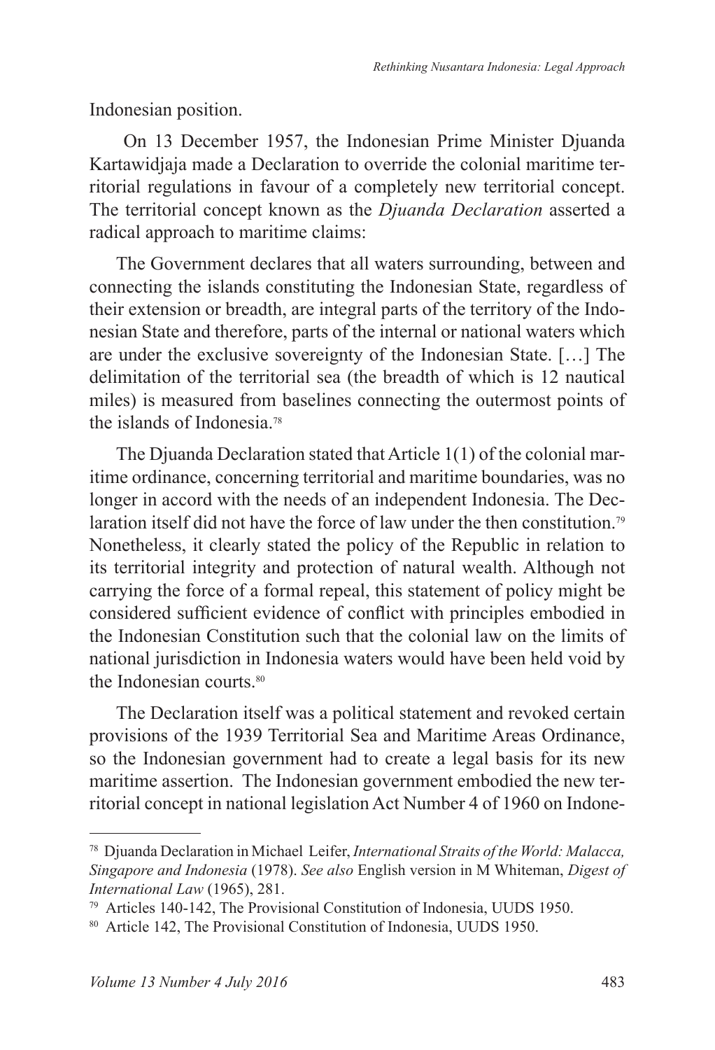Indonesian position.

On 13 December 1957, the Indonesian Prime Minister Djuanda Kartawidjaja made a Declaration to override the colonial maritime territorial regulations in favour of a completely new territorial concept. The territorial concept known as the *Djuanda Declaration* asserted a radical approach to maritime claims:

> The Government declares that all waters surrounding, between and connecting the islands constituting the Indonesian State, regardless of their extension or breadth, are integral parts of the territory of the Indonesian State and therefore, parts of the internal or national waters which are under the exclusive sovereignty of the Indonesian State. […] The delimitation of the territorial sea (the breadth of which is 12 nautical miles) is measured from baselines connecting the outermost points of the islands of Indonesia.[78]

The Djuanda Declaration stated that Article 1(1) of the colonial maritime ordinance, concerning territorial and maritime boundaries, was no longer in accord with the needs of an independent Indonesia. The Declaration itself did not have the force of law under the then constitution.[79] Nonetheless, it clearly stated the policy of the Republic in relation to its territorial integrity and protection of natural wealth. Although not carrying the force of a formal repeal, this statement of policy might be considered sufficient evidence of conflict with principles embodied in the Indonesian Constitution such that the colonial law on the limits of national jurisdiction in Indonesia waters would have been held void by the Indonesian courts.[80]

The Declaration itself was a political statement and revoked certain provisions of the 1939 Territorial Sea and Maritime Areas Ordinance, so the Indonesian government had to create a legal basis for its new maritime assertion. The Indonesian government embodied the new territorial concept in national legislation Act Number 4 of 1960 on Indone-

---

[78] Djuanda Declaration in Michael Leifer, *International Straits of the World: Malacca, Singapore and Indonesia* (1978). *See also* English version in M Whiteman, *Digest of International Law* (1965), 281.

[79] Articles 140-142, The Provisional Constitution of Indonesia, UUDS 1950.

[80] Article 142, The Provisional Constitution of Indonesia, UUDS 1950.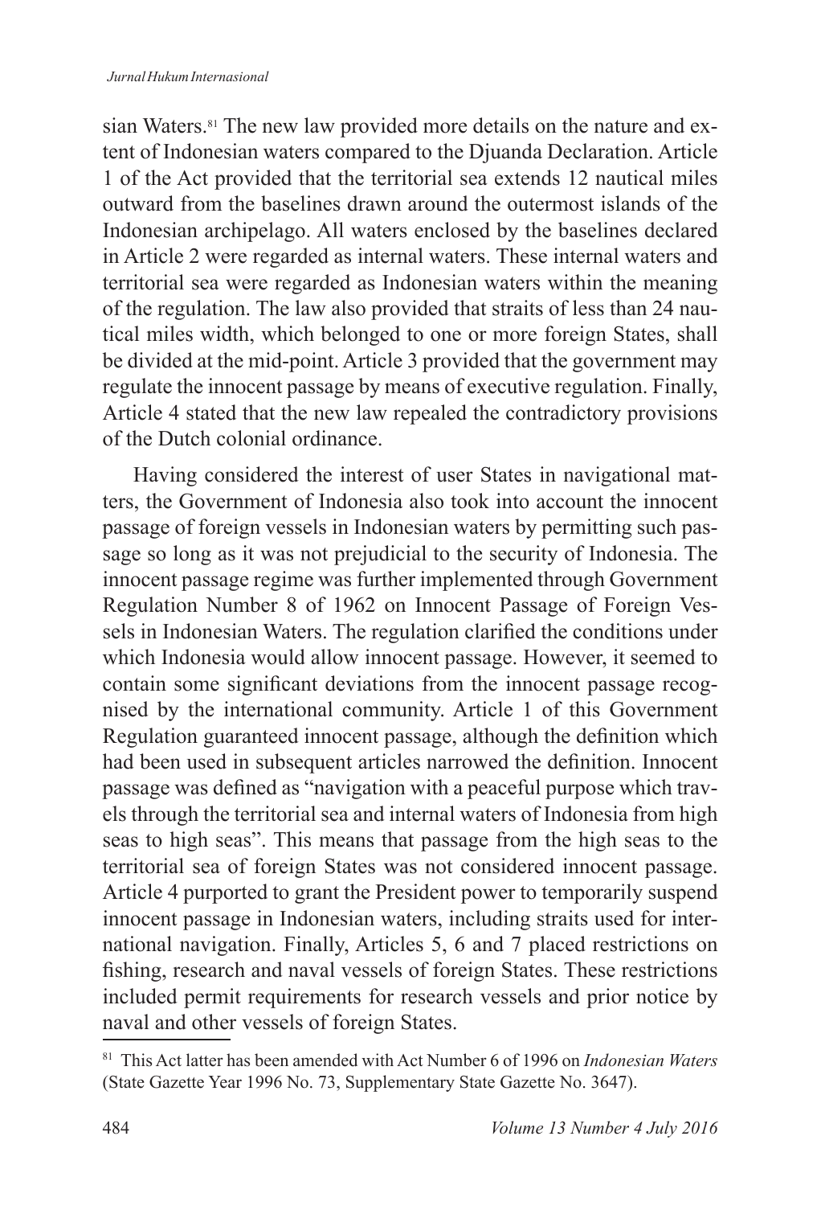sian Waters.[81] The new law provided more details on the nature and extent of Indonesian waters compared to the Djuanda Declaration. Article 1 of the Act provided that the territorial sea extends 12 nautical miles outward from the baselines drawn around the outermost islands of the Indonesian archipelago. All waters enclosed by the baselines declared in Article 2 were regarded as internal waters. These internal waters and territorial sea were regarded as Indonesian waters within the meaning of the regulation. The law also provided that straits of less than 24 nautical miles width, which belonged to one or more foreign States, shall be divided at the mid-point. Article 3 provided that the government may regulate the innocent passage by means of executive regulation. Finally, Article 4 stated that the new law repealed the contradictory provisions of the Dutch colonial ordinance.

Having considered the interest of user States in navigational matters, the Government of Indonesia also took into account the innocent passage of foreign vessels in Indonesian waters by permitting such passage so long as it was not prejudicial to the security of Indonesia. The innocent passage regime was further implemented through Government Regulation Number 8 of 1962 on Innocent Passage of Foreign Vessels in Indonesian Waters. The regulation clarified the conditions under which Indonesia would allow innocent passage. However, it seemed to contain some significant deviations from the innocent passage recognised by the international community. Article 1 of this Government Regulation guaranteed innocent passage, although the definition which had been used in subsequent articles narrowed the definition. Innocent passage was defined as "navigation with a peaceful purpose which travels through the territorial sea and internal waters of Indonesia from high seas to high seas". This means that passage from the high seas to the territorial sea of foreign States was not considered innocent passage. Article 4 purported to grant the President power to temporarily suspend innocent passage in Indonesian waters, including straits used for international navigation. Finally, Articles 5, 6 and 7 placed restrictions on fishing, research and naval vessels of foreign States. These restrictions included permit requirements for research vessels and prior notice by naval and other vessels of foreign States.

[81] This Act latter has been amended with Act Number 6 of 1996 on *Indonesian Waters* (State Gazette Year 1996 No. 73, Supplementary State Gazette No. 3647).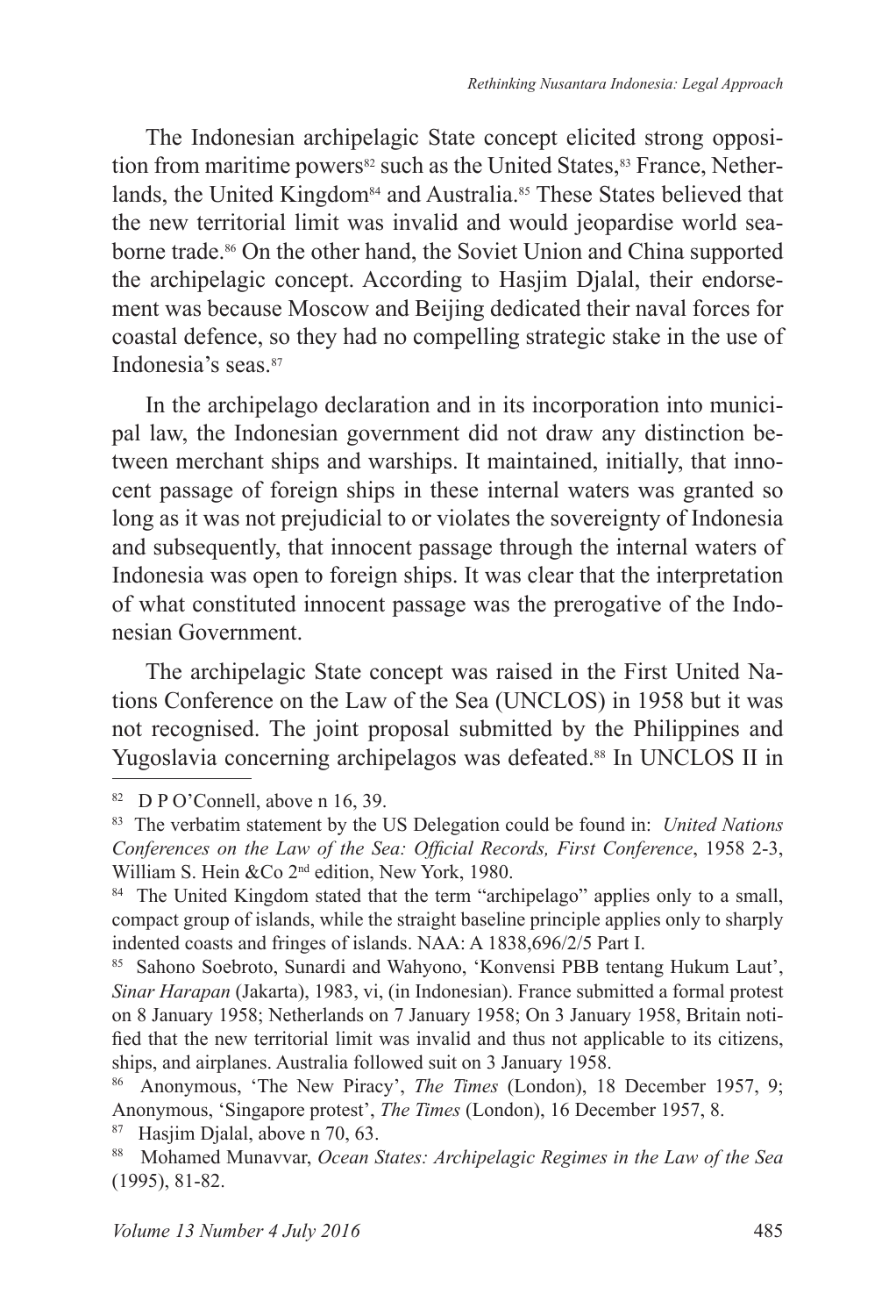The Indonesian archipelagic State concept elicited strong opposition from maritime powers[82] such as the United States,[83] France, Netherlands, the United Kingdom[84] and Australia.[85] These States believed that the new territorial limit was invalid and would jeopardise world seaborne trade.[86] On the other hand, the Soviet Union and China supported the archipelagic concept. According to Hasjim Djalal, their endorsement was because Moscow and Beijing dedicated their naval forces for coastal defence, so they had no compelling strategic stake in the use of Indonesia's seas.[87]

In the archipelago declaration and in its incorporation into municipal law, the Indonesian government did not draw any distinction between merchant ships and warships. It maintained, initially, that innocent passage of foreign ships in these internal waters was granted so long as it was not prejudicial to or violates the sovereignty of Indonesia and subsequently, that innocent passage through the internal waters of Indonesia was open to foreign ships. It was clear that the interpretation of what constituted innocent passage was the prerogative of the Indonesian Government.

The archipelagic State concept was raised in the First United Nations Conference on the Law of the Sea (UNCLOS) in 1958 but it was not recognised. The joint proposal submitted by the Philippines and Yugoslavia concerning archipelagos was defeated.[88] In UNCLOS II in

---

[82] D P O'Connell, above n 16, 39.

[83] The verbatim statement by the US Delegation could be found in: *United Nations Conferences on the Law of the Sea: Official Records, First Conference*, 1958 2-3, William S. Hein &Co 2nd edition, New York, 1980.

[84] The United Kingdom stated that the term "archipelago" applies only to a small, compact group of islands, while the straight baseline principle applies only to sharply indented coasts and fringes of islands. NAA: A 1838,696/2/5 Part I.

[85] Sahono Soebroto, Sunardi and Wahyono, 'Konvensi PBB tentang Hukum Laut', *Sinar Harapan* (Jakarta), 1983, vi, (in Indonesian). France submitted a formal protest on 8 January 1958; Netherlands on 7 January 1958; On 3 January 1958, Britain notified that the new territorial limit was invalid and thus not applicable to its citizens, ships, and airplanes. Australia followed suit on 3 January 1958.

[86] Anonymous, 'The New Piracy', *The Times* (London), 18 December 1957, 9; Anonymous, 'Singapore protest', *The Times* (London), 16 December 1957, 8.

[87] Hasjim Djalal, above n 70, 63.

[88] Mohamed Munavvar, *Ocean States: Archipelagic Regimes in the Law of the Sea* (1995), 81-82.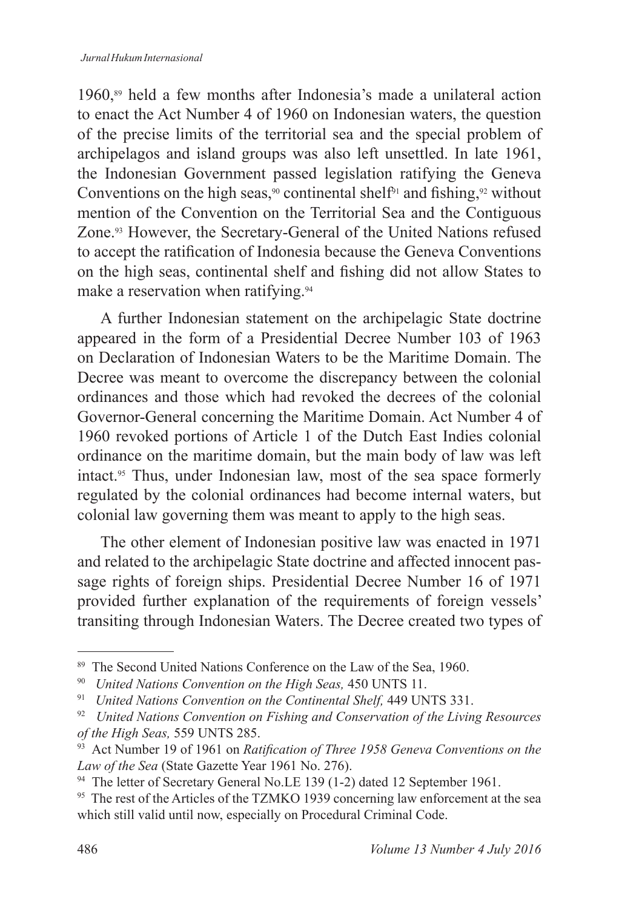1960,[89] held a few months after Indonesia's made a unilateral action to enact the Act Number 4 of 1960 on Indonesian waters, the question of the precise limits of the territorial sea and the special problem of archipelagos and island groups was also left unsettled. In late 1961, the Indonesian Government passed legislation ratifying the Geneva Conventions on the high seas,[90] continental shelf[91] and fishing,[92] without mention of the Convention on the Territorial Sea and the Contiguous Zone.[93] However, the Secretary-General of the United Nations refused to accept the ratification of Indonesia because the Geneva Conventions on the high seas, continental shelf and fishing did not allow States to make a reservation when ratifying.[94]

A further Indonesian statement on the archipelagic State doctrine appeared in the form of a Presidential Decree Number 103 of 1963 on Declaration of Indonesian Waters to be the Maritime Domain. The Decree was meant to overcome the discrepancy between the colonial ordinances and those which had revoked the decrees of the colonial Governor-General concerning the Maritime Domain. Act Number 4 of 1960 revoked portions of Article 1 of the Dutch East Indies colonial ordinance on the maritime domain, but the main body of law was left intact.[95] Thus, under Indonesian law, most of the sea space formerly regulated by the colonial ordinances had become internal waters, but colonial law governing them was meant to apply to the high seas.

The other element of Indonesian positive law was enacted in 1971 and related to the archipelagic State doctrine and affected innocent passage rights of foreign ships. Presidential Decree Number 16 of 1971 provided further explanation of the requirements of foreign vessels' transiting through Indonesian Waters. The Decree created two types of

---

[89] The Second United Nations Conference on the Law of the Sea, 1960.

[90] *United Nations Convention on the High Seas,* 450 UNTS 11.

[91] *United Nations Convention on the Continental Shelf,* 449 UNTS 331.

[92] *United Nations Convention on Fishing and Conservation of the Living Resources of the High Seas,* 559 UNTS 285.

[93] Act Number 19 of 1961 on *Ratification of Three 1958 Geneva Conventions on the Law of the Sea* (State Gazette Year 1961 No. 276).

[94] The letter of Secretary General No.LE 139 (1-2) dated 12 September 1961.

[95] The rest of the Articles of the TZMKO 1939 concerning law enforcement at the sea which still valid until now, especially on Procedural Criminal Code.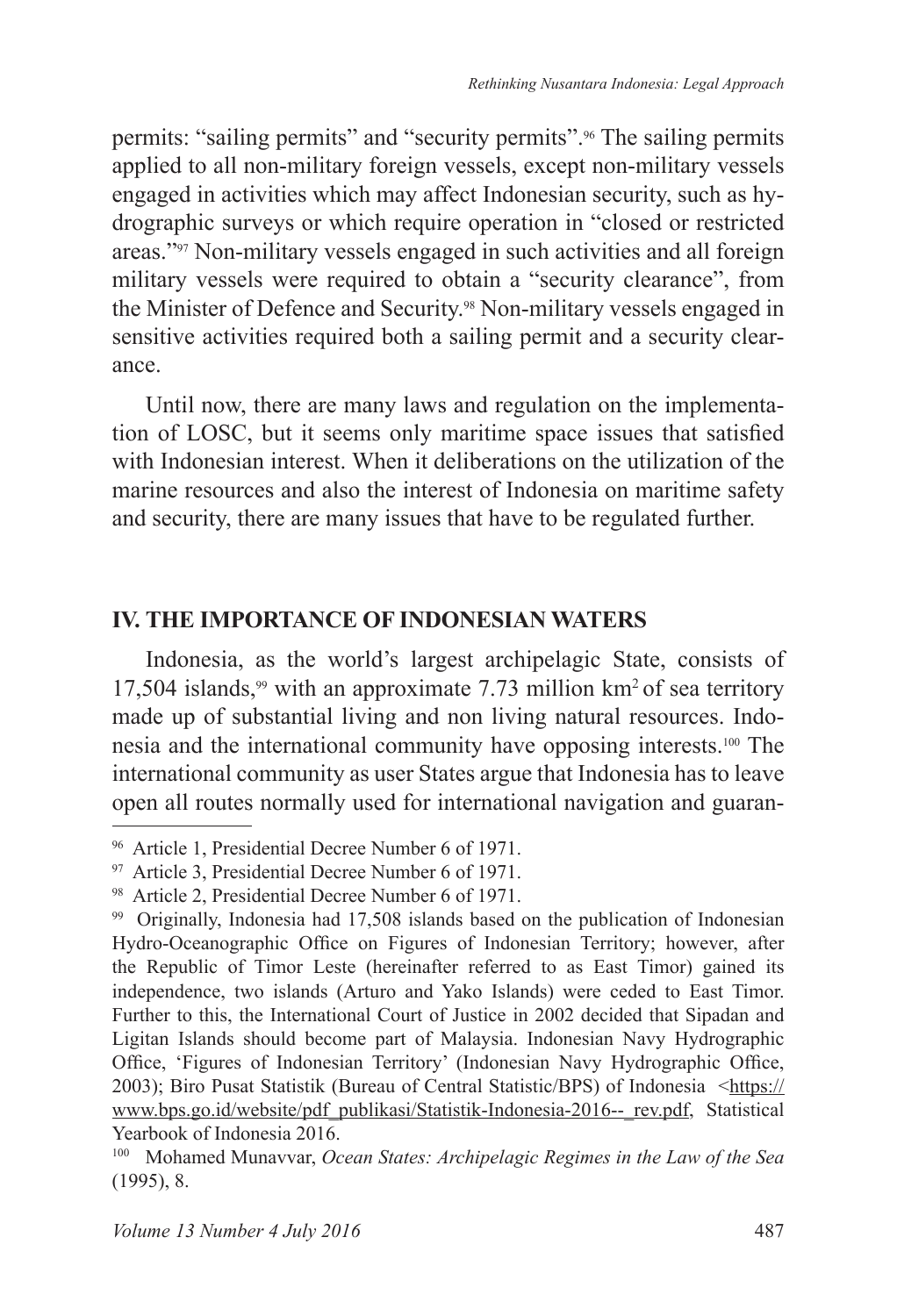permits: "sailing permits" and "security permits".[96] The sailing permits applied to all non-military foreign vessels, except non-military vessels engaged in activities which may affect Indonesian security, such as hydrographic surveys or which require operation in "closed or restricted areas."[97] Non-military vessels engaged in such activities and all foreign military vessels were required to obtain a "security clearance", from the Minister of Defence and Security.[98] Non-military vessels engaged in sensitive activities required both a sailing permit and a security clearance.

Until now, there are many laws and regulation on the implementation of LOSC, but it seems only maritime space issues that satisfied with Indonesian interest. When it deliberations on the utilization of the marine resources and also the interest of Indonesia on maritime safety and security, there are many issues that have to be regulated further.

## IV. THE IMPORTANCE OF INDONESIAN WATERS

Indonesia, as the world's largest archipelagic State, consists of 17,504 islands,[99] with an approximate 7.73 million km$^2$ of sea territory made up of substantial living and non living natural resources. Indonesia and the international community have opposing interests.[100] The international community as user States argue that Indonesia has to leave open all routes normally used for international navigation and guaran-

---

[96] Article 1, Presidential Decree Number 6 of 1971.

[97] Article 3, Presidential Decree Number 6 of 1971.

[98] Article 2, Presidential Decree Number 6 of 1971.

[99] Originally, Indonesia had 17,508 islands based on the publication of Indonesian Hydro-Oceanographic Office on Figures of Indonesian Territory; however, after the Republic of Timor Leste (hereinafter referred to as East Timor) gained its independence, two islands (Arturo and Yako Islands) were ceded to East Timor. Further to this, the International Court of Justice in 2002 decided that Sipadan and Ligitan Islands should become part of Malaysia. Indonesian Navy Hydrographic Office, 'Figures of Indonesian Territory' (Indonesian Navy Hydrographic Office, 2003); Biro Pusat Statistik (Bureau of Central Statistic/BPS) of Indonesia <https://www.bps.go.id/website/pdf_publikasi/Statistik-Indonesia-2016--_rev.pdf, Statistical Yearbook of Indonesia 2016.

[100] Mohamed Munavvar, *Ocean States: Archipelagic Regimes in the Law of the Sea* (1995), 8.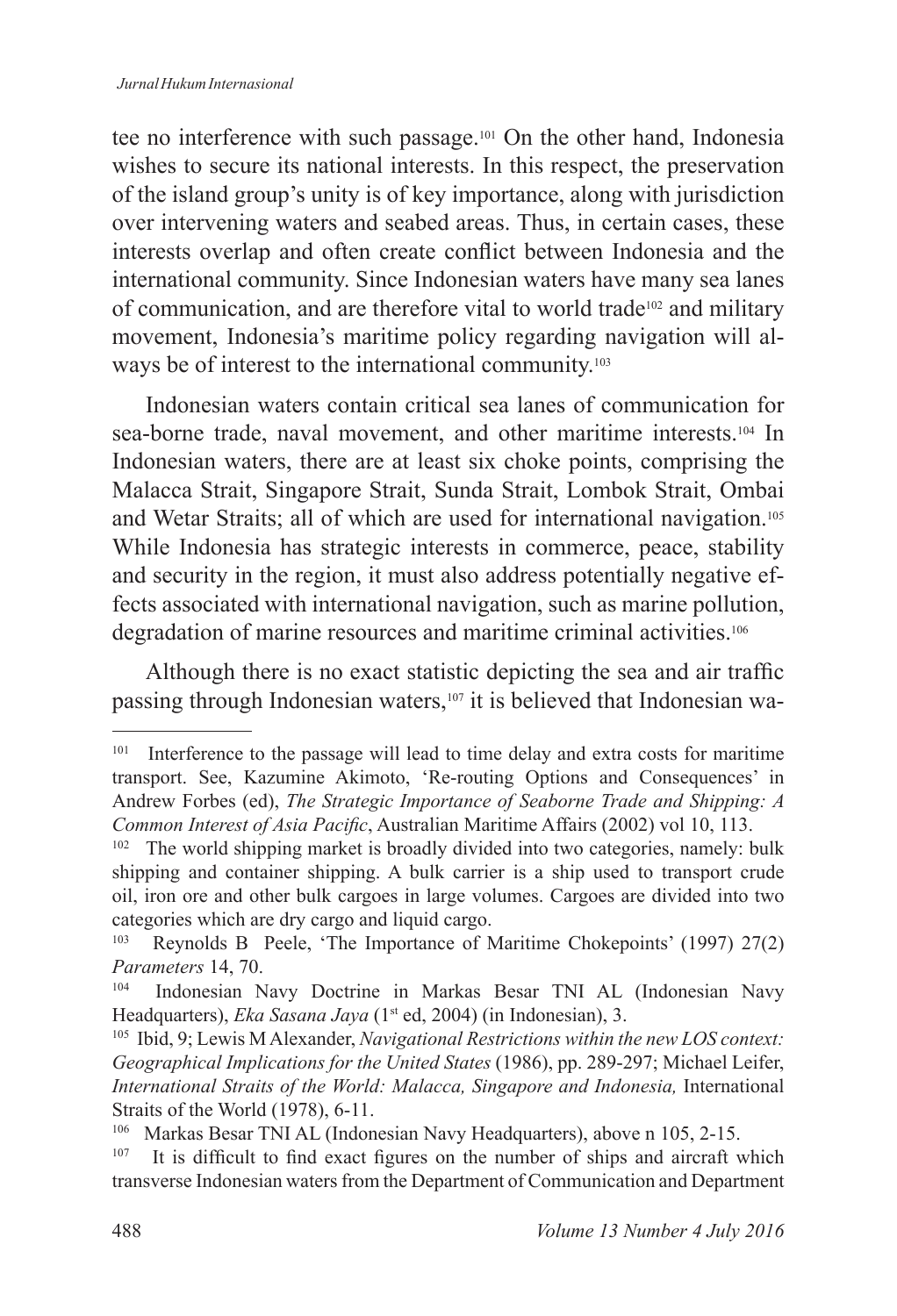tee no interference with such passage.[101] On the other hand, Indonesia wishes to secure its national interests. In this respect, the preservation of the island group's unity is of key importance, along with jurisdiction over intervening waters and seabed areas. Thus, in certain cases, these interests overlap and often create conflict between Indonesia and the international community. Since Indonesian waters have many sea lanes of communication, and are therefore vital to world trade[102] and military movement, Indonesia's maritime policy regarding navigation will always be of interest to the international community.[103]

Indonesian waters contain critical sea lanes of communication for sea-borne trade, naval movement, and other maritime interests.[104] In Indonesian waters, there are at least six choke points, comprising the Malacca Strait, Singapore Strait, Sunda Strait, Lombok Strait, Ombai and Wetar Straits; all of which are used for international navigation.[105] While Indonesia has strategic interests in commerce, peace, stability and security in the region, it must also address potentially negative effects associated with international navigation, such as marine pollution, degradation of marine resources and maritime criminal activities.[106]

Although there is no exact statistic depicting the sea and air traffic passing through Indonesian waters,[107] it is believed that Indonesian wa-

---

[101] Interference to the passage will lead to time delay and extra costs for maritime transport. See, Kazumine Akimoto, 'Re-routing Options and Consequences' in Andrew Forbes (ed), *The Strategic Importance of Seaborne Trade and Shipping: A Common Interest of Asia Pacific*, Australian Maritime Affairs (2002) vol 10, 113.

[102] The world shipping market is broadly divided into two categories, namely: bulk shipping and container shipping. A bulk carrier is a ship used to transport crude oil, iron ore and other bulk cargoes in large volumes. Cargoes are divided into two categories which are dry cargo and liquid cargo.

[103] Reynolds B Peele, 'The Importance of Maritime Chokepoints' (1997) 27(2) *Parameters* 14, 70.

[104] Indonesian Navy Doctrine in Markas Besar TNI AL (Indonesian Navy Headquarters), *Eka Sasana Jaya* (1st ed, 2004) (in Indonesian), 3.

[105] Ibid, 9; Lewis M Alexander, *Navigational Restrictions within the new LOS context: Geographical Implications for the United States* (1986), pp. 289-297; Michael Leifer, *International Straits of the World: Malacca, Singapore and Indonesia,* International Straits of the World (1978), 6-11.

[106] Markas Besar TNI AL (Indonesian Navy Headquarters), above n 105, 2-15.

[107] It is difficult to find exact figures on the number of ships and aircraft which transverse Indonesian waters from the Department of Communication and Department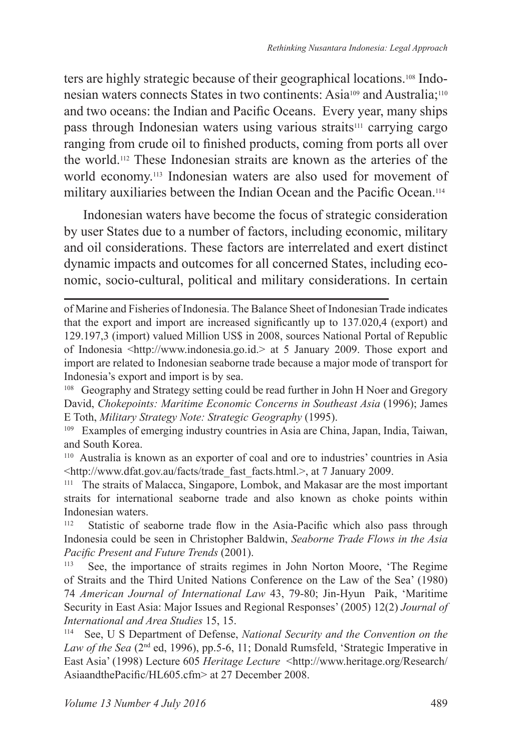ters are highly strategic because of their geographical locations.[108] Indonesian waters connects States in two continents: Asia[109] and Australia;[110] and two oceans: the Indian and Pacific Oceans. Every year, many ships pass through Indonesian waters using various straits[111] carrying cargo ranging from crude oil to finished products, coming from ports all over the world.[112] These Indonesian straits are known as the arteries of the world economy.[113] Indonesian waters are also used for movement of military auxiliaries between the Indian Ocean and the Pacific Ocean.[114]

Indonesian waters have become the focus of strategic consideration by user States due to a number of factors, including economic, military and oil considerations. These factors are interrelated and exert distinct dynamic impacts and outcomes for all concerned States, including economic, socio-cultural, political and military considerations. In certain

---

of Marine and Fisheries of Indonesia. The Balance Sheet of Indonesian Trade indicates that the export and import are increased significantly up to 137.020,4 (export) and 129.197,3 (import) valued Million US$ in 2008, sources National Portal of Republic of Indonesia <http://www.indonesia.go.id.> at 5 January 2009. Those export and import are related to Indonesian seaborne trade because a major mode of transport for Indonesia's export and import is by sea.

[108] Geography and Strategy setting could be read further in John H Noer and Gregory David, *Chokepoints: Maritime Economic Concerns in Southeast Asia* (1996); James E Toth, *Military Strategy Note: Strategic Geography* (1995).

[109] Examples of emerging industry countries in Asia are China, Japan, India, Taiwan, and South Korea.

[110] Australia is known as an exporter of coal and ore to industries' countries in Asia <http://www.dfat.gov.au/facts/trade_fast_facts.html.>, at 7 January 2009.

[111] The straits of Malacca, Singapore, Lombok, and Makasar are the most important straits for international seaborne trade and also known as choke points within Indonesian waters.

[112] Statistic of seaborne trade flow in the Asia-Pacific which also pass through Indonesia could be seen in Christopher Baldwin, *Seaborne Trade Flows in the Asia Pacific Present and Future Trends* (2001).

[113] See, the importance of straits regimes in John Norton Moore, 'The Regime of Straits and the Third United Nations Conference on the Law of the Sea' (1980) 74 *American Journal of International Law* 43, 79-80; Jin-Hyun Paik, 'Maritime Security in East Asia: Major Issues and Regional Responses' (2005) 12(2) *Journal of International and Area Studies* 15, 15.

[114] See, U S Department of Defense, *National Security and the Convention on the Law of the Sea* (2nd ed, 1996), pp.5-6, 11; Donald Rumsfeld, 'Strategic Imperative in East Asia' (1998) Lecture 605 *Heritage Lecture* <http://www.heritage.org/Research/AsiaandthePacific/HL605.cfm> at 27 December 2008.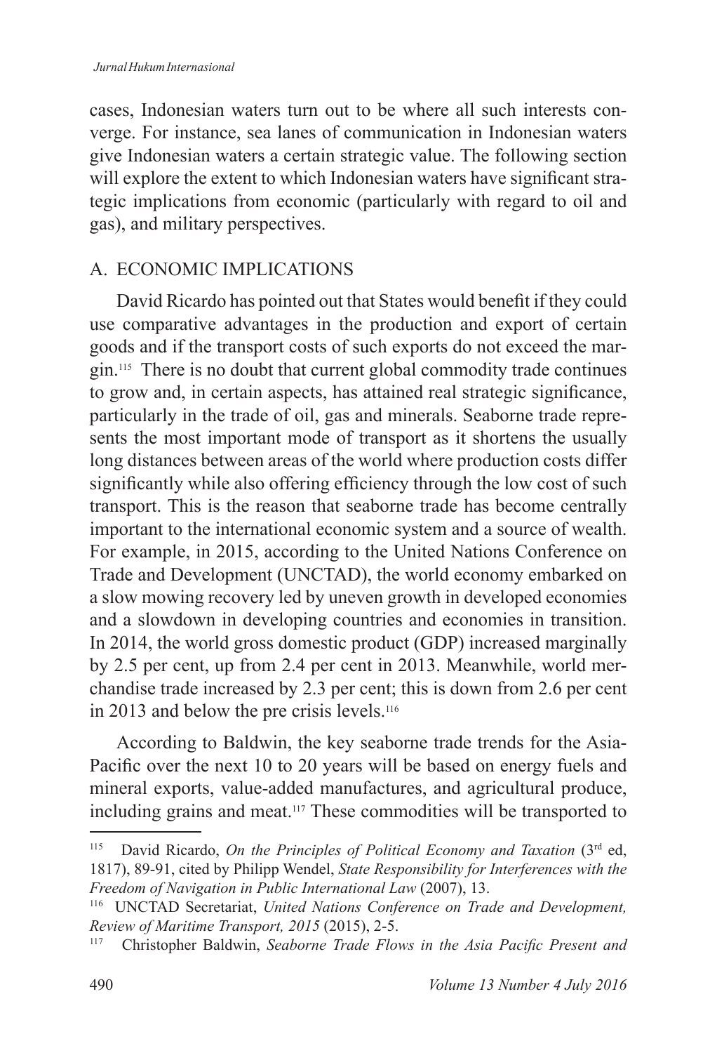cases, Indonesian waters turn out to be where all such interests converge. For instance, sea lanes of communication in Indonesian waters give Indonesian waters a certain strategic value. The following section will explore the extent to which Indonesian waters have significant strategic implications from economic (particularly with regard to oil and gas), and military perspectives.

## A. ECONOMIC IMPLICATIONS

David Ricardo has pointed out that States would benefit if they could use comparative advantages in the production and export of certain goods and if the transport costs of such exports do not exceed the margin.[115] There is no doubt that current global commodity trade continues to grow and, in certain aspects, has attained real strategic significance, particularly in the trade of oil, gas and minerals. Seaborne trade represents the most important mode of transport as it shortens the usually long distances between areas of the world where production costs differ significantly while also offering efficiency through the low cost of such transport. This is the reason that seaborne trade has become centrally important to the international economic system and a source of wealth. For example, in 2015, according to the United Nations Conference on Trade and Development (UNCTAD), the world economy embarked on a slow mowing recovery led by uneven growth in developed economies and a slowdown in developing countries and economies in transition. In 2014, the world gross domestic product (GDP) increased marginally by 2.5 per cent, up from 2.4 per cent in 2013. Meanwhile, world merchandise trade increased by 2.3 per cent; this is down from 2.6 per cent in 2013 and below the pre crisis levels.[116]

According to Baldwin, the key seaborne trade trends for the Asia-Pacific over the next 10 to 20 years will be based on energy fuels and mineral exports, value-added manufactures, and agricultural produce, including grains and meat.[117] These commodities will be transported to

---

[115] David Ricardo, *On the Principles of Political Economy and Taxation* (3rd ed, 1817), 89-91, cited by Philipp Wendel, *State Responsibility for Interferences with the Freedom of Navigation in Public International Law* (2007), 13.

[116] UNCTAD Secretariat, *United Nations Conference on Trade and Development, Review of Maritime Transport, 2015* (2015), 2-5.

[117] Christopher Baldwin, *Seaborne Trade Flows in the Asia Pacific Present and*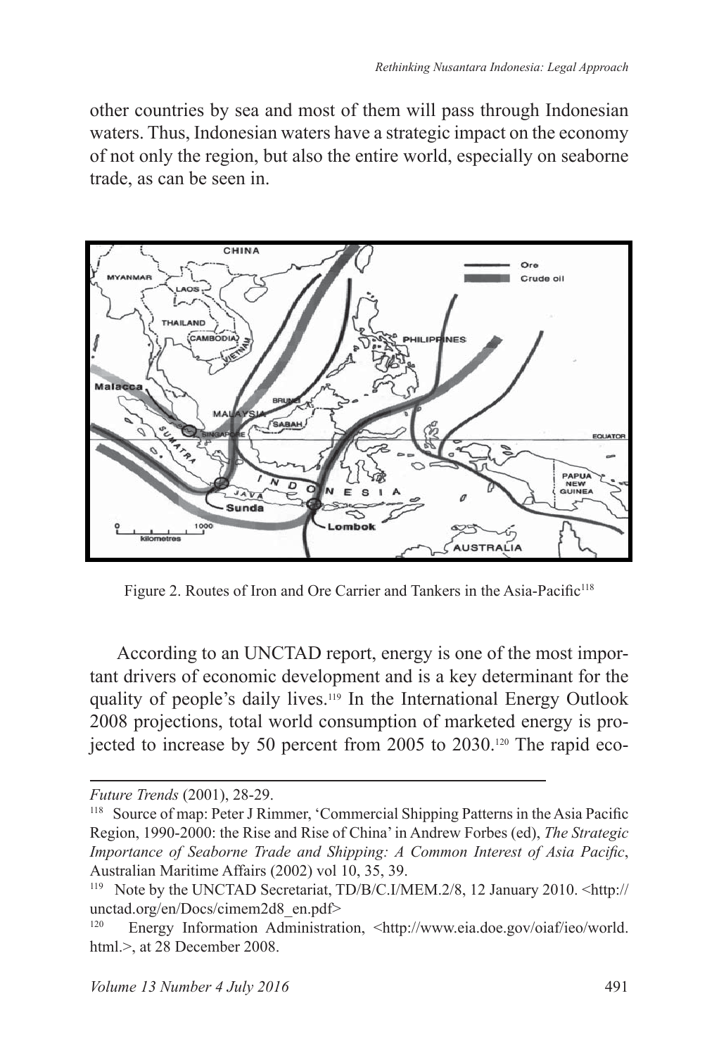other countries by sea and most of them will pass through Indonesian waters. Thus, Indonesian waters have a strategic impact on the economy of not only the region, but also the entire world, especially on seaborne trade, as can be seen in.

Figure 2. Routes of Iron and Ore Carrier and Tankers in the Asia-Pacific[118]

According to an UNCTAD report, energy is one of the most important drivers of economic development and is a key determinant for the quality of people's daily lives.[119] In the International Energy Outlook 2008 projections, total world consumption of marketed energy is projected to increase by 50 percent from 2005 to 2030.[120] The rapid eco-

---

*Future Trends* (2001), 28-29.

[118] Source of map: Peter J Rimmer, 'Commercial Shipping Patterns in the Asia Pacific Region, 1990-2000: the Rise and Rise of China' in Andrew Forbes (ed), *The Strategic Importance of Seaborne Trade and Shipping: A Common Interest of Asia Pacific*, Australian Maritime Affairs (2002) vol 10, 35, 39.

[119] Note by the UNCTAD Secretariat, TD/B/C.I/MEM.2/8, 12 January 2010. <http://unctad.org/en/Docs/cimem2d8_en.pdf>

[120] Energy Information Administration, <http://www.eia.doe.gov/oiaf/ieo/world.html.>, at 28 December 2008.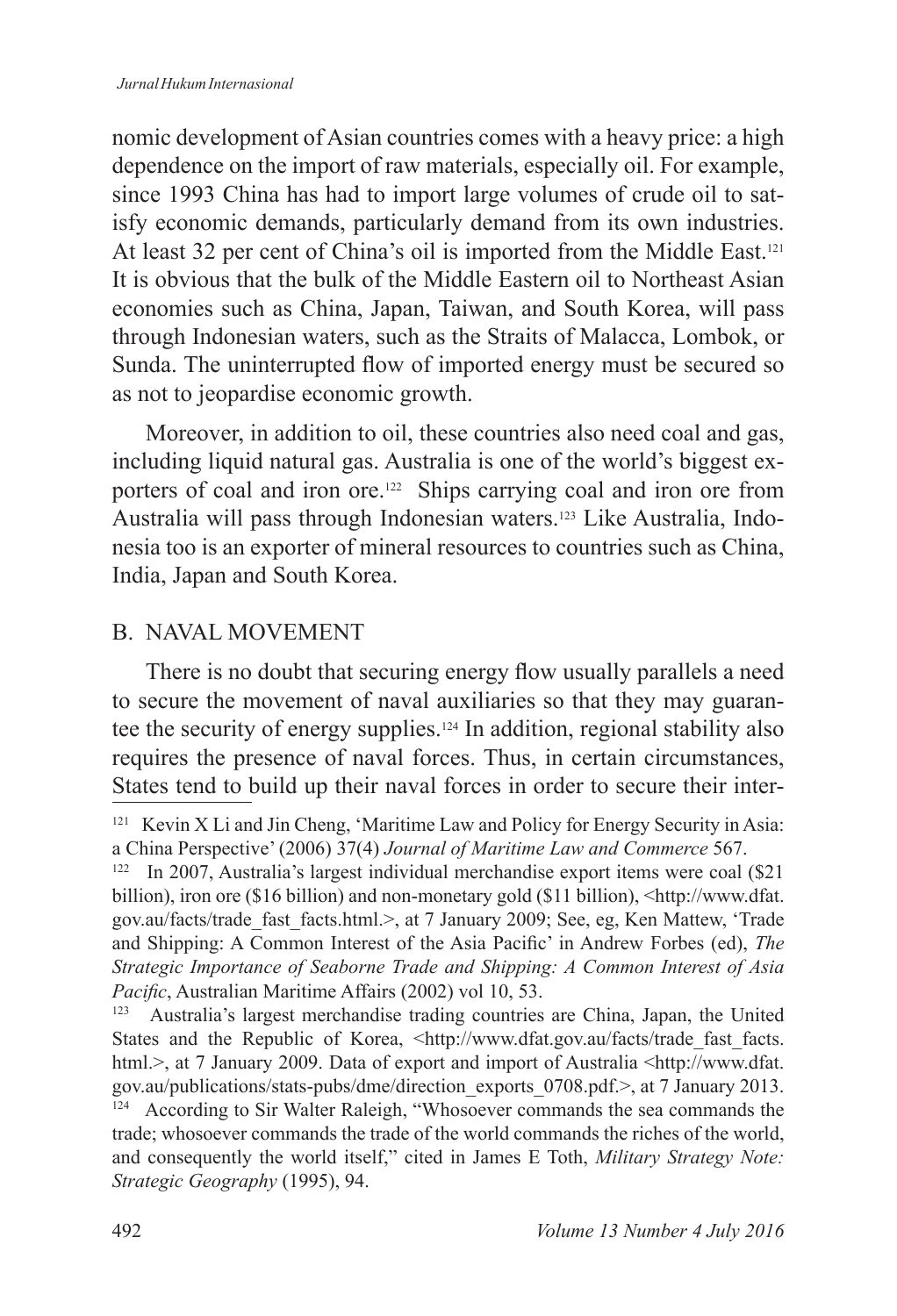nomic development of Asian countries comes with a heavy price: a high dependence on the import of raw materials, especially oil. For example, since 1993 China has had to import large volumes of crude oil to satisfy economic demands, particularly demand from its own industries. At least 32 per cent of China's oil is imported from the Middle East.[121] It is obvious that the bulk of the Middle Eastern oil to Northeast Asian economies such as China, Japan, Taiwan, and South Korea, will pass through Indonesian waters, such as the Straits of Malacca, Lombok, or Sunda. The uninterrupted flow of imported energy must be secured so as not to jeopardise economic growth.

Moreover, in addition to oil, these countries also need coal and gas, including liquid natural gas. Australia is one of the world's biggest exporters of coal and iron ore.[122] Ships carrying coal and iron ore from Australia will pass through Indonesian waters.[123] Like Australia, Indonesia too is an exporter of mineral resources to countries such as China, India, Japan and South Korea.

## B. NAVAL MOVEMENT

There is no doubt that securing energy flow usually parallels a need to secure the movement of naval auxiliaries so that they may guarantee the security of energy supplies.[124] In addition, regional stability also requires the presence of naval forces. Thus, in certain circumstances, States tend to build up their naval forces in order to secure their inter-

---

[121] Kevin X Li and Jin Cheng, 'Maritime Law and Policy for Energy Security in Asia: a China Perspective' (2006) 37(4) *Journal of Maritime Law and Commerce* 567.

[122] In 2007, Australia's largest individual merchandise export items were coal ($21 billion), iron ore ($16 billion) and non-monetary gold ($11 billion), <http://www.dfat.gov.au/facts/trade_fast_facts.html.>, at 7 January 2009; See, eg, Ken Mattew, 'Trade and Shipping: A Common Interest of the Asia Pacific' in Andrew Forbes (ed), *The Strategic Importance of Seaborne Trade and Shipping: A Common Interest of Asia Pacific*, Australian Maritime Affairs (2002) vol 10, 53.

[123] Australia's largest merchandise trading countries are China, Japan, the United States and the Republic of Korea, <http://www.dfat.gov.au/facts/trade_fast_facts.html.>, at 7 January 2009. Data of export and import of Australia <http://www.dfat.gov.au/publications/stats-pubs/dme/direction_exports_0708.pdf.>, at 7 January 2013.

[124] According to Sir Walter Raleigh, "Whosoever commands the sea commands the trade; whosoever commands the trade of the world commands the riches of the world, and consequently the world itself," cited in James E Toth, *Military Strategy Note: Strategic Geography* (1995), 94.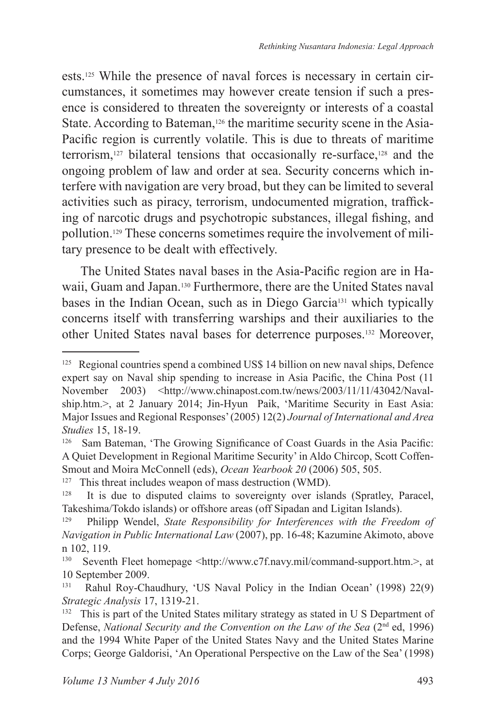ests.[125] While the presence of naval forces is necessary in certain circumstances, it sometimes may however create tension if such a presence is considered to threaten the sovereignty or interests of a coastal State. According to Bateman,[126] the maritime security scene in the Asia-Pacific region is currently volatile. This is due to threats of maritime terrorism,[127] bilateral tensions that occasionally re-surface,[128] and the ongoing problem of law and order at sea. Security concerns which interfere with navigation are very broad, but they can be limited to several activities such as piracy, terrorism, undocumented migration, trafficking of narcotic drugs and psychotropic substances, illegal fishing, and pollution.[129] These concerns sometimes require the involvement of military presence to be dealt with effectively.

The United States naval bases in the Asia-Pacific region are in Hawaii, Guam and Japan.[130] Furthermore, there are the United States naval bases in the Indian Ocean, such as in Diego Garcia[131] which typically concerns itself with transferring warships and their auxiliaries to the other United States naval bases for deterrence purposes.[132] Moreover,

---

[125] Regional countries spend a combined US$ 14 billion on new naval ships, Defence expert say on Naval ship spending to increase in Asia Pacific, the China Post (11 November 2003) <http://www.chinapost.com.tw/news/2003/11/11/43042/Navalship.htm.>, at 2 January 2014; Jin-Hyun Paik, 'Maritime Security in East Asia: Major Issues and Regional Responses' (2005) 12(2) *Journal of International and Area Studies* 15, 18-19.

[126] Sam Bateman, 'The Growing Significance of Coast Guards in the Asia Pacific: A Quiet Development in Regional Maritime Security' in Aldo Chircop, Scott Coffen-Smout and Moira McConnell (eds), *Ocean Yearbook 20* (2006) 505, 505.

[127] This threat includes weapon of mass destruction (WMD).

[128] It is due to disputed claims to sovereignty over islands (Spratley, Paracel, Takeshima/Tokdo islands) or offshore areas (off Sipadan and Ligitan Islands).

[129] Philipp Wendel, *State Responsibility for Interferences with the Freedom of Navigation in Public International Law* (2007), pp. 16-48; Kazumine Akimoto, above n 102, 119.

[130] Seventh Fleet homepage <http://www.c7f.navy.mil/command-support.htm.>, at 10 September 2009.

[131] Rahul Roy-Chaudhury, 'US Naval Policy in the Indian Ocean' (1998) 22(9) *Strategic Analysis* 17, 1319-21.

[132] This is part of the United States military strategy as stated in U S Department of Defense, *National Security and the Convention on the Law of the Sea* (2nd ed, 1996) and the 1994 White Paper of the United States Navy and the United States Marine Corps; George Galdorisi, 'An Operational Perspective on the Law of the Sea' (1998)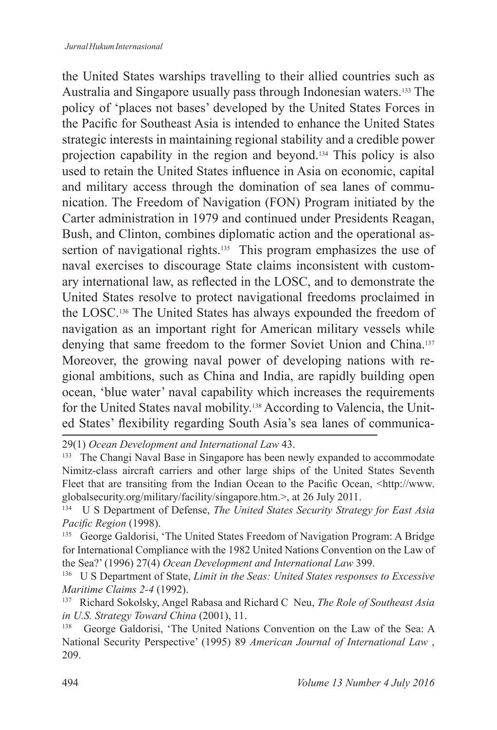the United States warships travelling to their allied countries such as Australia and Singapore usually pass through Indonesian waters.[133] The policy of 'places not bases' developed by the United States Forces in the Pacific for Southeast Asia is intended to enhance the United States strategic interests in maintaining regional stability and a credible power projection capability in the region and beyond.[134] This policy is also used to retain the United States influence in Asia on economic, capital and military access through the domination of sea lanes of communication. The Freedom of Navigation (FON) Program initiated by the Carter administration in 1979 and continued under Presidents Reagan, Bush, and Clinton, combines diplomatic action and the operational assertion of navigational rights.[135] This program emphasizes the use of naval exercises to discourage State claims inconsistent with customary international law, as reflected in the LOSC, and to demonstrate the United States resolve to protect navigational freedoms proclaimed in the LOSC.[136] The United States has always expounded the freedom of navigation as an important right for American military vessels while denying that same freedom to the former Soviet Union and China.[137] Moreover, the growing naval power of developing nations with regional ambitions, such as China and India, are rapidly building open ocean, 'blue water' naval capability which increases the requirements for the United States naval mobility.[138] According to Valencia, the United States' flexibility regarding South Asia's sea lanes of communica-

---

29(1) *Ocean Development and International Law* 43.

[133] The Changi Naval Base in Singapore has been newly expanded to accommodate Nimitz-class aircraft carriers and other large ships of the United States Seventh Fleet that are transiting from the Indian Ocean to the Pacific Ocean, <http://www.globalsecurity.org/military/facility/singapore.htm.>, at 26 July 2011.

[134] U S Department of Defense, *The United States Security Strategy for East Asia Pacific Region* (1998).

[135] George Galdorisi, 'The United States Freedom of Navigation Program: A Bridge for International Compliance with the 1982 United Nations Convention on the Law of the Sea?' (1996) 27(4) *Ocean Development and International Law* 399.

[136] U S Department of State, *Limit in the Seas: United States responses to Excessive Maritime Claims 2-4* (1992).

[137] Richard Sokolsky, Angel Rabasa and Richard C Neu, *The Role of Southeast Asia in U.S. Strategy Toward China* (2001), 11.

[138] George Galdorisi, 'The United Nations Convention on the Law of the Sea: A National Security Perspective' (1995) 89 *American Journal of International Law* , 209.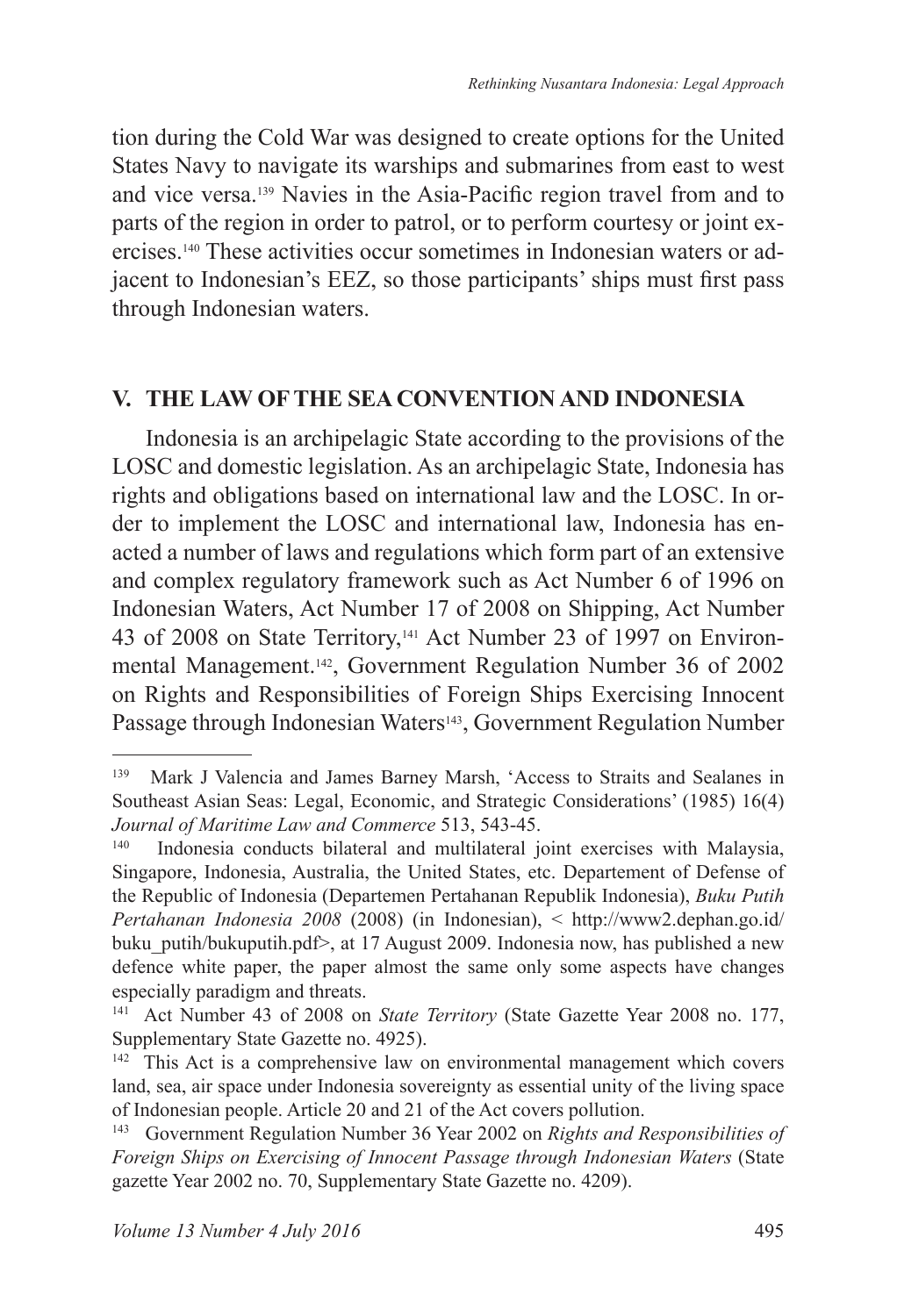tion during the Cold War was designed to create options for the United States Navy to navigate its warships and submarines from east to west and vice versa.[139] Navies in the Asia-Pacific region travel from and to parts of the region in order to patrol, or to perform courtesy or joint exercises.[140] These activities occur sometimes in Indonesian waters or adjacent to Indonesian's EEZ, so those participants' ships must first pass through Indonesian waters.

## V. THE LAW OF THE SEA CONVENTION AND INDONESIA

Indonesia is an archipelagic State according to the provisions of the LOSC and domestic legislation. As an archipelagic State, Indonesia has rights and obligations based on international law and the LOSC. In order to implement the LOSC and international law, Indonesia has enacted a number of laws and regulations which form part of an extensive and complex regulatory framework such as Act Number 6 of 1996 on Indonesian Waters, Act Number 17 of 2008 on Shipping, Act Number 43 of 2008 on State Territory,[141] Act Number 23 of 1997 on Environmental Management.[142], Government Regulation Number 36 of 2002 on Rights and Responsibilities of Foreign Ships Exercising Innocent Passage through Indonesian Waters[143], Government Regulation Number

---

[139] Mark J Valencia and James Barney Marsh, 'Access to Straits and Sealanes in Southeast Asian Seas: Legal, Economic, and Strategic Considerations' (1985) 16(4) *Journal of Maritime Law and Commerce* 513, 543-45.

[140] Indonesia conducts bilateral and multilateral joint exercises with Malaysia, Singapore, Indonesia, Australia, the United States, etc. Departement of Defense of the Republic of Indonesia (Departemen Pertahanan Republik Indonesia), *Buku Putih Pertahanan Indonesia 2008* (2008) (in Indonesian), < http://www2.dephan.go.id/buku_putih/bukuputih.pdf>, at 17 August 2009. Indonesia now, has published a new defence white paper, the paper almost the same only some aspects have changes especially paradigm and threats.

[141] Act Number 43 of 2008 on *State Territory* (State Gazette Year 2008 no. 177, Supplementary State Gazette no. 4925).

[142] This Act is a comprehensive law on environmental management which covers land, sea, air space under Indonesia sovereignty as essential unity of the living space of Indonesian people. Article 20 and 21 of the Act covers pollution.

[143] Government Regulation Number 36 Year 2002 on *Rights and Responsibilities of Foreign Ships on Exercising of Innocent Passage through Indonesian Waters* (State gazette Year 2002 no. 70, Supplementary State Gazette no. 4209).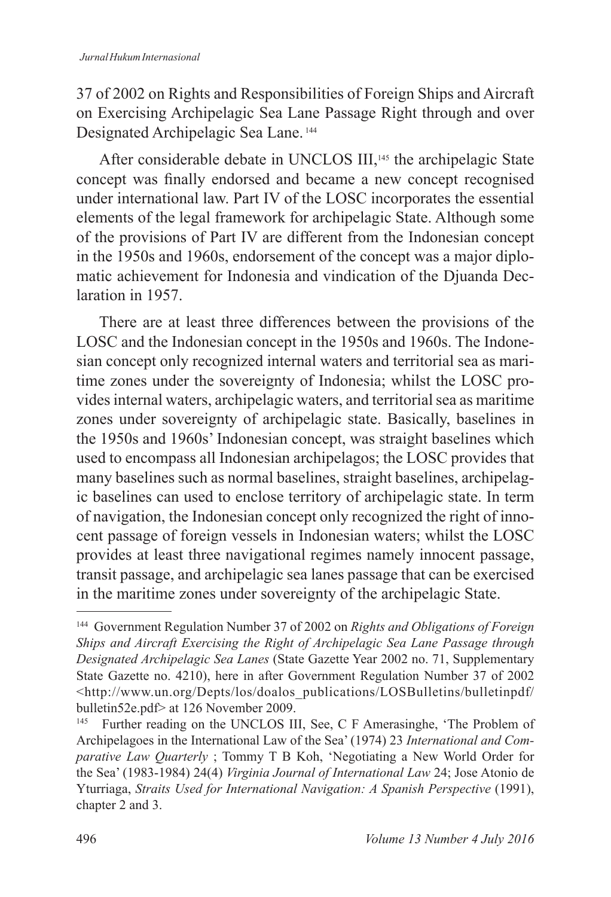37 of 2002 on Rights and Responsibilities of Foreign Ships and Aircraft on Exercising Archipelagic Sea Lane Passage Right through and over Designated Archipelagic Sea Lane.[144]

After considerable debate in UNCLOS III,[145] the archipelagic State concept was finally endorsed and became a new concept recognised under international law. Part IV of the LOSC incorporates the essential elements of the legal framework for archipelagic State. Although some of the provisions of Part IV are different from the Indonesian concept in the 1950s and 1960s, endorsement of the concept was a major diplomatic achievement for Indonesia and vindication of the Djuanda Declaration in 1957.

There are at least three differences between the provisions of the LOSC and the Indonesian concept in the 1950s and 1960s. The Indonesian concept only recognized internal waters and territorial sea as maritime zones under the sovereignty of Indonesia; whilst the LOSC provides internal waters, archipelagic waters, and territorial sea as maritime zones under sovereignty of archipelagic state. Basically, baselines in the 1950s and 1960s' Indonesian concept, was straight baselines which used to encompass all Indonesian archipelagos; the LOSC provides that many baselines such as normal baselines, straight baselines, archipelagic baselines can used to enclose territory of archipelagic state. In term of navigation, the Indonesian concept only recognized the right of innocent passage of foreign vessels in Indonesian waters; whilst the LOSC provides at least three navigational regimes namely innocent passage, transit passage, and archipelagic sea lanes passage that can be exercised in the maritime zones under sovereignty of the archipelagic State.

---

[144] Government Regulation Number 37 of 2002 on *Rights and Obligations of Foreign Ships and Aircraft Exercising the Right of Archipelagic Sea Lane Passage through Designated Archipelagic Sea Lanes* (State Gazette Year 2002 no. 71, Supplementary State Gazette no. 4210), here in after Government Regulation Number 37 of 2002 <http://www.un.org/Depts/los/doalos_publications/LOSBulletins/bulletinpdf/bulletin52e.pdf> at 126 November 2009.

[145] Further reading on the UNCLOS III, See, C F Amerasinghe, 'The Problem of Archipelagoes in the International Law of the Sea' (1974) 23 *International and Comparative Law Quarterly* ; Tommy T B Koh, 'Negotiating a New World Order for the Sea' (1983-1984) 24(4) *Virginia Journal of International Law* 24; Jose Atonio de Yturriaga, *Straits Used for International Navigation: A Spanish Perspective* (1991), chapter 2 and 3.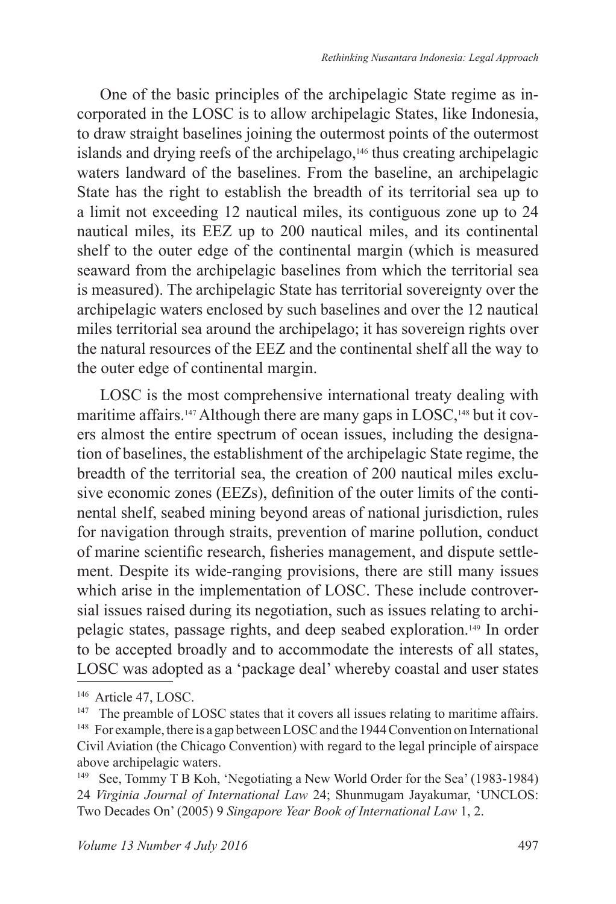One of the basic principles of the archipelagic State regime as incorporated in the LOSC is to allow archipelagic States, like Indonesia, to draw straight baselines joining the outermost points of the outermost islands and drying reefs of the archipelago,[146] thus creating archipelagic waters landward of the baselines. From the baseline, an archipelagic State has the right to establish the breadth of its territorial sea up to a limit not exceeding 12 nautical miles, its contiguous zone up to 24 nautical miles, its EEZ up to 200 nautical miles, and its continental shelf to the outer edge of the continental margin (which is measured seaward from the archipelagic baselines from which the territorial sea is measured). The archipelagic State has territorial sovereignty over the archipelagic waters enclosed by such baselines and over the 12 nautical miles territorial sea around the archipelago; it has sovereign rights over the natural resources of the EEZ and the continental shelf all the way to the outer edge of continental margin.

LOSC is the most comprehensive international treaty dealing with maritime affairs.[147] Although there are many gaps in LOSC,[148] but it covers almost the entire spectrum of ocean issues, including the designation of baselines, the establishment of the archipelagic State regime, the breadth of the territorial sea, the creation of 200 nautical miles exclusive economic zones (EEZs), definition of the outer limits of the continental shelf, seabed mining beyond areas of national jurisdiction, rules for navigation through straits, prevention of marine pollution, conduct of marine scientific research, fisheries management, and dispute settlement. Despite its wide-ranging provisions, there are still many issues which arise in the implementation of LOSC. These include controversial issues raised during its negotiation, such as issues relating to archipelagic states, passage rights, and deep seabed exploration.[149] In order to be accepted broadly and to accommodate the interests of all states, LOSC was adopted as a 'package deal' whereby coastal and user states

---

[146] Article 47, LOSC.

[147] The preamble of LOSC states that it covers all issues relating to maritime affairs.

[148] For example, there is a gap between LOSC and the 1944 Convention on International Civil Aviation (the Chicago Convention) with regard to the legal principle of airspace above archipelagic waters.

[149] See, Tommy T B Koh, 'Negotiating a New World Order for the Sea' (1983-1984) 24 *Virginia Journal of International Law* 24; Shunmugam Jayakumar, 'UNCLOS: Two Decades On' (2005) 9 *Singapore Year Book of International Law* 1, 2.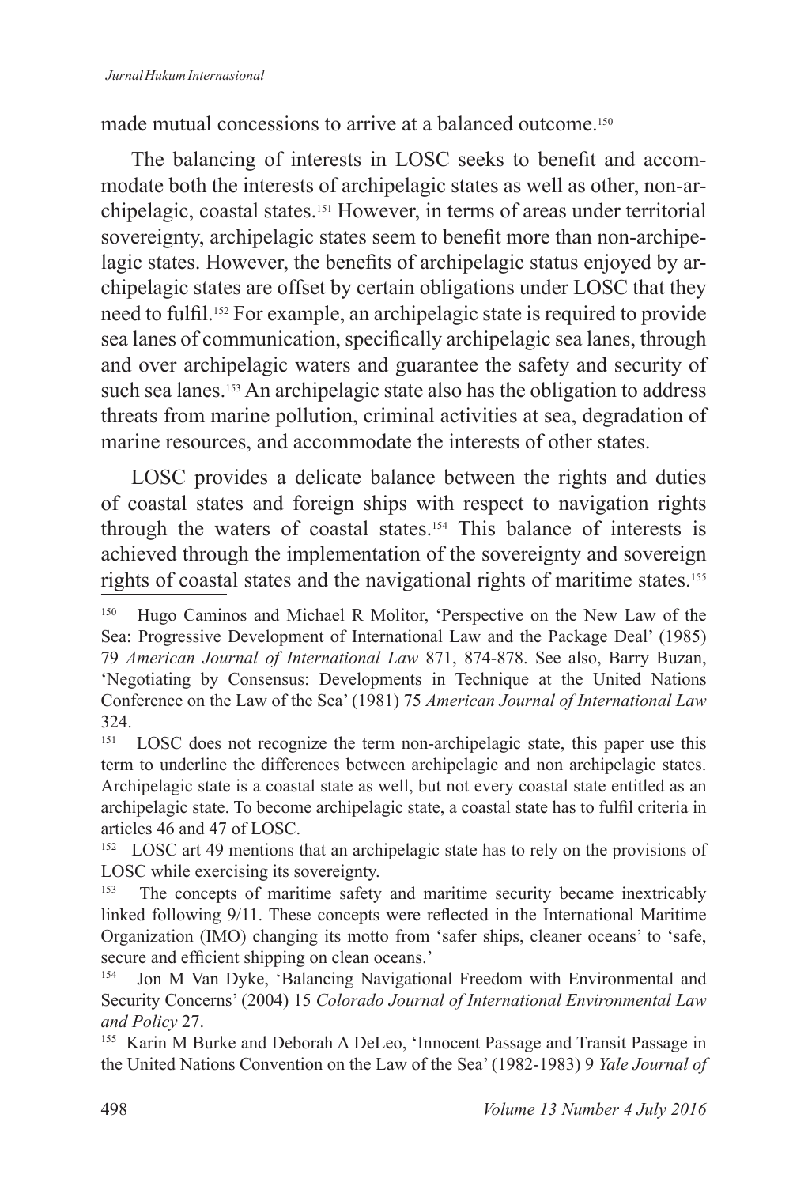made mutual concessions to arrive at a balanced outcome.[150]

The balancing of interests in LOSC seeks to benefit and accommodate both the interests of archipelagic states as well as other, non-archipelagic, coastal states.[151] However, in terms of areas under territorial sovereignty, archipelagic states seem to benefit more than non-archipelagic states. However, the benefits of archipelagic status enjoyed by archipelagic states are offset by certain obligations under LOSC that they need to fulfil.[152] For example, an archipelagic state is required to provide sea lanes of communication, specifically archipelagic sea lanes, through and over archipelagic waters and guarantee the safety and security of such sea lanes.[153] An archipelagic state also has the obligation to address threats from marine pollution, criminal activities at sea, degradation of marine resources, and accommodate the interests of other states.

LOSC provides a delicate balance between the rights and duties of coastal states and foreign ships with respect to navigation rights through the waters of coastal states.[154] This balance of interests is achieved through the implementation of the sovereignty and sovereign rights of coastal states and the navigational rights of maritime states.[155]

---

[150] Hugo Caminos and Michael R Molitor, 'Perspective on the New Law of the Sea: Progressive Development of International Law and the Package Deal' (1985) 79 *American Journal of International Law* 871, 874-878. See also, Barry Buzan, 'Negotiating by Consensus: Developments in Technique at the United Nations Conference on the Law of the Sea' (1981) 75 *American Journal of International Law* 324.

[151] LOSC does not recognize the term non-archipelagic state, this paper use this term to underline the differences between archipelagic and non archipelagic states. Archipelagic state is a coastal state as well, but not every coastal state entitled as an archipelagic state. To become archipelagic state, a coastal state has to fulfil criteria in articles 46 and 47 of LOSC.

[152] LOSC art 49 mentions that an archipelagic state has to rely on the provisions of LOSC while exercising its sovereignty.

[153] The concepts of maritime safety and maritime security became inextricably linked following 9/11. These concepts were reflected in the International Maritime Organization (IMO) changing its motto from 'safer ships, cleaner oceans' to 'safe, secure and efficient shipping on clean oceans.'

[154] Jon M Van Dyke, 'Balancing Navigational Freedom with Environmental and Security Concerns' (2004) 15 *Colorado Journal of International Environmental Law and Policy* 27.

[155] Karin M Burke and Deborah A DeLeo, 'Innocent Passage and Transit Passage in the United Nations Convention on the Law of the Sea' (1982-1983) 9 *Yale Journal of*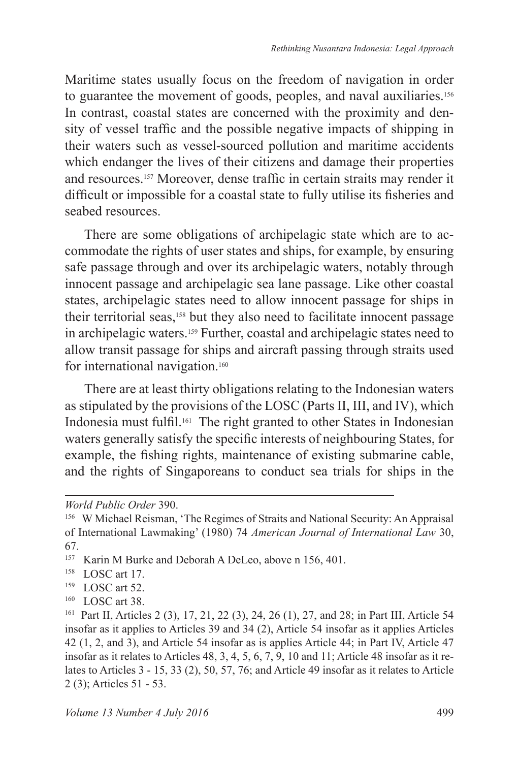Maritime states usually focus on the freedom of navigation in order to guarantee the movement of goods, peoples, and naval auxiliaries.[156] In contrast, coastal states are concerned with the proximity and density of vessel traffic and the possible negative impacts of shipping in their waters such as vessel-sourced pollution and maritime accidents which endanger the lives of their citizens and damage their properties and resources.[157] Moreover, dense traffic in certain straits may render it difficult or impossible for a coastal state to fully utilise its fisheries and seabed resources.

There are some obligations of archipelagic state which are to accommodate the rights of user states and ships, for example, by ensuring safe passage through and over its archipelagic waters, notably through innocent passage and archipelagic sea lane passage. Like other coastal states, archipelagic states need to allow innocent passage for ships in their territorial seas,[158] but they also need to facilitate innocent passage in archipelagic waters.[159] Further, coastal and archipelagic states need to allow transit passage for ships and aircraft passing through straits used for international navigation.[160]

There are at least thirty obligations relating to the Indonesian waters as stipulated by the provisions of the LOSC (Parts II, III, and IV), which Indonesia must fulfil.[161] The right granted to other States in Indonesian waters generally satisfy the specific interests of neighbouring States, for example, the fishing rights, maintenance of existing submarine cable, and the rights of Singaporeans to conduct sea trials for ships in the

---

*World Public Order* 390.

[156] W Michael Reisman, 'The Regimes of Straits and National Security: An Appraisal of International Lawmaking' (1980) 74 *American Journal of International Law* 30, 67.

[157] Karin M Burke and Deborah A DeLeo, above n 156, 401.

[158] LOSC art 17.

[159] LOSC art 52.

[160] LOSC art 38.

[161] Part II, Articles 2 (3), 17, 21, 22 (3), 24, 26 (1), 27, and 28; in Part III, Article 54 insofar as it applies to Articles 39 and 34 (2), Article 54 insofar as it applies Articles 42 (1, 2, and 3), and Article 54 insofar as is applies Article 44; in Part IV, Article 47 insofar as it relates to Articles 48, 3, 4, 5, 6, 7, 9, 10 and 11; Article 48 insofar as it relates to Articles 3 - 15, 33 (2), 50, 57, 76; and Article 49 insofar as it relates to Article 2 (3); Articles 51 - 53.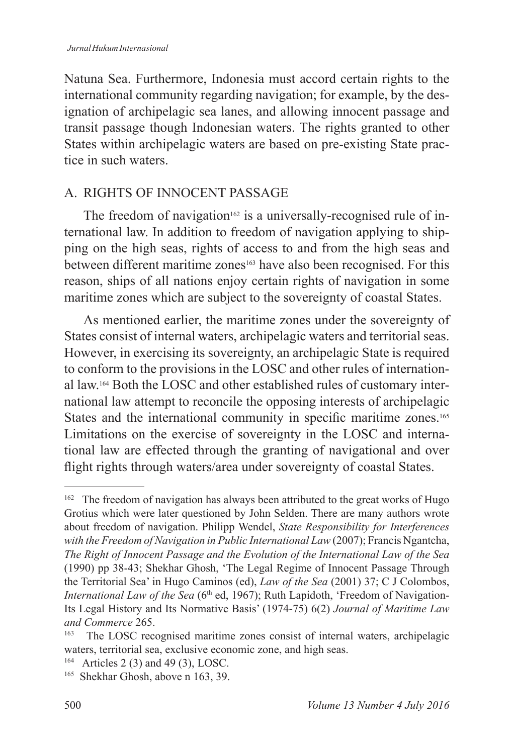Natuna Sea. Furthermore, Indonesia must accord certain rights to the international community regarding navigation; for example, by the designation of archipelagic sea lanes, and allowing innocent passage and transit passage though Indonesian waters. The rights granted to other States within archipelagic waters are based on pre-existing State practice in such waters.

## A. RIGHTS OF INNOCENT PASSAGE

The freedom of navigation[162] is a universally-recognised rule of international law. In addition to freedom of navigation applying to shipping on the high seas, rights of access to and from the high seas and between different maritime zones[163] have also been recognised. For this reason, ships of all nations enjoy certain rights of navigation in some maritime zones which are subject to the sovereignty of coastal States.

As mentioned earlier, the maritime zones under the sovereignty of States consist of internal waters, archipelagic waters and territorial seas. However, in exercising its sovereignty, an archipelagic State is required to conform to the provisions in the LOSC and other rules of international law.[164] Both the LOSC and other established rules of customary international law attempt to reconcile the opposing interests of archipelagic States and the international community in specific maritime zones.[165] Limitations on the exercise of sovereignty in the LOSC and international law are effected through the granting of navigational and over flight rights through waters/area under sovereignty of coastal States.

---

[162] The freedom of navigation has always been attributed to the great works of Hugo Grotius which were later questioned by John Selden. There are many authors wrote about freedom of navigation. Philipp Wendel, *State Responsibility for Interferences with the Freedom of Navigation in Public International Law* (2007); Francis Ngantcha, *The Right of Innocent Passage and the Evolution of the International Law of the Sea* (1990) pp 38-43; Shekhar Ghosh, 'The Legal Regime of Innocent Passage Through the Territorial Sea' in Hugo Caminos (ed), *Law of the Sea* (2001) 37; C J Colombos, *International Law of the Sea* (6th ed, 1967); Ruth Lapidoth, 'Freedom of Navigation-Its Legal History and Its Normative Basis' (1974-75) 6(2) *Journal of Maritime Law and Commerce* 265.

[163] The LOSC recognised maritime zones consist of internal waters, archipelagic waters, territorial sea, exclusive economic zone, and high seas.

[164] Articles 2 (3) and 49 (3), LOSC.

[165] Shekhar Ghosh, above n 163, 39.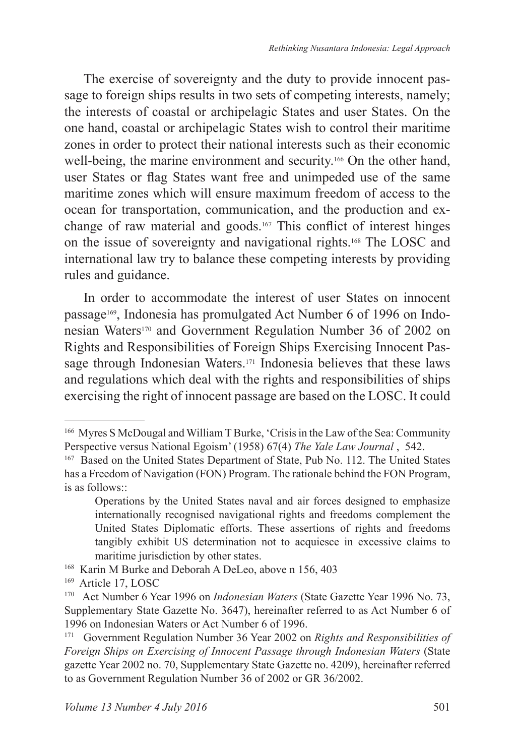The exercise of sovereignty and the duty to provide innocent passage to foreign ships results in two sets of competing interests, namely; the interests of coastal or archipelagic States and user States. On the one hand, coastal or archipelagic States wish to control their maritime zones in order to protect their national interests such as their economic well-being, the marine environment and security.[166] On the other hand, user States or flag States want free and unimpeded use of the same maritime zones which will ensure maximum freedom of access to the ocean for transportation, communication, and the production and exchange of raw material and goods.[167] This conflict of interest hinges on the issue of sovereignty and navigational rights.[168] The LOSC and international law try to balance these competing interests by providing rules and guidance.

In order to accommodate the interest of user States on innocent passage[169], Indonesia has promulgated Act Number 6 of 1996 on Indonesian Waters[170] and Government Regulation Number 36 of 2002 on Rights and Responsibilities of Foreign Ships Exercising Innocent Passage through Indonesian Waters.[171] Indonesia believes that these laws and regulations which deal with the rights and responsibilities of ships exercising the right of innocent passage are based on the LOSC. It could

---

[166] Myres S McDougal and William T Burke, 'Crisis in the Law of the Sea: Community Perspective versus National Egoism' (1958) 67(4) *The Yale Law Journal* , 542.

[167] Based on the United States Department of State, Pub No. 112. The United States has a Freedom of Navigation (FON) Program. The rationale behind the FON Program, is as follows::

> Operations by the United States naval and air forces designed to emphasize internationally recognised navigational rights and freedoms complement the United States Diplomatic efforts. These assertions of rights and freedoms tangibly exhibit US determination not to acquiesce in excessive claims to maritime jurisdiction by other states.

[168] Karin M Burke and Deborah A DeLeo, above n 156, 403

[169] Article 17, LOSC

[170] Act Number 6 Year 1996 on *Indonesian Waters* (State Gazette Year 1996 No. 73, Supplementary State Gazette No. 3647), hereinafter referred to as Act Number 6 of 1996 on Indonesian Waters or Act Number 6 of 1996.

[171] Government Regulation Number 36 Year 2002 on *Rights and Responsibilities of Foreign Ships on Exercising of Innocent Passage through Indonesian Waters* (State gazette Year 2002 no. 70, Supplementary State Gazette no. 4209), hereinafter referred to as Government Regulation Number 36 of 2002 or GR 36/2002.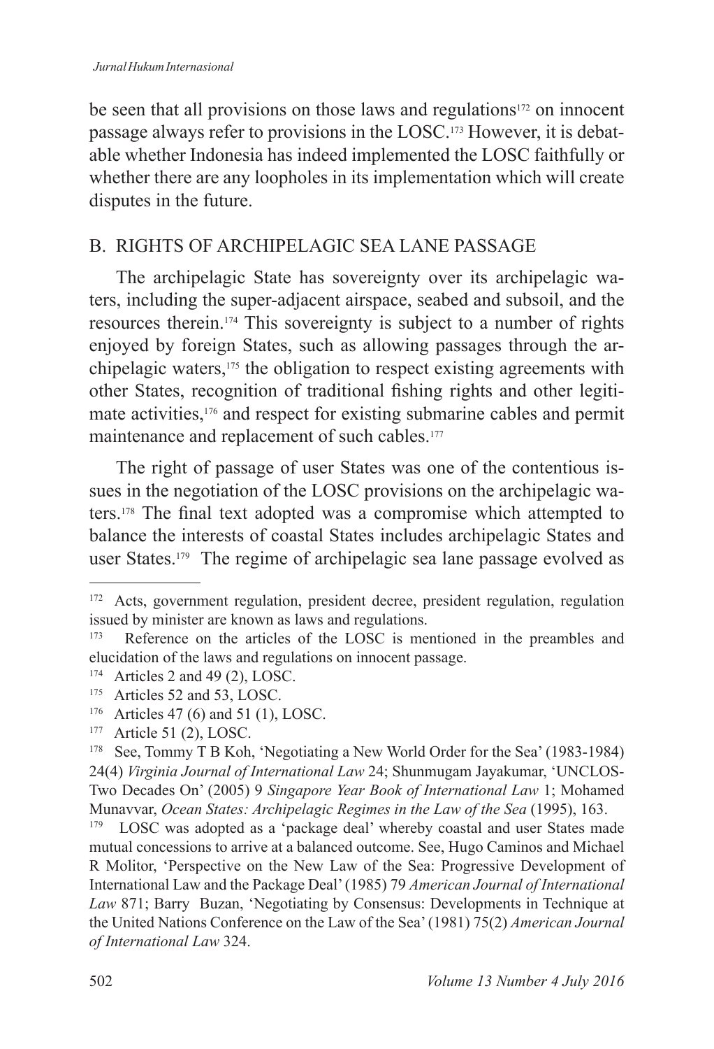be seen that all provisions on those laws and regulations[172] on innocent passage always refer to provisions in the LOSC.[173] However, it is debatable whether Indonesia has indeed implemented the LOSC faithfully or whether there are any loopholes in its implementation which will create disputes in the future.

## B. RIGHTS OF ARCHIPELAGIC SEA LANE PASSAGE

The archipelagic State has sovereignty over its archipelagic waters, including the super-adjacent airspace, seabed and subsoil, and the resources therein.[174] This sovereignty is subject to a number of rights enjoyed by foreign States, such as allowing passages through the archipelagic waters,[175] the obligation to respect existing agreements with other States, recognition of traditional fishing rights and other legitimate activities,[176] and respect for existing submarine cables and permit maintenance and replacement of such cables.[177]

The right of passage of user States was one of the contentious issues in the negotiation of the LOSC provisions on the archipelagic waters.[178] The final text adopted was a compromise which attempted to balance the interests of coastal States includes archipelagic States and user States.[179] The regime of archipelagic sea lane passage evolved as

---

[172] Acts, government regulation, president decree, president regulation, regulation issued by minister are known as laws and regulations.

[173] Reference on the articles of the LOSC is mentioned in the preambles and elucidation of the laws and regulations on innocent passage.

[174] Articles 2 and 49 (2), LOSC.

[175] Articles 52 and 53, LOSC.

[176] Articles 47 (6) and 51 (1), LOSC.

[177] Article 51 (2), LOSC.

[178] See, Tommy T B Koh, 'Negotiating a New World Order for the Sea' (1983-1984) 24(4) *Virginia Journal of International Law* 24; Shunmugam Jayakumar, 'UNCLOS-Two Decades On' (2005) 9 *Singapore Year Book of International Law* 1; Mohamed Munavvar, *Ocean States: Archipelagic Regimes in the Law of the Sea* (1995), 163.

[179] LOSC was adopted as a 'package deal' whereby coastal and user States made mutual concessions to arrive at a balanced outcome. See, Hugo Caminos and Michael R Molitor, 'Perspective on the New Law of the Sea: Progressive Development of International Law and the Package Deal' (1985) 79 *American Journal of International Law* 871; Barry Buzan, 'Negotiating by Consensus: Developments in Technique at the United Nations Conference on the Law of the Sea' (1981) 75(2) *American Journal of International Law* 324.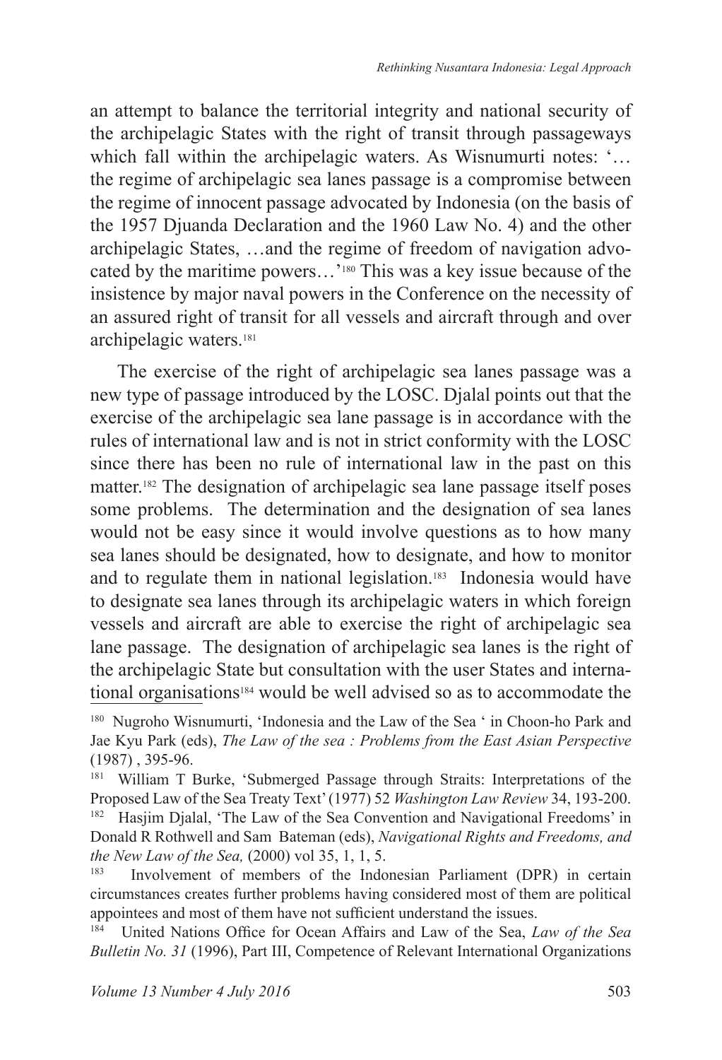an attempt to balance the territorial integrity and national security of the archipelagic States with the right of transit through passageways which fall within the archipelagic waters. As Wisnumurti notes: '… the regime of archipelagic sea lanes passage is a compromise between the regime of innocent passage advocated by Indonesia (on the basis of the 1957 Djuanda Declaration and the 1960 Law No. 4) and the other archipelagic States, …and the regime of freedom of navigation advocated by the maritime powers…'[180] This was a key issue because of the insistence by major naval powers in the Conference on the necessity of an assured right of transit for all vessels and aircraft through and over archipelagic waters.[181]

The exercise of the right of archipelagic sea lanes passage was a new type of passage introduced by the LOSC. Djalal points out that the exercise of the archipelagic sea lane passage is in accordance with the rules of international law and is not in strict conformity with the LOSC since there has been no rule of international law in the past on this matter.[182] The designation of archipelagic sea lane passage itself poses some problems. The determination and the designation of sea lanes would not be easy since it would involve questions as to how many sea lanes should be designated, how to designate, and how to monitor and to regulate them in national legislation.[183] Indonesia would have to designate sea lanes through its archipelagic waters in which foreign vessels and aircraft are able to exercise the right of archipelagic sea lane passage. The designation of archipelagic sea lanes is the right of the archipelagic State but consultation with the user States and international organisations[184] would be well advised so as to accommodate the

---

[180] Nugroho Wisnumurti, 'Indonesia and the Law of the Sea ' in Choon-ho Park and Jae Kyu Park (eds), *The Law of the sea : Problems from the East Asian Perspective* (1987) , 395-96.

[181] William T Burke, 'Submerged Passage through Straits: Interpretations of the Proposed Law of the Sea Treaty Text' (1977) 52 *Washington Law Review* 34, 193-200.

[182] Hasjim Djalal, 'The Law of the Sea Convention and Navigational Freedoms' in Donald R Rothwell and Sam Bateman (eds), *Navigational Rights and Freedoms, and the New Law of the Sea,* (2000) vol 35, 1, 1, 5.

[183] Involvement of members of the Indonesian Parliament (DPR) in certain circumstances creates further problems having considered most of them are political appointees and most of them have not sufficient understand the issues.

[184] United Nations Office for Ocean Affairs and Law of the Sea, *Law of the Sea Bulletin No. 31* (1996), Part III, Competence of Relevant International Organizations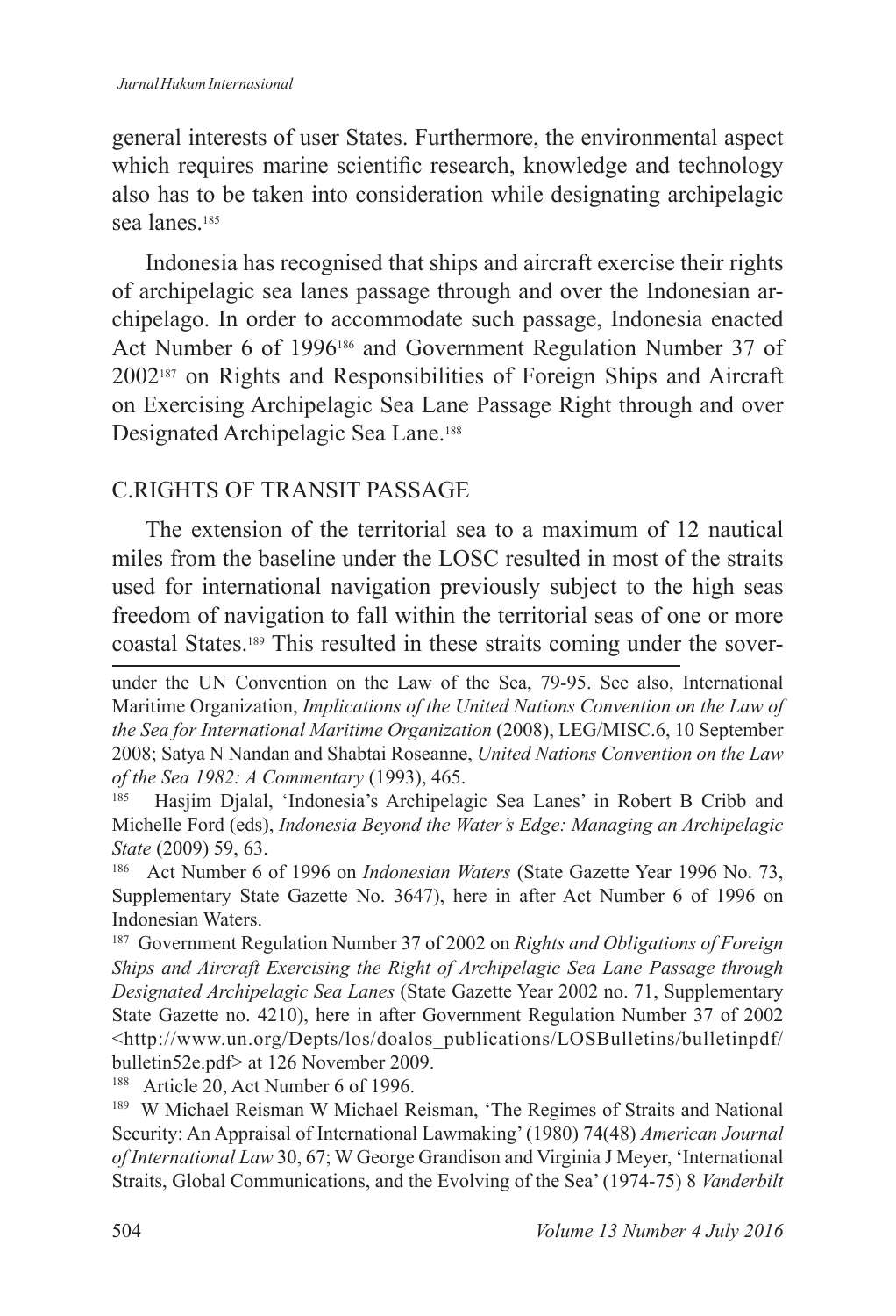general interests of user States. Furthermore, the environmental aspect which requires marine scientific research, knowledge and technology also has to be taken into consideration while designating archipelagic sea lanes.[185]

Indonesia has recognised that ships and aircraft exercise their rights of archipelagic sea lanes passage through and over the Indonesian archipelago. In order to accommodate such passage, Indonesia enacted Act Number 6 of 1996[186] and Government Regulation Number 37 of 2002[187] on Rights and Responsibilities of Foreign Ships and Aircraft on Exercising Archipelagic Sea Lane Passage Right through and over Designated Archipelagic Sea Lane.[188]

## C.RIGHTS OF TRANSIT PASSAGE

The extension of the territorial sea to a maximum of 12 nautical miles from the baseline under the LOSC resulted in most of the straits used for international navigation previously subject to the high seas freedom of navigation to fall within the territorial seas of one or more coastal States.[189] This resulted in these straits coming under the sover-

---

under the UN Convention on the Law of the Sea, 79-95. See also, International Maritime Organization, *Implications of the United Nations Convention on the Law of the Sea for International Maritime Organization* (2008), LEG/MISC.6, 10 September 2008; Satya N Nandan and Shabtai Roseanne, *United Nations Convention on the Law of the Sea 1982: A Commentary* (1993), 465.

[185] Hasjim Djalal, 'Indonesia's Archipelagic Sea Lanes' in Robert B Cribb and Michelle Ford (eds), *Indonesia Beyond the Water's Edge: Managing an Archipelagic State* (2009) 59, 63.

[186] Act Number 6 of 1996 on *Indonesian Waters* (State Gazette Year 1996 No. 73, Supplementary State Gazette No. 3647), here in after Act Number 6 of 1996 on Indonesian Waters.

[187] Government Regulation Number 37 of 2002 on *Rights and Obligations of Foreign Ships and Aircraft Exercising the Right of Archipelagic Sea Lane Passage through Designated Archipelagic Sea Lanes* (State Gazette Year 2002 no. 71, Supplementary State Gazette no. 4210), here in after Government Regulation Number 37 of 2002 <http://www.un.org/Depts/los/doalos_publications/LOSBulletins/bulletinpdf/bulletin52e.pdf> at 126 November 2009.

[188] Article 20, Act Number 6 of 1996.

[189] W Michael Reisman W Michael Reisman, 'The Regimes of Straits and National Security: An Appraisal of International Lawmaking' (1980) 74(48) *American Journal of International Law* 30, 67; W George Grandison and Virginia J Meyer, 'International Straits, Global Communications, and the Evolving of the Sea' (1974-75) 8 *Vanderbilt*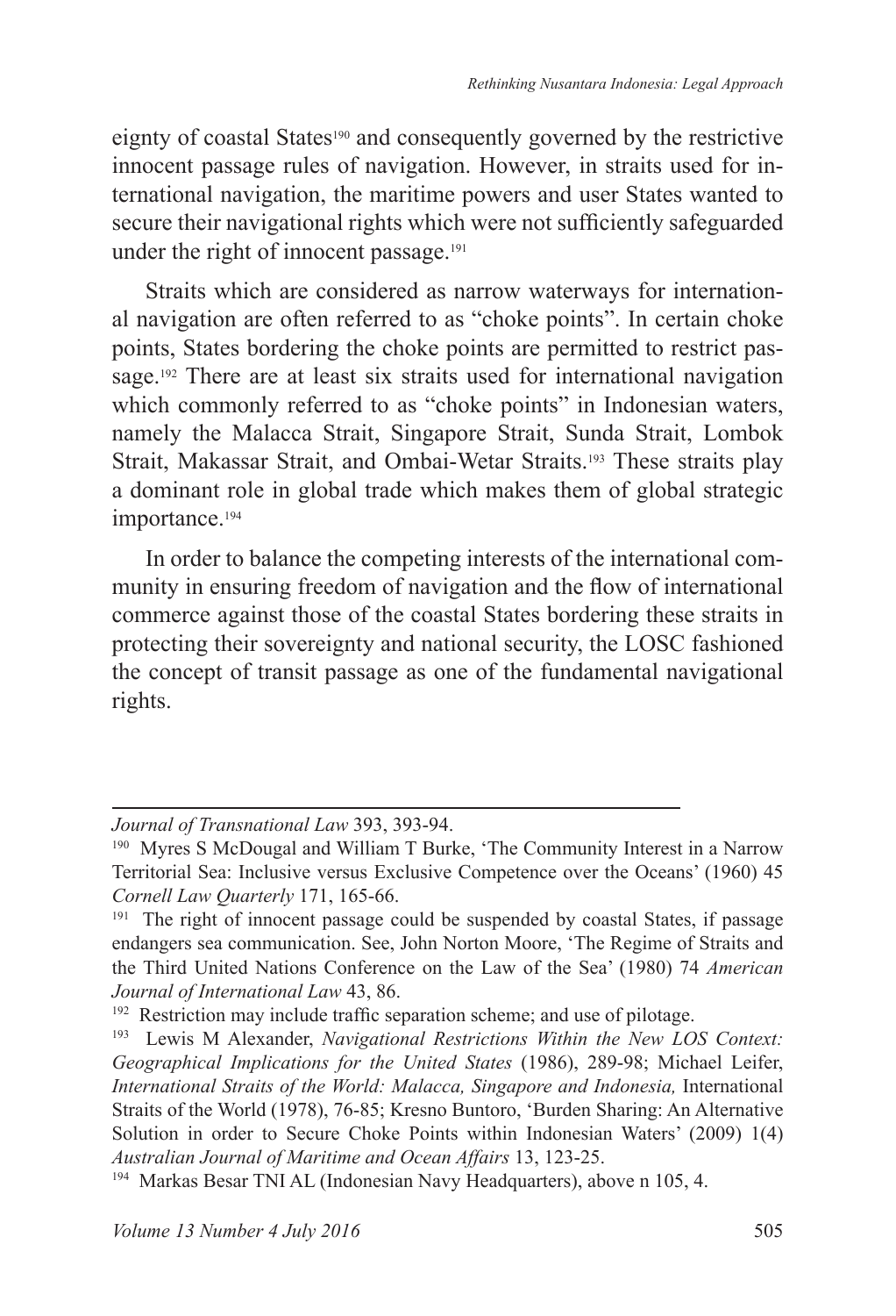eignty of coastal States[190] and consequently governed by the restrictive innocent passage rules of navigation. However, in straits used for international navigation, the maritime powers and user States wanted to secure their navigational rights which were not sufficiently safeguarded under the right of innocent passage.[191]

Straits which are considered as narrow waterways for international navigation are often referred to as "choke points". In certain choke points, States bordering the choke points are permitted to restrict passage.[192] There are at least six straits used for international navigation which commonly referred to as "choke points" in Indonesian waters, namely the Malacca Strait, Singapore Strait, Sunda Strait, Lombok Strait, Makassar Strait, and Ombai-Wetar Straits.[193] These straits play a dominant role in global trade which makes them of global strategic importance.[194]

In order to balance the competing interests of the international community in ensuring freedom of navigation and the flow of international commerce against those of the coastal States bordering these straits in protecting their sovereignty and national security, the LOSC fashioned the concept of transit passage as one of the fundamental navigational rights.

---

*Journal of Transnational Law* 393, 393-94.

[190] Myres S McDougal and William T Burke, 'The Community Interest in a Narrow Territorial Sea: Inclusive versus Exclusive Competence over the Oceans' (1960) 45 *Cornell Law Quarterly* 171, 165-66.

[191] The right of innocent passage could be suspended by coastal States, if passage endangers sea communication. See, John Norton Moore, 'The Regime of Straits and the Third United Nations Conference on the Law of the Sea' (1980) 74 *American Journal of International Law* 43, 86.

[192] Restriction may include traffic separation scheme; and use of pilotage.

[193] Lewis M Alexander, *Navigational Restrictions Within the New LOS Context: Geographical Implications for the United States* (1986), 289-98; Michael Leifer, *International Straits of the World: Malacca, Singapore and Indonesia,* International Straits of the World (1978), 76-85; Kresno Buntoro, 'Burden Sharing: An Alternative Solution in order to Secure Choke Points within Indonesian Waters' (2009) 1(4) *Australian Journal of Maritime and Ocean Affairs* 13, 123-25.

[194] Markas Besar TNI AL (Indonesian Navy Headquarters), above n 105, 4.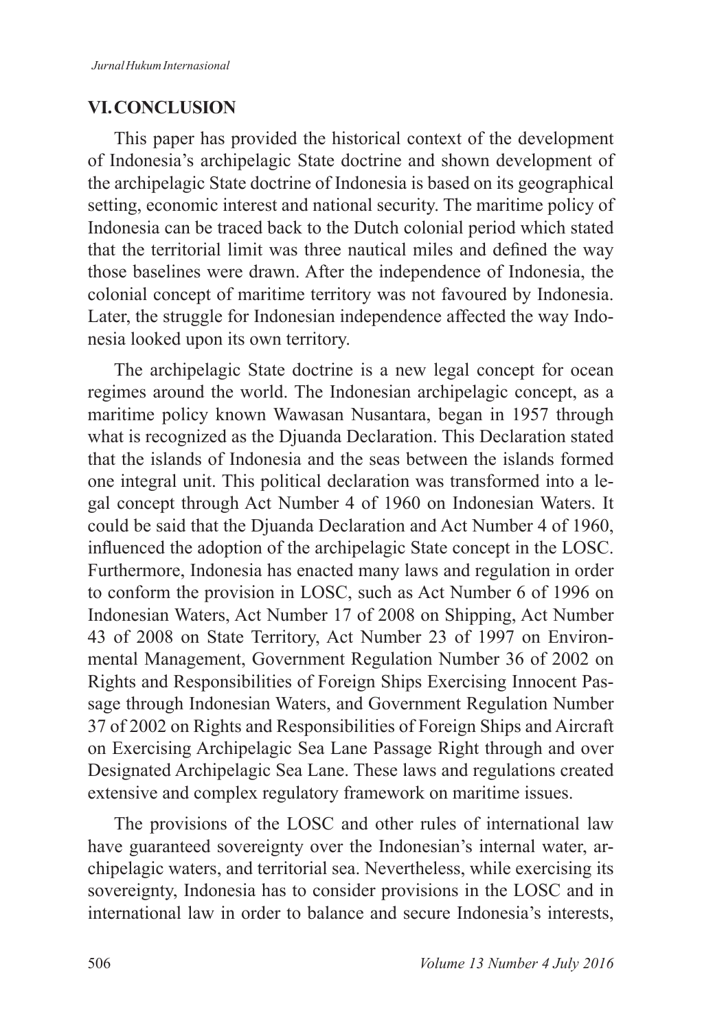## VI. CONCLUSION

This paper has provided the historical context of the development of Indonesia's archipelagic State doctrine and shown development of the archipelagic State doctrine of Indonesia is based on its geographical setting, economic interest and national security. The maritime policy of Indonesia can be traced back to the Dutch colonial period which stated that the territorial limit was three nautical miles and defined the way those baselines were drawn. After the independence of Indonesia, the colonial concept of maritime territory was not favoured by Indonesia. Later, the struggle for Indonesian independence affected the way Indonesia looked upon its own territory.

The archipelagic State doctrine is a new legal concept for ocean regimes around the world. The Indonesian archipelagic concept, as a maritime policy known Wawasan Nusantara, began in 1957 through what is recognized as the Djuanda Declaration. This Declaration stated that the islands of Indonesia and the seas between the islands formed one integral unit. This political declaration was transformed into a legal concept through Act Number 4 of 1960 on Indonesian Waters. It could be said that the Djuanda Declaration and Act Number 4 of 1960, influenced the adoption of the archipelagic State concept in the LOSC. Furthermore, Indonesia has enacted many laws and regulation in order to conform the provision in LOSC, such as Act Number 6 of 1996 on Indonesian Waters, Act Number 17 of 2008 on Shipping, Act Number 43 of 2008 on State Territory, Act Number 23 of 1997 on Environmental Management, Government Regulation Number 36 of 2002 on Rights and Responsibilities of Foreign Ships Exercising Innocent Passage through Indonesian Waters, and Government Regulation Number 37 of 2002 on Rights and Responsibilities of Foreign Ships and Aircraft on Exercising Archipelagic Sea Lane Passage Right through and over Designated Archipelagic Sea Lane. These laws and regulations created extensive and complex regulatory framework on maritime issues.

The provisions of the LOSC and other rules of international law have guaranteed sovereignty over the Indonesian's internal water, archipelagic waters, and territorial sea. Nevertheless, while exercising its sovereignty, Indonesia has to consider provisions in the LOSC and in international law in order to balance and secure Indonesia's interests,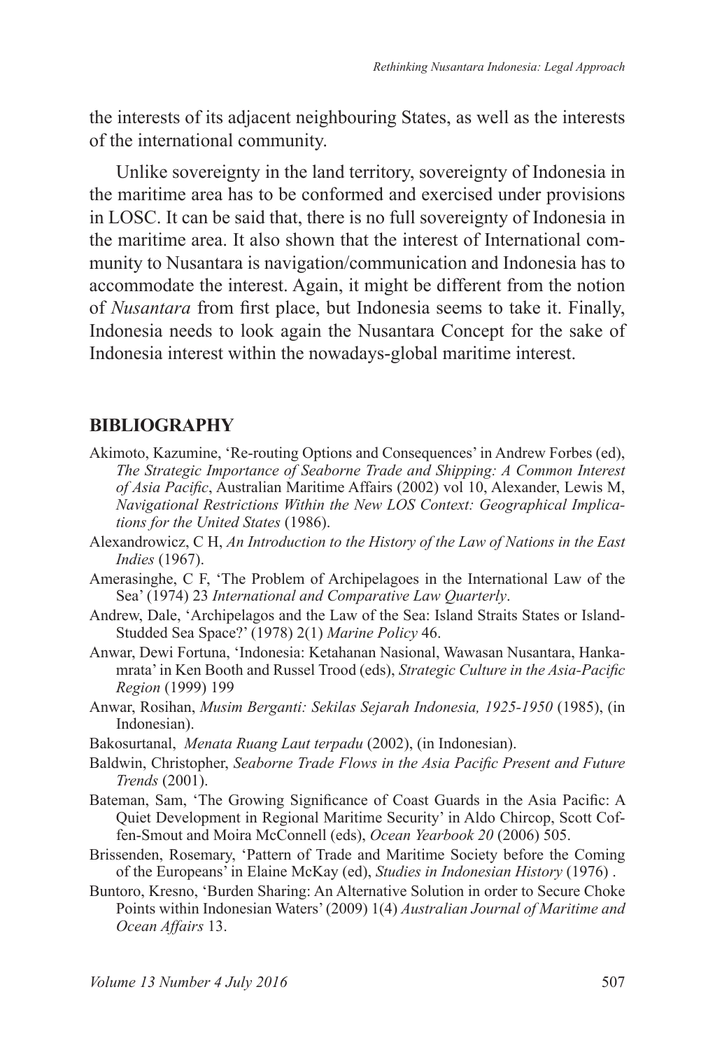the interests of its adjacent neighbouring States, as well as the interests of the international community.

Unlike sovereignty in the land territory, sovereignty of Indonesia in the maritime area has to be conformed and exercised under provisions in LOSC. It can be said that, there is no full sovereignty of Indonesia in the maritime area. It also shown that the interest of International community to Nusantara is navigation/communication and Indonesia has to accommodate the interest. Again, it might be different from the notion of *Nusantara* from first place, but Indonesia seems to take it. Finally, Indonesia needs to look again the Nusantara Concept for the sake of Indonesia interest within the nowadays-global maritime interest.

## BIBLIOGRAPHY

Akimoto, Kazumine, 'Re-routing Options and Consequences' in Andrew Forbes (ed), *The Strategic Importance of Seaborne Trade and Shipping: A Common Interest of Asia Pacific*, Australian Maritime Affairs (2002) vol 10, Alexander, Lewis M, *Navigational Restrictions Within the New LOS Context: Geographical Implications for the United States* (1986).

Alexandrowicz, C H, *An Introduction to the History of the Law of Nations in the East Indies* (1967).

Amerasinghe, C F, 'The Problem of Archipelagoes in the International Law of the Sea' (1974) 23 *International and Comparative Law Quarterly*.

Andrew, Dale, 'Archipelagos and the Law of the Sea: Island Straits States or Island-Studded Sea Space?' (1978) 2(1) *Marine Policy* 46.

Anwar, Dewi Fortuna, 'Indonesia: Ketahanan Nasional, Wawasan Nusantara, Hankamrata' in Ken Booth and Russel Trood (eds), *Strategic Culture in the Asia-Pacific Region* (1999) 199

Anwar, Rosihan, *Musim Berganti: Sekilas Sejarah Indonesia, 1925-1950* (1985), (in Indonesian).

Bakosurtanal, *Menata Ruang Laut terpadu* (2002), (in Indonesian).

Baldwin, Christopher, *Seaborne Trade Flows in the Asia Pacific Present and Future Trends* (2001).

Bateman, Sam, 'The Growing Significance of Coast Guards in the Asia Pacific: A Quiet Development in Regional Maritime Security' in Aldo Chircop, Scott Coffen-Smout and Moira McConnell (eds), *Ocean Yearbook 20* (2006) 505.

Brissenden, Rosemary, 'Pattern of Trade and Maritime Society before the Coming of the Europeans' in Elaine McKay (ed), *Studies in Indonesian History* (1976) .

Buntoro, Kresno, 'Burden Sharing: An Alternative Solution in order to Secure Choke Points within Indonesian Waters' (2009) 1(4) *Australian Journal of Maritime and Ocean Affairs* 13.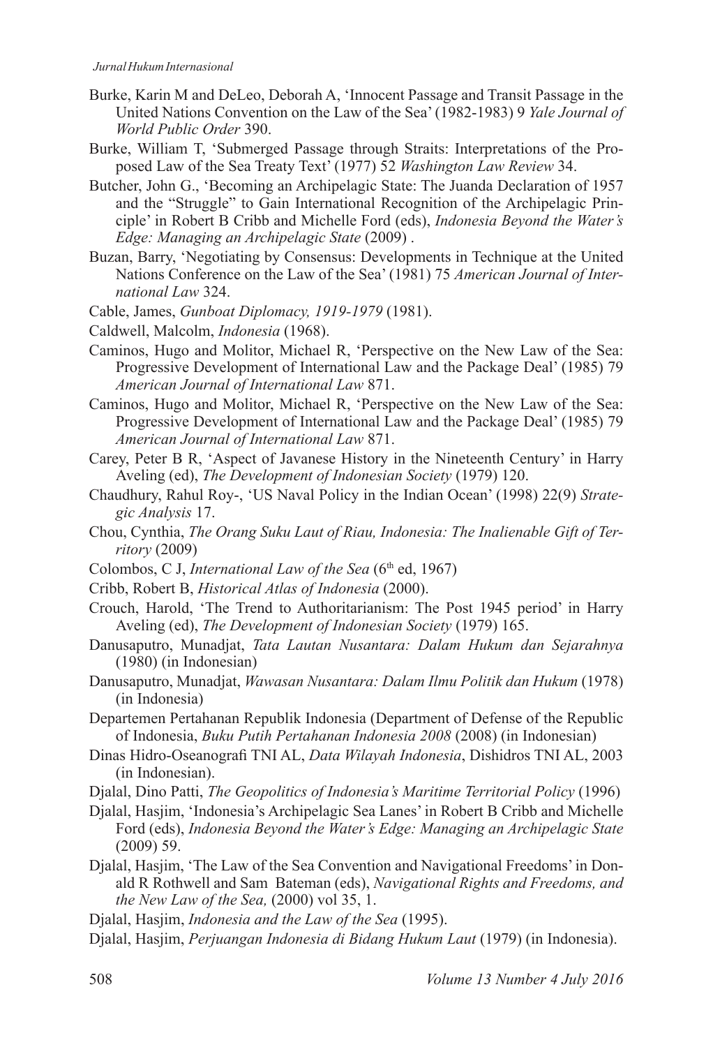Burke, Karin M and DeLeo, Deborah A, 'Innocent Passage and Transit Passage in the United Nations Convention on the Law of the Sea' (1982-1983) 9 *Yale Journal of World Public Order* 390.

Burke, William T, 'Submerged Passage through Straits: Interpretations of the Proposed Law of the Sea Treaty Text' (1977) 52 *Washington Law Review* 34.

Butcher, John G., 'Becoming an Archipelagic State: The Juanda Declaration of 1957 and the "Struggle" to Gain International Recognition of the Archipelagic Principle' in Robert B Cribb and Michelle Ford (eds), *Indonesia Beyond the Water's Edge: Managing an Archipelagic State* (2009) .

Buzan, Barry, 'Negotiating by Consensus: Developments in Technique at the United Nations Conference on the Law of the Sea' (1981) 75 *American Journal of International Law* 324.

Cable, James, *Gunboat Diplomacy, 1919-1979* (1981).

Caldwell, Malcolm, *Indonesia* (1968).

Caminos, Hugo and Molitor, Michael R, 'Perspective on the New Law of the Sea: Progressive Development of International Law and the Package Deal' (1985) 79 *American Journal of International Law* 871.

Caminos, Hugo and Molitor, Michael R, 'Perspective on the New Law of the Sea: Progressive Development of International Law and the Package Deal' (1985) 79 *American Journal of International Law* 871.

Carey, Peter B R, 'Aspect of Javanese History in the Nineteenth Century' in Harry Aveling (ed), *The Development of Indonesian Society* (1979) 120.

Chaudhury, Rahul Roy-, 'US Naval Policy in the Indian Ocean' (1998) 22(9) *Strategic Analysis* 17.

Chou, Cynthia, *The Orang Suku Laut of Riau, Indonesia: The Inalienable Gift of Territory* (2009)

Colombos, C J, *International Law of the Sea* (6th ed, 1967)

Cribb, Robert B, *Historical Atlas of Indonesia* (2000).

Crouch, Harold, 'The Trend to Authoritarianism: The Post 1945 period' in Harry Aveling (ed), *The Development of Indonesian Society* (1979) 165.

Danusaputro, Munadjat, *Tata Lautan Nusantara: Dalam Hukum dan Sejarahnya* (1980) (in Indonesian)

Danusaputro, Munadjat, *Wawasan Nusantara: Dalam Ilmu Politik dan Hukum* (1978) (in Indonesia)

Departemen Pertahanan Republik Indonesia (Department of Defense of the Republic of Indonesia, *Buku Putih Pertahanan Indonesia 2008* (2008) (in Indonesian)

Dinas Hidro-Oseanografi TNI AL, *Data Wilayah Indonesia*, Dishidros TNI AL, 2003 (in Indonesian).

Djalal, Dino Patti, *The Geopolitics of Indonesia's Maritime Territorial Policy* (1996)

Djalal, Hasjim, 'Indonesia's Archipelagic Sea Lanes' in Robert B Cribb and Michelle Ford (eds), *Indonesia Beyond the Water's Edge: Managing an Archipelagic State* (2009) 59.

Djalal, Hasjim, 'The Law of the Sea Convention and Navigational Freedoms' in Donald R Rothwell and Sam Bateman (eds), *Navigational Rights and Freedoms, and the New Law of the Sea,* (2000) vol 35, 1.

Djalal, Hasjim, *Indonesia and the Law of the Sea* (1995).

Djalal, Hasjim, *Perjuangan Indonesia di Bidang Hukum Laut* (1979) (in Indonesia).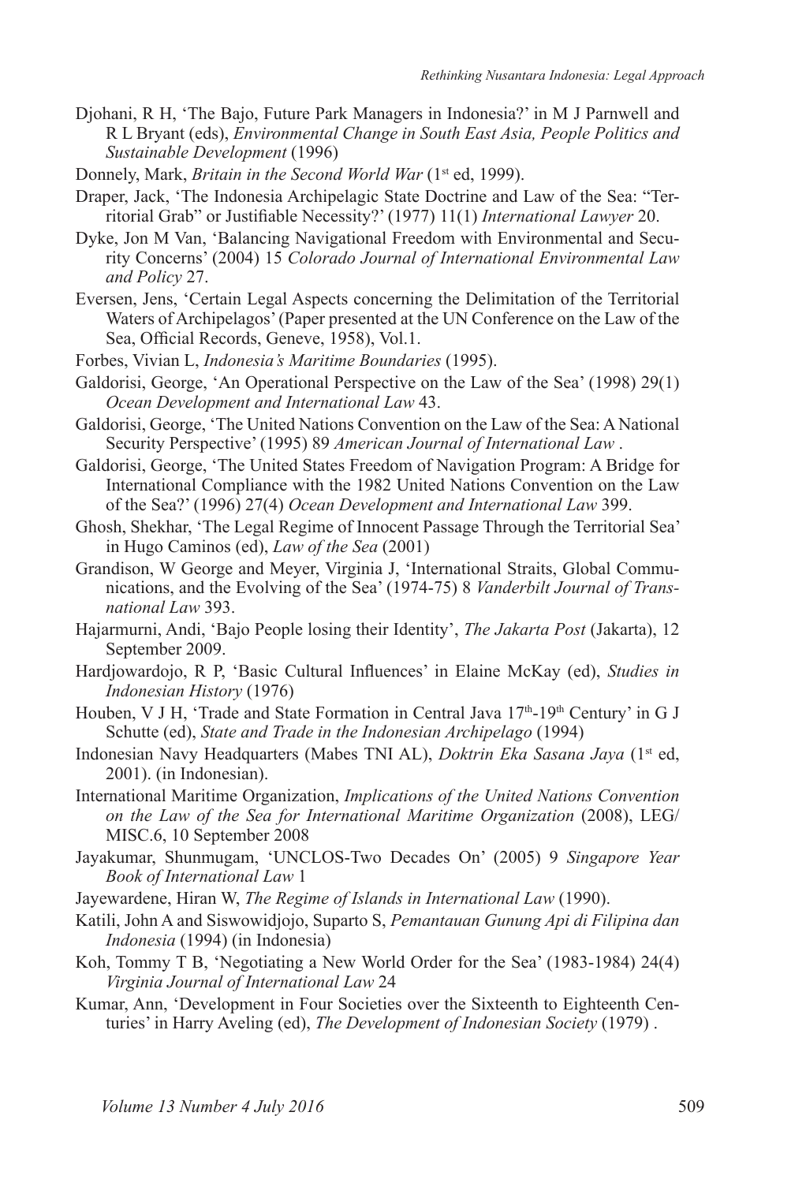Djohani, R H, 'The Bajo, Future Park Managers in Indonesia?' in M J Parnwell and R L Bryant (eds), *Environmental Change in South East Asia, People Politics and Sustainable Development* (1996)

Donnely, Mark, *Britain in the Second World War* (1st ed, 1999).

Draper, Jack, 'The Indonesia Archipelagic State Doctrine and Law of the Sea: "Territorial Grab" or Justifiable Necessity?' (1977) 11(1) *International Lawyer* 20.

Dyke, Jon M Van, 'Balancing Navigational Freedom with Environmental and Security Concerns' (2004) 15 *Colorado Journal of International Environmental Law and Policy* 27.

Eversen, Jens, 'Certain Legal Aspects concerning the Delimitation of the Territorial Waters of Archipelagos' (Paper presented at the UN Conference on the Law of the Sea, Official Records, Geneve, 1958), Vol.1.

Forbes, Vivian L, *Indonesia's Maritime Boundaries* (1995).

Galdorisi, George, 'An Operational Perspective on the Law of the Sea' (1998) 29(1) *Ocean Development and International Law* 43.

Galdorisi, George, 'The United Nations Convention on the Law of the Sea: A National Security Perspective' (1995) 89 *American Journal of International Law* .

Galdorisi, George, 'The United States Freedom of Navigation Program: A Bridge for International Compliance with the 1982 United Nations Convention on the Law of the Sea?' (1996) 27(4) *Ocean Development and International Law* 399.

Ghosh, Shekhar, 'The Legal Regime of Innocent Passage Through the Territorial Sea' in Hugo Caminos (ed), *Law of the Sea* (2001)

Grandison, W George and Meyer, Virginia J, 'International Straits, Global Communications, and the Evolving of the Sea' (1974-75) 8 *Vanderbilt Journal of Transnational Law* 393.

Hajarmurni, Andi, 'Bajo People losing their Identity', *The Jakarta Post* (Jakarta), 12 September 2009.

Hardjowardojo, R P, 'Basic Cultural Influences' in Elaine McKay (ed), *Studies in Indonesian History* (1976)

Houben, V J H, 'Trade and State Formation in Central Java 17th-19th Century' in G J Schutte (ed), *State and Trade in the Indonesian Archipelago* (1994)

Indonesian Navy Headquarters (Mabes TNI AL), *Doktrin Eka Sasana Jaya* (1st ed, 2001). (in Indonesian).

International Maritime Organization, *Implications of the United Nations Convention on the Law of the Sea for International Maritime Organization* (2008), LEG/MISC.6, 10 September 2008

Jayakumar, Shunmugam, 'UNCLOS-Two Decades On' (2005) 9 *Singapore Year Book of International Law* 1

Jayewardene, Hiran W, *The Regime of Islands in International Law* (1990).

Katili, John A and Siswowidjojo, Suparto S, *Pemantauan Gunung Api di Filipina dan Indonesia* (1994) (in Indonesia)

Koh, Tommy T B, 'Negotiating a New World Order for the Sea' (1983-1984) 24(4) *Virginia Journal of International Law* 24

Kumar, Ann, 'Development in Four Societies over the Sixteenth to Eighteenth Centuries' in Harry Aveling (ed), *The Development of Indonesian Society* (1979) .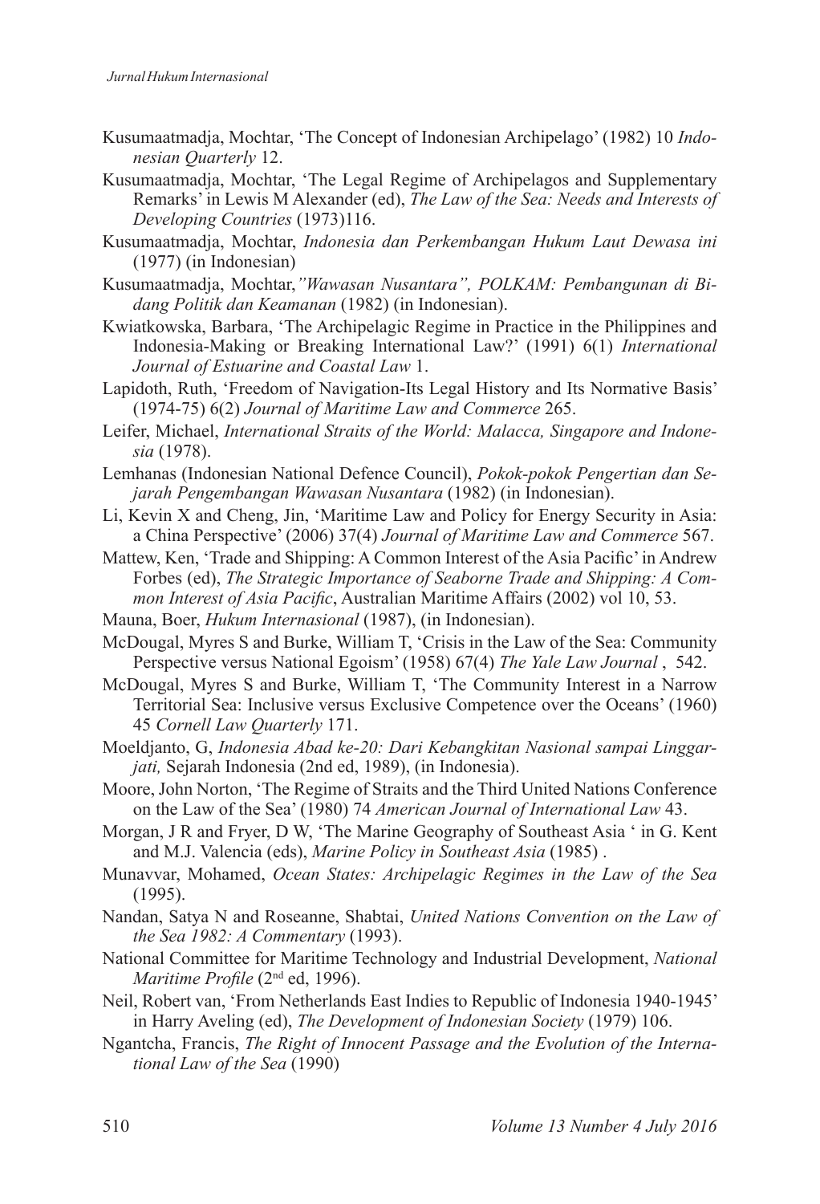Kusumaatmadja, Mochtar, 'The Concept of Indonesian Archipelago' (1982) 10 *Indonesian Quarterly* 12.

Kusumaatmadja, Mochtar, 'The Legal Regime of Archipelagos and Supplementary Remarks' in Lewis M Alexander (ed), *The Law of the Sea: Needs and Interests of Developing Countries* (1973)116.

Kusumaatmadja, Mochtar, *Indonesia dan Perkembangan Hukum Laut Dewasa ini* (1977) (in Indonesian)

Kusumaatmadja, Mochtar,*"Wawasan Nusantara", POLKAM: Pembangunan di Bidang Politik dan Keamanan* (1982) (in Indonesian).

Kwiatkowska, Barbara, 'The Archipelagic Regime in Practice in the Philippines and Indonesia-Making or Breaking International Law?' (1991) 6(1) *International Journal of Estuarine and Coastal Law* 1.

Lapidoth, Ruth, 'Freedom of Navigation-Its Legal History and Its Normative Basis' (1974-75) 6(2) *Journal of Maritime Law and Commerce* 265.

Leifer, Michael, *International Straits of the World: Malacca, Singapore and Indonesia* (1978).

Lemhanas (Indonesian National Defence Council), *Pokok-pokok Pengertian dan Sejarah Pengembangan Wawasan Nusantara* (1982) (in Indonesian).

Li, Kevin X and Cheng, Jin, 'Maritime Law and Policy for Energy Security in Asia: a China Perspective' (2006) 37(4) *Journal of Maritime Law and Commerce* 567.

Mattew, Ken, 'Trade and Shipping: A Common Interest of the Asia Pacific' in Andrew Forbes (ed), *The Strategic Importance of Seaborne Trade and Shipping: A Common Interest of Asia Pacific*, Australian Maritime Affairs (2002) vol 10, 53.

Mauna, Boer, *Hukum Internasional* (1987), (in Indonesian).

McDougal, Myres S and Burke, William T, 'Crisis in the Law of the Sea: Community Perspective versus National Egoism' (1958) 67(4) *The Yale Law Journal* , 542.

McDougal, Myres S and Burke, William T, 'The Community Interest in a Narrow Territorial Sea: Inclusive versus Exclusive Competence over the Oceans' (1960) 45 *Cornell Law Quarterly* 171.

Moeldjanto, G, *Indonesia Abad ke-20: Dari Kebangkitan Nasional sampai Linggarjati,* Sejarah Indonesia (2nd ed, 1989), (in Indonesia).

Moore, John Norton, 'The Regime of Straits and the Third United Nations Conference on the Law of the Sea' (1980) 74 *American Journal of International Law* 43.

Morgan, J R and Fryer, D W, 'The Marine Geography of Southeast Asia ' in G. Kent and M.J. Valencia (eds), *Marine Policy in Southeast Asia* (1985) .

Munavvar, Mohamed, *Ocean States: Archipelagic Regimes in the Law of the Sea* (1995).

Nandan, Satya N and Roseanne, Shabtai, *United Nations Convention on the Law of the Sea 1982: A Commentary* (1993).

National Committee for Maritime Technology and Industrial Development, *National Maritime Profile* (2nd ed, 1996).

Neil, Robert van, 'From Netherlands East Indies to Republic of Indonesia 1940-1945' in Harry Aveling (ed), *The Development of Indonesian Society* (1979) 106.

Ngantcha, Francis, *The Right of Innocent Passage and the Evolution of the International Law of the Sea* (1990)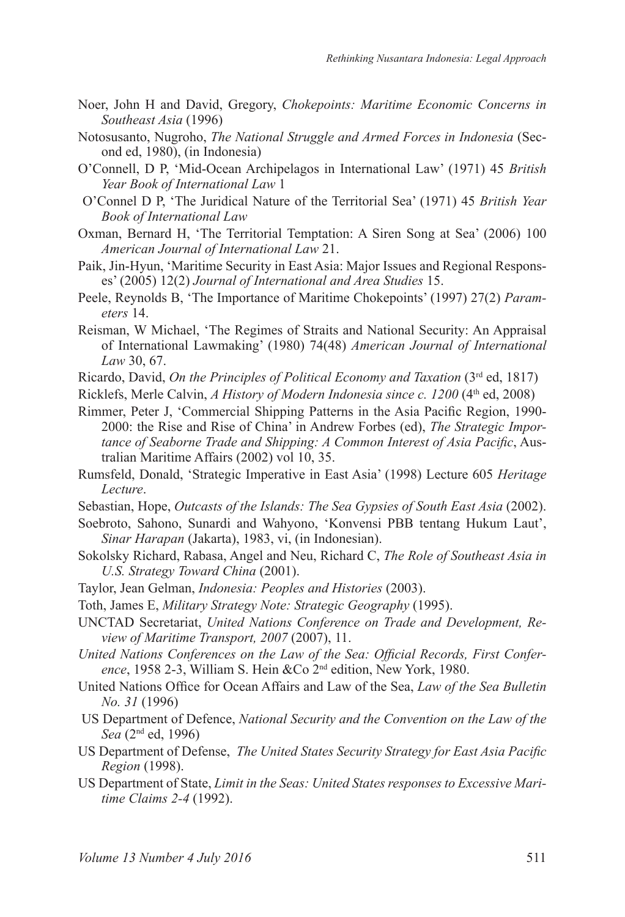Noer, John H and David, Gregory, *Chokepoints: Maritime Economic Concerns in Southeast Asia* (1996)

Notosusanto, Nugroho, *The National Struggle and Armed Forces in Indonesia* (Second ed, 1980), (in Indonesia)

O'Connell, D P, 'Mid-Ocean Archipelagos in International Law' (1971) 45 *British Year Book of International Law* 1

O'Connel D P, 'The Juridical Nature of the Territorial Sea' (1971) 45 *British Year Book of International Law*

Oxman, Bernard H, 'The Territorial Temptation: A Siren Song at Sea' (2006) 100 *American Journal of International Law* 21.

Paik, Jin-Hyun, 'Maritime Security in East Asia: Major Issues and Regional Responses' (2005) 12(2) *Journal of International and Area Studies* 15.

Peele, Reynolds B, 'The Importance of Maritime Chokepoints' (1997) 27(2) *Parameters* 14.

Reisman, W Michael, 'The Regimes of Straits and National Security: An Appraisal of International Lawmaking' (1980) 74(48) *American Journal of International Law* 30, 67.

Ricardo, David, *On the Principles of Political Economy and Taxation* (3rd ed, 1817)

Ricklefs, Merle Calvin, *A History of Modern Indonesia since c. 1200* (4th ed, 2008)

Rimmer, Peter J, 'Commercial Shipping Patterns in the Asia Pacific Region, 1990-2000: the Rise and Rise of China' in Andrew Forbes (ed), *The Strategic Importance of Seaborne Trade and Shipping: A Common Interest of Asia Pacific*, Australian Maritime Affairs (2002) vol 10, 35.

Rumsfeld, Donald, 'Strategic Imperative in East Asia' (1998) Lecture 605 *Heritage Lecture*.

Sebastian, Hope, *Outcasts of the Islands: The Sea Gypsies of South East Asia* (2002).

Soebroto, Sahono, Sunardi and Wahyono, 'Konvensi PBB tentang Hukum Laut', *Sinar Harapan* (Jakarta), 1983, vi, (in Indonesian).

Sokolsky Richard, Rabasa, Angel and Neu, Richard C, *The Role of Southeast Asia in U.S. Strategy Toward China* (2001).

Taylor, Jean Gelman, *Indonesia: Peoples and Histories* (2003).

Toth, James E, *Military Strategy Note: Strategic Geography* (1995).

UNCTAD Secretariat, *United Nations Conference on Trade and Development, Review of Maritime Transport, 2007* (2007), 11.

*United Nations Conferences on the Law of the Sea: Official Records, First Conference*, 1958 2-3, William S. Hein &Co 2nd edition, New York, 1980.

United Nations Office for Ocean Affairs and Law of the Sea, *Law of the Sea Bulletin No. 31* (1996)

US Department of Defence, *National Security and the Convention on the Law of the Sea* (2nd ed, 1996)

US Department of Defense, *The United States Security Strategy for East Asia Pacific Region* (1998).

US Department of State, *Limit in the Seas: United States responses to Excessive Maritime Claims 2-4* (1992).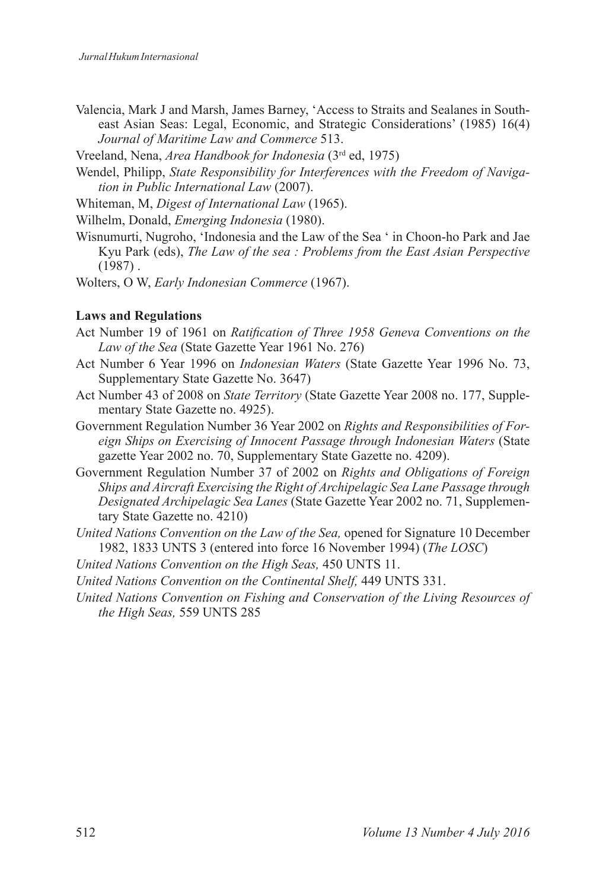Valencia, Mark J and Marsh, James Barney, 'Access to Straits and Sealanes in Southeast Asian Seas: Legal, Economic, and Strategic Considerations' (1985) 16(4) *Journal of Maritime Law and Commerce* 513.

Vreeland, Nena, *Area Handbook for Indonesia* (3rd ed, 1975)

Wendel, Philipp, *State Responsibility for Interferences with the Freedom of Navigation in Public International Law* (2007).

Whiteman, M, *Digest of International Law* (1965).

Wilhelm, Donald, *Emerging Indonesia* (1980).

Wisnumurti, Nugroho, 'Indonesia and the Law of the Sea ' in Choon-ho Park and Jae Kyu Park (eds), *The Law of the sea : Problems from the East Asian Perspective* (1987) .

Wolters, O W, *Early Indonesian Commerce* (1967).

**Laws and Regulations**

Act Number 19 of 1961 on *Ratification of Three 1958 Geneva Conventions on the Law of the Sea* (State Gazette Year 1961 No. 276)

Act Number 6 Year 1996 on *Indonesian Waters* (State Gazette Year 1996 No. 73, Supplementary State Gazette No. 3647)

Act Number 43 of 2008 on *State Territory* (State Gazette Year 2008 no. 177, Supplementary State Gazette no. 4925).

Government Regulation Number 36 Year 2002 on *Rights and Responsibilities of Foreign Ships on Exercising of Innocent Passage through Indonesian Waters* (State gazette Year 2002 no. 70, Supplementary State Gazette no. 4209).

Government Regulation Number 37 of 2002 on *Rights and Obligations of Foreign Ships and Aircraft Exercising the Right of Archipelagic Sea Lane Passage through Designated Archipelagic Sea Lanes* (State Gazette Year 2002 no. 71, Supplementary State Gazette no. 4210)

*United Nations Convention on the Law of the Sea,* opened for Signature 10 December 1982, 1833 UNTS 3 (entered into force 16 November 1994) (*The LOSC*)

*United Nations Convention on the High Seas,* 450 UNTS 11.

*United Nations Convention on the Continental Shelf,* 449 UNTS 331.

*United Nations Convention on Fishing and Conservation of the Living Resources of the High Seas,* 559 UNTS 285